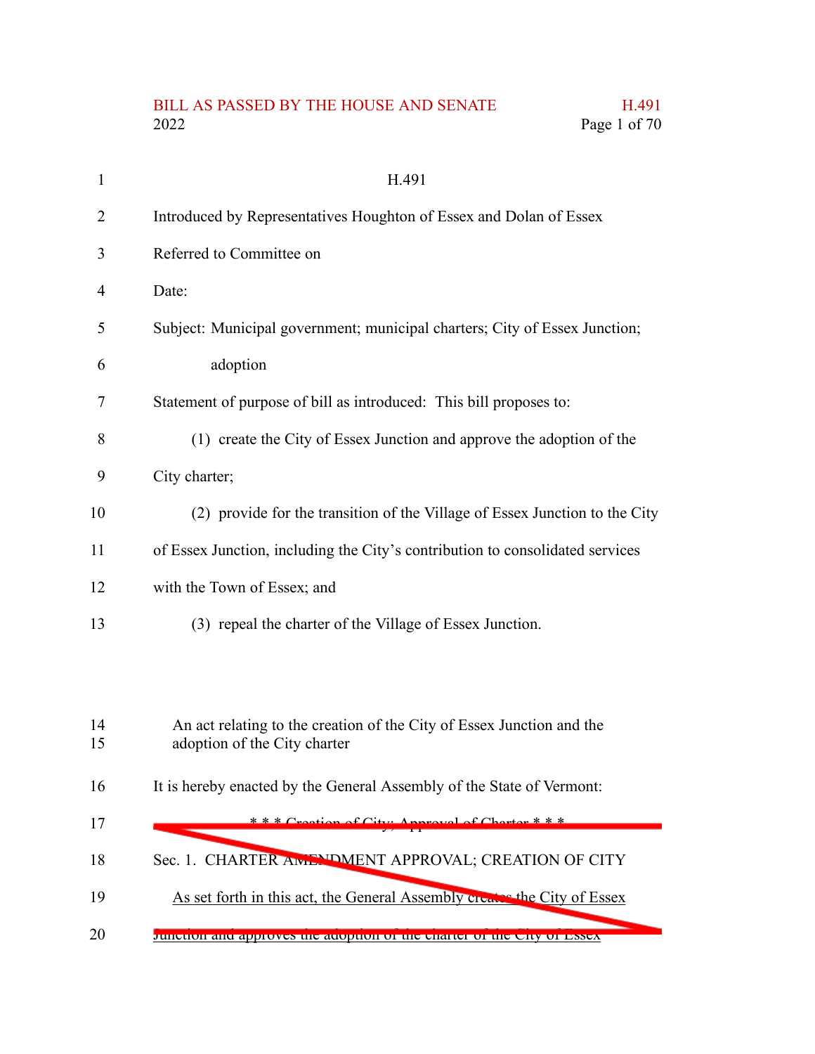H.491

Introduced by Representatives Houghton of Essex and Dolan of Essex

Referred to Committee on

Date:

Subject: Municipal government; municipal charters; City of Essex Junction; adoption

Statement of purpose of bill as introduced: This bill proposes to:

(1) create the City of Essex Junction and approve the adoption of the City charter;

(2) provide for the transition of the Village of Essex Junction to the City of Essex Junction, including the City's contribution to consolidated services with the Town of Essex; and

(3) repeal the charter of the Village of Essex Junction.

An act relating to the creation of the City of Essex Junction and the adoption of the City charter

It is hereby enacted by the General Assembly of the State of Vermont:

~~\* \* \* Creation of City; Approval of Charter \* \* \*~~

~~Sec. 1. CHARTER AMENDMENT APPROVAL; CREATION OF CITY~~

~~As set forth in this act, the General Assembly creates the City of Essex Junction and approves the adoption of the charter of the City of Essex~~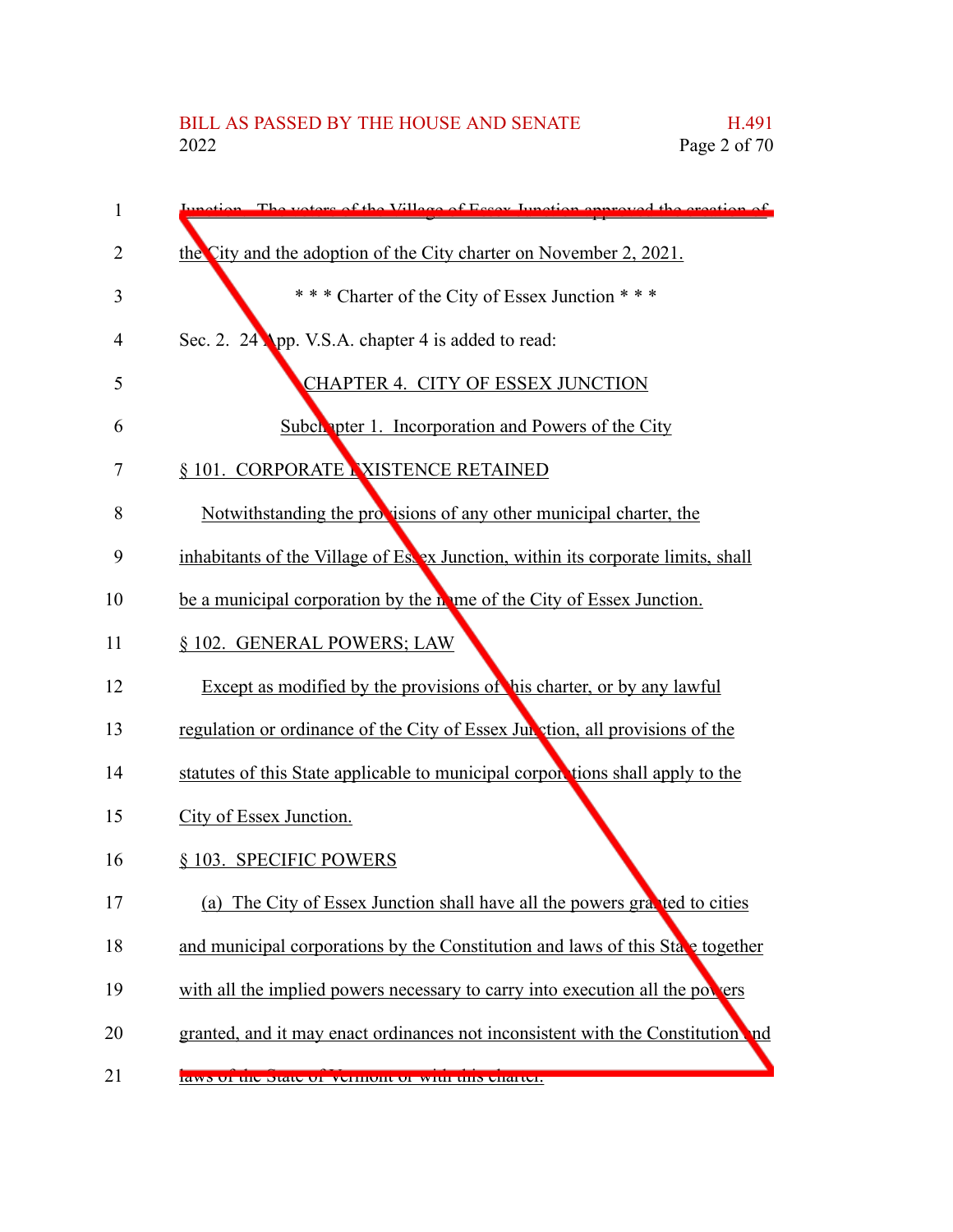Junction. The voters of the Village of Essex Junction approved the creation of the City and the adoption of the City charter on November 2, 2021.

\* \* \* Charter of the City of Essex Junction \* \* \*

Sec. 2. 24 App. V.S.A. chapter 4 is added to read:

## CHAPTER 4. CITY OF ESSEX JUNCTION

### Subchapter 1. Incorporation and Powers of the City

§ 101. CORPORATE EXISTENCE RETAINED

Notwithstanding the provisions of any other municipal charter, the inhabitants of the Village of Essex Junction, within its corporate limits, shall be a municipal corporation by the name of the City of Essex Junction.

§ 102. GENERAL POWERS; LAW

Except as modified by the provisions of this charter, or by any lawful regulation or ordinance of the City of Essex Junction, all provisions of the statutes of this State applicable to municipal corporations shall apply to the City of Essex Junction.

§ 103. SPECIFIC POWERS

(a) The City of Essex Junction shall have all the powers granted to cities and municipal corporations by the Constitution and laws of this State together with all the implied powers necessary to carry into execution all the powers granted, and it may enact ordinances not inconsistent with the Constitution and laws of the State of Vermont or with this charter.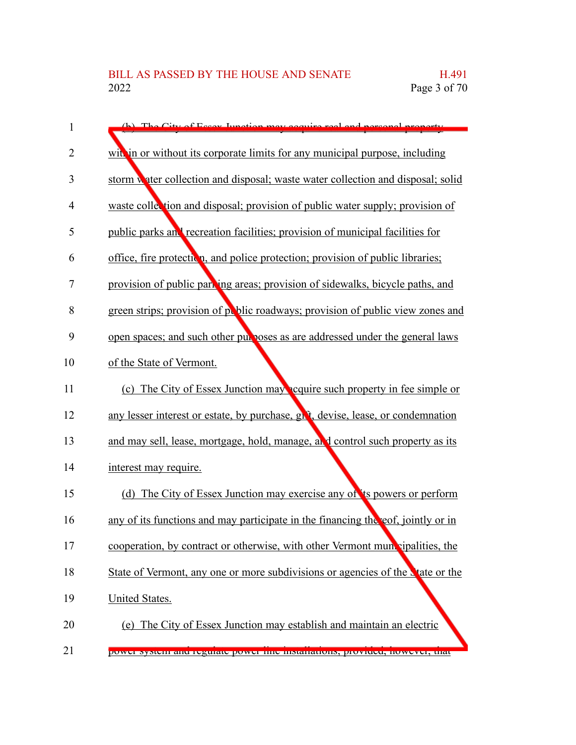(b) The City of Essex Junction may acquire real and personal property within or without its corporate limits for any municipal purpose, including storm water collection and disposal; waste water collection and disposal; solid waste collection and disposal; provision of public water supply; provision of public parks and recreation facilities; provision of municipal facilities for office, fire protection, and police protection; provision of public libraries; provision of public parking areas; provision of sidewalks, bicycle paths, and green strips; provision of public roadways; provision of public view zones and open spaces; and such other purposes as are addressed under the general laws of the State of Vermont.

(c) The City of Essex Junction may acquire such property in fee simple or any lesser interest or estate, by purchase, gift, devise, lease, or condemnation and may sell, lease, mortgage, hold, manage, and control such property as its interest may require.

(d) The City of Essex Junction may exercise any of its powers or perform any of its functions and may participate in the financing thereof, jointly or in cooperation, by contract or otherwise, with other Vermont municipalities, the State of Vermont, any one or more subdivisions or agencies of the State or the United States.

(e) The City of Essex Junction may establish and maintain an electric power system and regulate power line installations; provided, however, that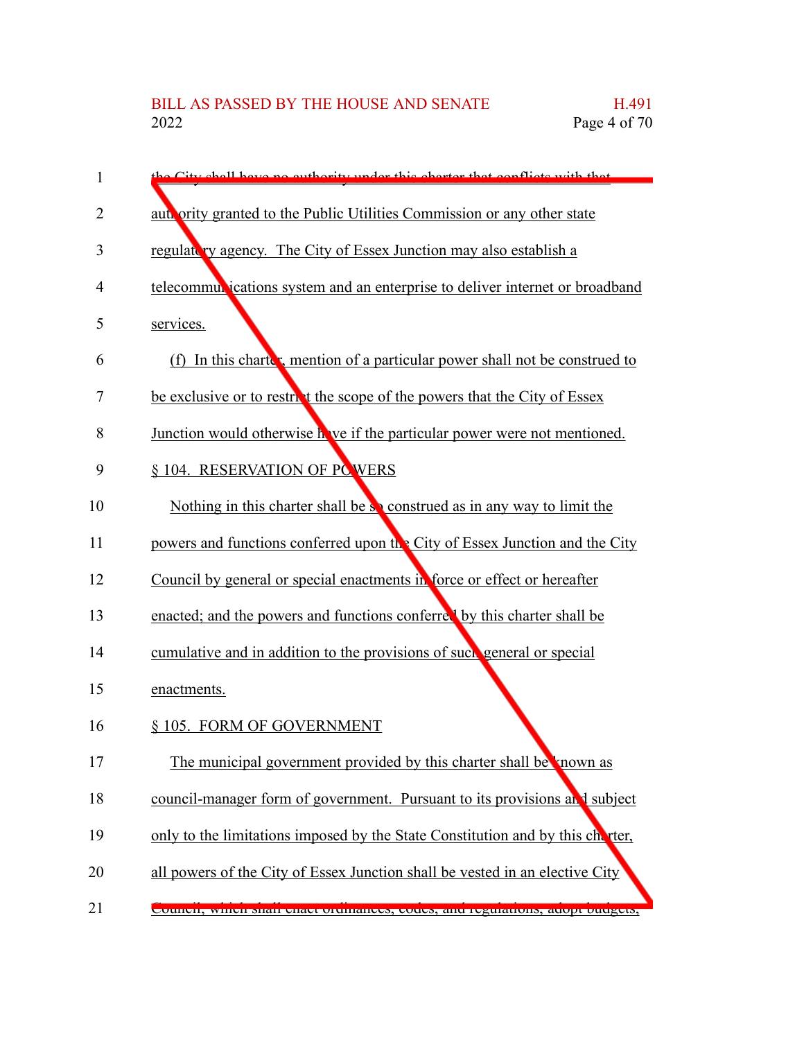the City shall have no authority under this charter that conflicts with that authority granted to the Public Utilities Commission or any other state regulatory agency. The City of Essex Junction may also establish a telecommunications system and an enterprise to deliver internet or broadband services.

(f) In this charter, mention of a particular power shall not be construed to be exclusive or to restrict the scope of the powers that the City of Essex Junction would otherwise have if the particular power were not mentioned.

§ 104. RESERVATION OF POWERS

Nothing in this charter shall be so construed as in any way to limit the powers and functions conferred upon the City of Essex Junction and the City Council by general or special enactments in force or effect or hereafter enacted; and the powers and functions conferred by this charter shall be cumulative and in addition to the provisions of such general or special enactments.

§ 105. FORM OF GOVERNMENT

The municipal government provided by this charter shall be known as council-manager form of government. Pursuant to its provisions and subject only to the limitations imposed by the State Constitution and by this charter, all powers of the City of Essex Junction shall be vested in an elective City Council, which shall enact ordinances, codes, and regulations, adopt budgets,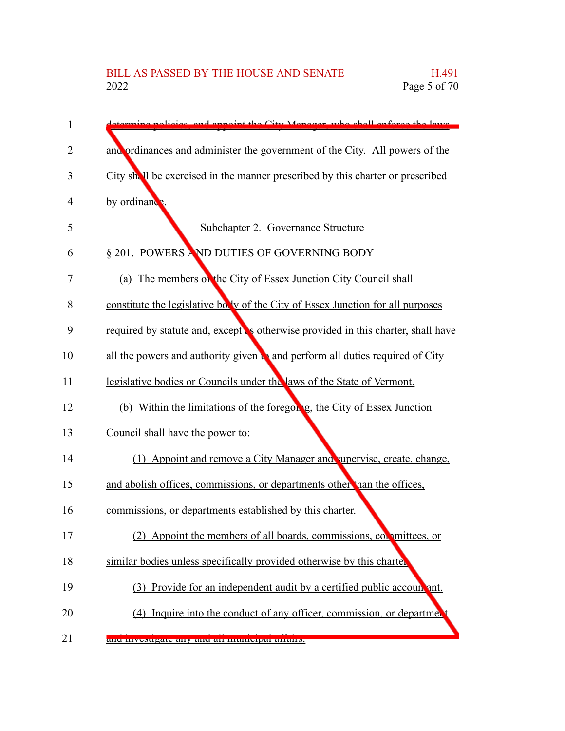determine policies, and appoint the City Manager, who shall enforce the laws and ordinances and administer the government of the City. All powers of the City shall be exercised in the manner prescribed by this charter or prescribed by ordinance.

Subchapter 2. Governance Structure

§ 201. POWERS AND DUTIES OF GOVERNING BODY

(a) The members of the City of Essex Junction City Council shall constitute the legislative body of the City of Essex Junction for all purposes required by statute and, except as otherwise provided in this charter, shall have all the powers and authority given to and perform all duties required of City legislative bodies or Councils under the laws of the State of Vermont.

(b) Within the limitations of the foregoing, the City of Essex Junction Council shall have the power to:

(1) Appoint and remove a City Manager and supervise, create, change, and abolish offices, commissions, or departments other than the offices, commissions, or departments established by this charter.

(2) Appoint the members of all boards, commissions, committees, or similar bodies unless specifically provided otherwise by this charter.

(3) Provide for an independent audit by a certified public accountant.

(4) Inquire into the conduct of any officer, commission, or department and investigate any and all municipal affairs.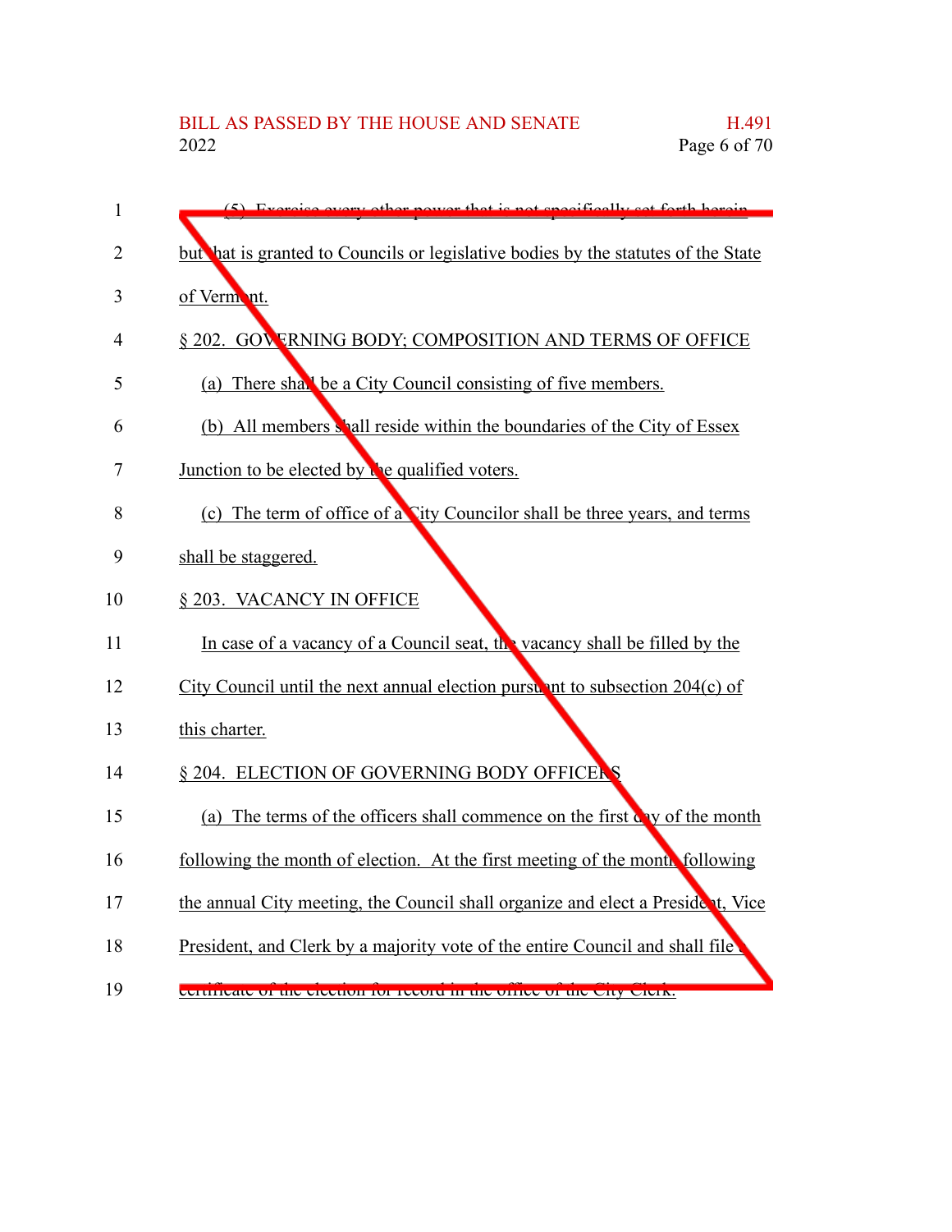(5) Exercise every other power that is not specifically set forth herein but that is granted to Councils or legislative bodies by the statutes of the State of Vermont.

§ 202. GOVERNING BODY; COMPOSITION AND TERMS OF OFFICE

(a) There shall be a City Council consisting of five members.

(b) All members shall reside within the boundaries of the City of Essex Junction to be elected by the qualified voters.

(c) The term of office of a City Councilor shall be three years, and terms shall be staggered.

§ 203. VACANCY IN OFFICE

In case of a vacancy of a Council seat, the vacancy shall be filled by the City Council until the next annual election pursuant to subsection 204(c) of this charter.

§ 204. ELECTION OF GOVERNING BODY OFFICERS

(a) The terms of the officers shall commence on the first day of the month following the month of election. At the first meeting of the month following the annual City meeting, the Council shall organize and elect a President, Vice President, and Clerk by a majority vote of the entire Council and shall file a certificate of the election for record in the office of the City Clerk.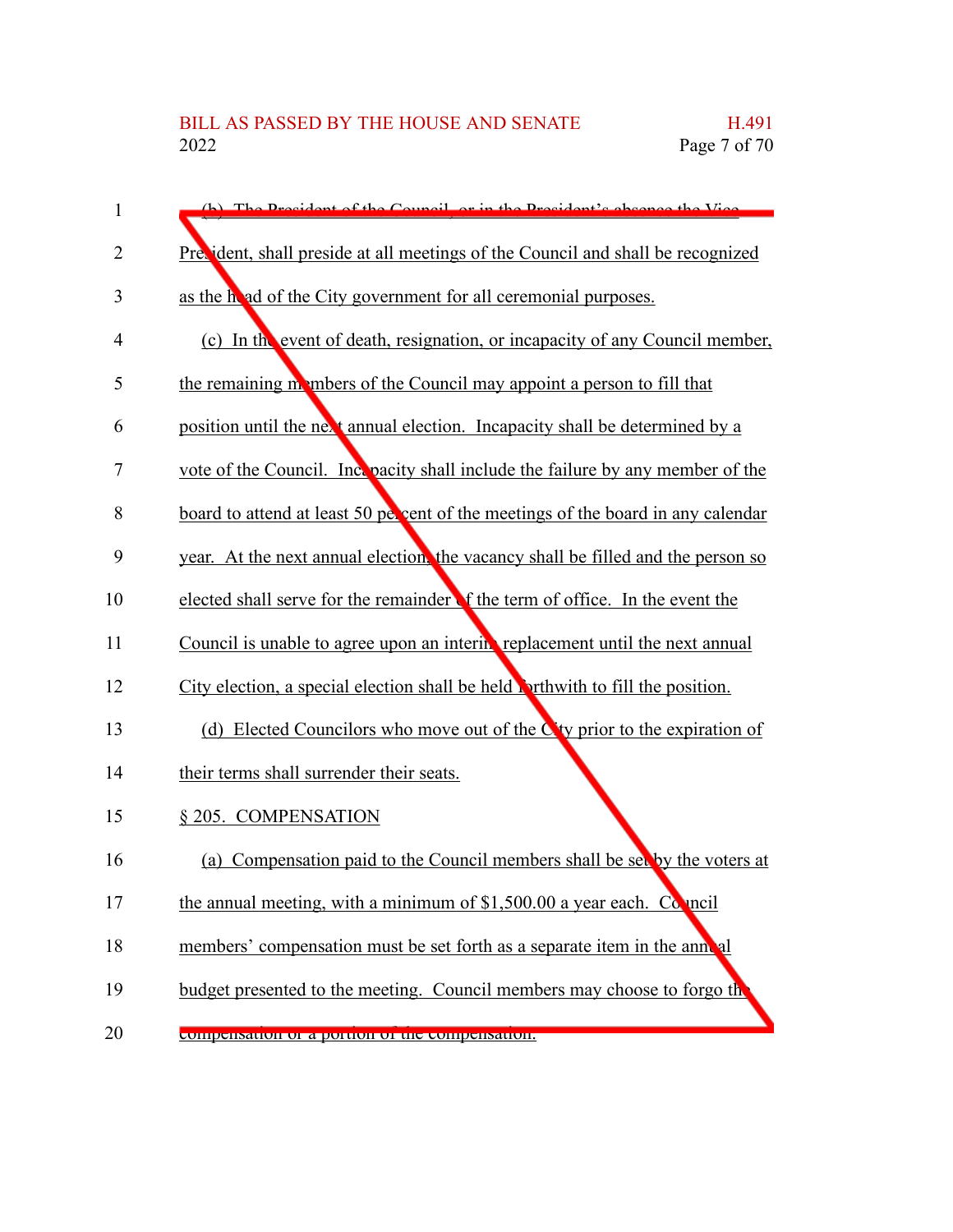(b) The President of the Council, or in the President's absence the Vice President, shall preside at all meetings of the Council and shall be recognized as the head of the City government for all ceremonial purposes.

(c) In the event of death, resignation, or incapacity of any Council member, the remaining members of the Council may appoint a person to fill that position until the next annual election. Incapacity shall be determined by a vote of the Council. Incapacity shall include the failure by any member of the board to attend at least 50 percent of the meetings of the board in any calendar year. At the next annual election, the vacancy shall be filled and the person so elected shall serve for the remainder of the term of office. In the event the Council is unable to agree upon an interim replacement until the next annual City election, a special election shall be held forthwith to fill the position.

(d) Elected Councilors who move out of the City prior to the expiration of their terms shall surrender their seats.

§ 205. COMPENSATION

(a) Compensation paid to the Council members shall be set by the voters at the annual meeting, with a minimum of $1,500.00 a year each. Council members' compensation must be set forth as a separate item in the annual budget presented to the meeting. Council members may choose to forgo the compensation or a portion of the compensation.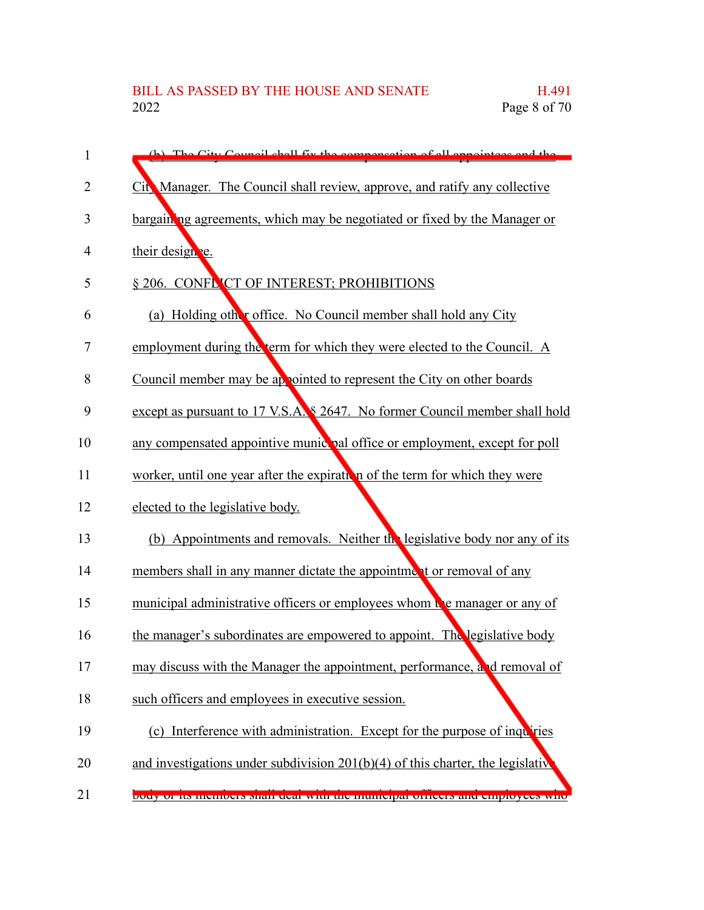(b) The City Council shall fix the compensation of all appointees and the City Manager. The Council shall review, approve, and ratify any collective bargaining agreements, which may be negotiated or fixed by the Manager or their designee.

§ 206. CONFLICT OF INTEREST; PROHIBITIONS

(a) Holding other office. No Council member shall hold any City employment during the term for which they were elected to the Council. A Council member may be appointed to represent the City on other boards except as pursuant to 17 V.S.A. § 2647. No former Council member shall hold any compensated appointive municipal office or employment, except for poll worker, until one year after the expiration of the term for which they were elected to the legislative body.

(b) Appointments and removals. Neither the legislative body nor any of its members shall in any manner dictate the appointment or removal of any municipal administrative officers or employees whom the manager or any of the manager's subordinates are empowered to appoint. The legislative body may discuss with the Manager the appointment, performance, and removal of such officers and employees in executive session.

(c) Interference with administration. Except for the purpose of inquiries and investigations under subdivision 201(b)(4) of this charter, the legislative body or its members shall deal with the municipal officers and employees who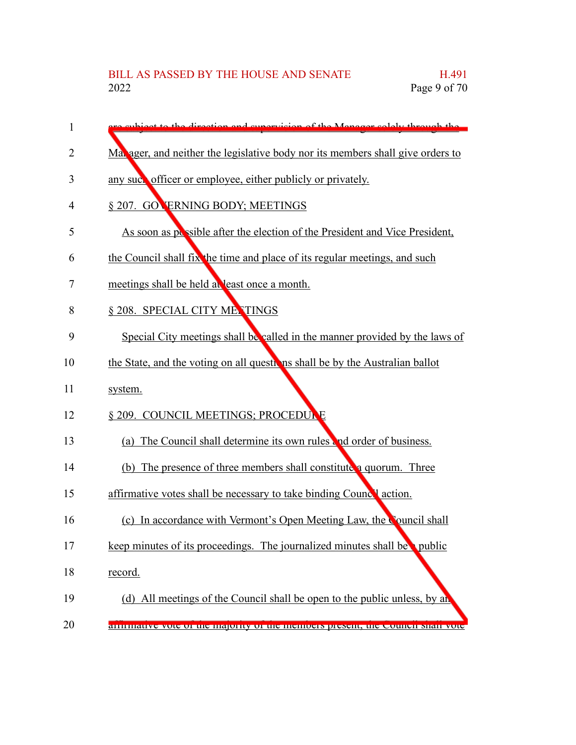are subject to the direction and supervision of the Manager solely through the Manager, and neither the legislative body nor its members shall give orders to any such officer or employee, either publicly or privately.

§ 207. GOVERNING BODY; MEETINGS

As soon as possible after the election of the President and Vice President, the Council shall fix the time and place of its regular meetings, and such meetings shall be held at least once a month.

§ 208. SPECIAL CITY MEETINGS

Special City meetings shall be called in the manner provided by the laws of the State, and the voting on all questions shall be by the Australian ballot system.

§ 209. COUNCIL MEETINGS; PROCEDURE

(a) The Council shall determine its own rules and order of business.

(b) The presence of three members shall constitute a quorum. Three affirmative votes shall be necessary to take binding Council action.

(c) In accordance with Vermont's Open Meeting Law, the Council shall keep minutes of its proceedings. The journalized minutes shall be a public record.

(d) All meetings of the Council shall be open to the public unless, by an affirmative vote of the majority of the members present, the Council shall vote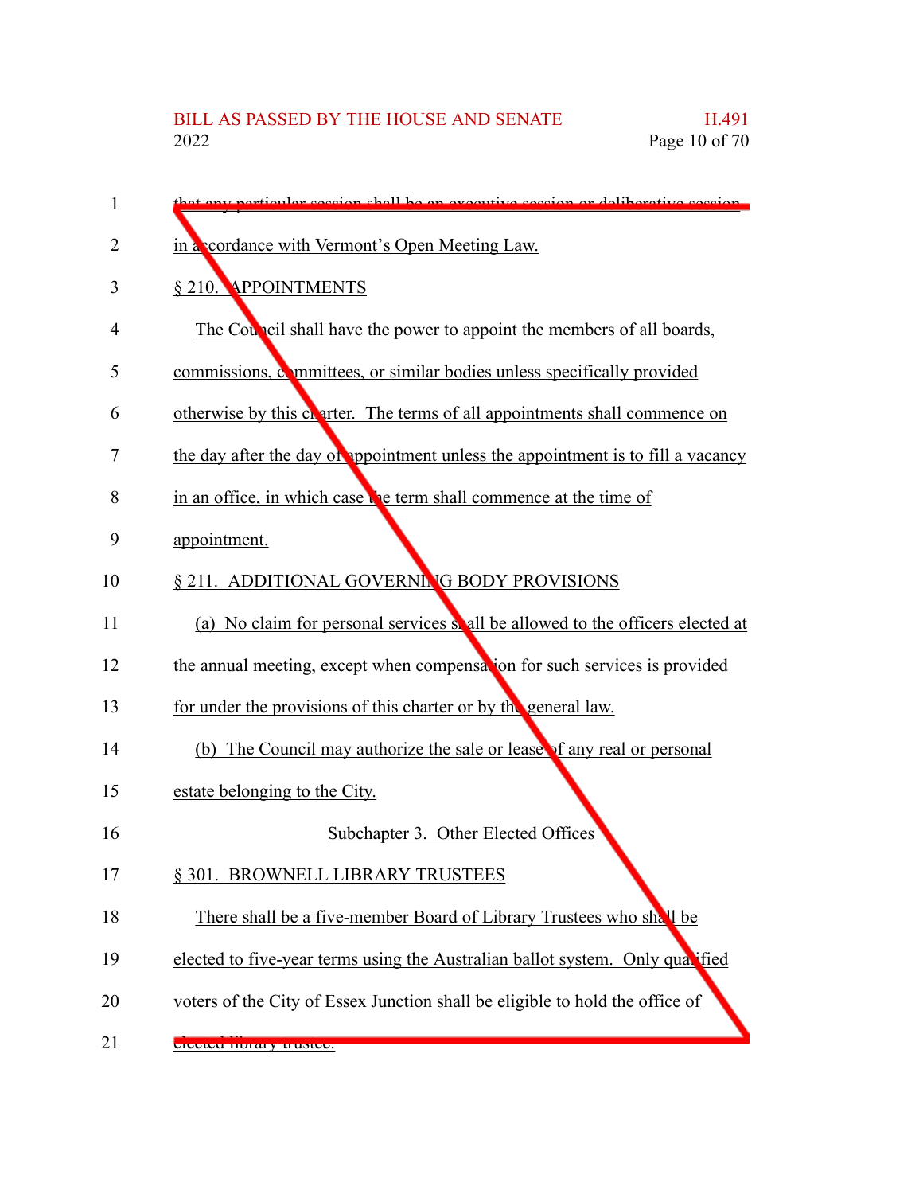that any particular session shall be an executive session or deliberative session in accordance with Vermont's Open Meeting Law.

§ 210. APPOINTMENTS

The Council shall have the power to appoint the members of all boards, commissions, committees, or similar bodies unless specifically provided otherwise by this charter. The terms of all appointments shall commence on the day after the day of appointment unless the appointment is to fill a vacancy in an office, in which case the term shall commence at the time of appointment.

§ 211. ADDITIONAL GOVERNING BODY PROVISIONS

(a) No claim for personal services shall be allowed to the officers elected at the annual meeting, except when compensation for such services is provided for under the provisions of this charter or by the general law.

(b) The Council may authorize the sale or lease of any real or personal estate belonging to the City.

Subchapter 3. Other Elected Offices

§ 301. BROWNELL LIBRARY TRUSTEES

There shall be a five-member Board of Library Trustees who shall be elected to five-year terms using the Australian ballot system. Only qualified voters of the City of Essex Junction shall be eligible to hold the office of elected library trustee.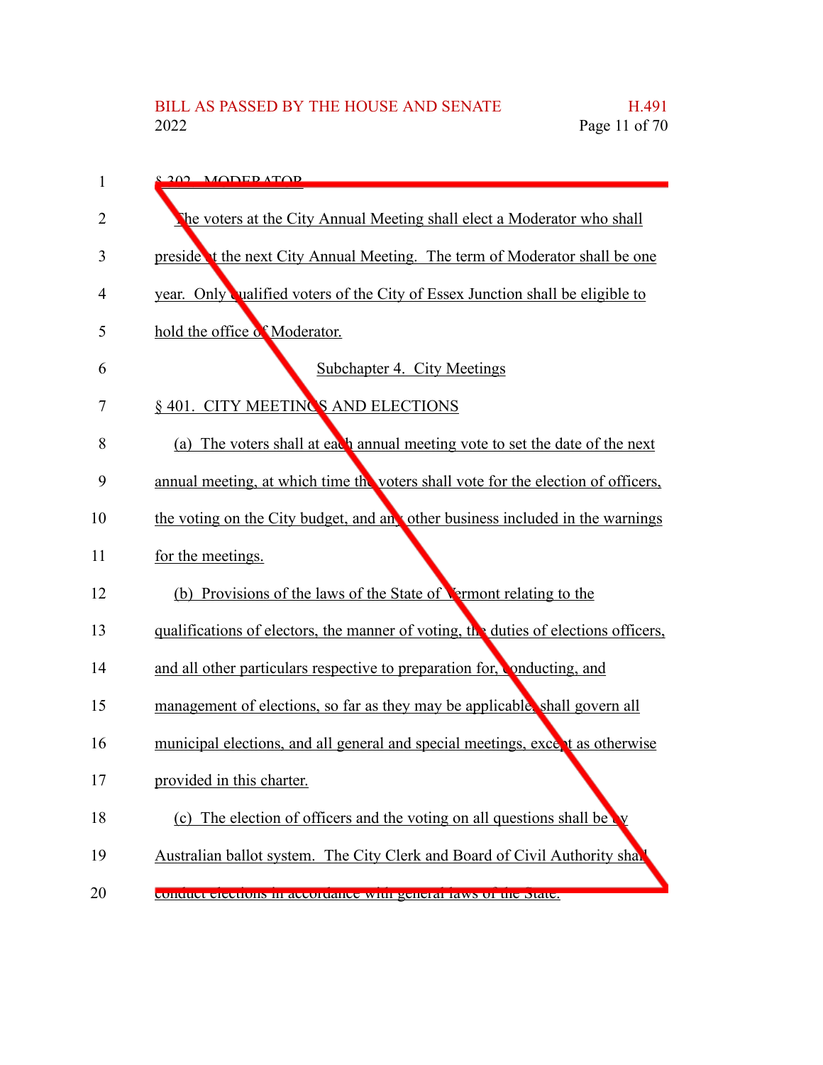§ 302. MODERATOR

The voters at the City Annual Meeting shall elect a Moderator who shall preside at the next City Annual Meeting. The term of Moderator shall be one year. Only qualified voters of the City of Essex Junction shall be eligible to hold the office of Moderator.

Subchapter 4. City Meetings

§ 401. CITY MEETINGS AND ELECTIONS

(a) The voters shall at each annual meeting vote to set the date of the next annual meeting, at which time the voters shall vote for the election of officers, the voting on the City budget, and any other business included in the warnings for the meetings.

(b) Provisions of the laws of the State of Vermont relating to the qualifications of electors, the manner of voting, the duties of elections officers, and all other particulars respective to preparation for, conducting, and management of elections, so far as they may be applicable, shall govern all municipal elections, and all general and special meetings, except as otherwise provided in this charter.

(c) The election of officers and the voting on all questions shall be by Australian ballot system. The City Clerk and Board of Civil Authority shall conduct elections in accordance with general laws of the State.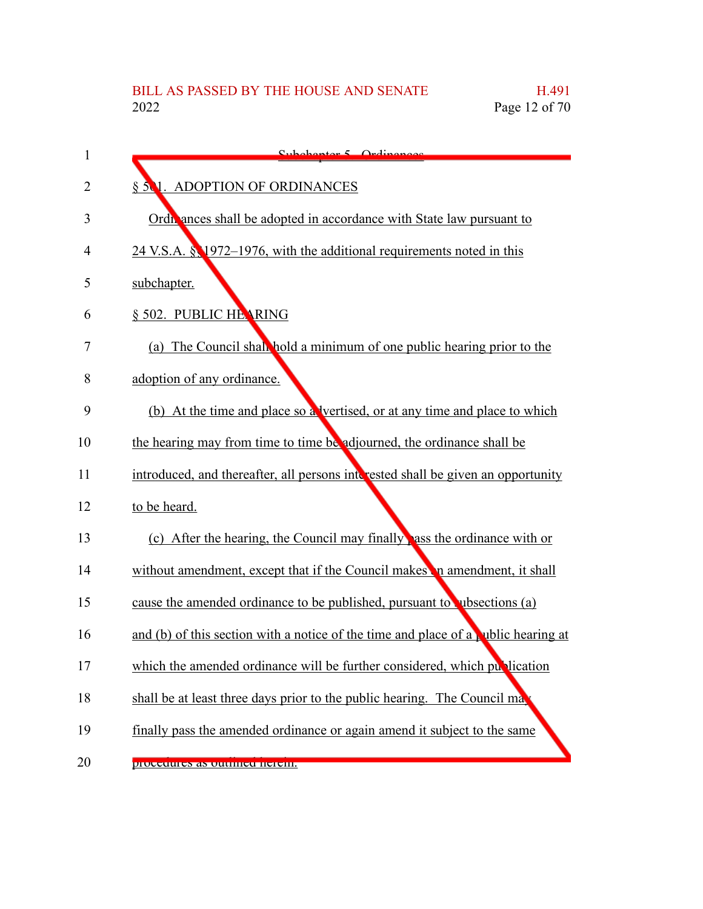Subchapter 5. Ordinances

§ 501. ADOPTION OF ORDINANCES

Ordinances shall be adopted in accordance with State law pursuant to 24 V.S.A. §§ 1972–1976, with the additional requirements noted in this subchapter.

§ 502. PUBLIC HEARING

(a) The Council shall hold a minimum of one public hearing prior to the adoption of any ordinance.

(b) At the time and place so advertised, or at any time and place to which the hearing may from time to time be adjourned, the ordinance shall be introduced, and thereafter, all persons interested shall be given an opportunity to be heard.

(c) After the hearing, the Council may finally pass the ordinance with or without amendment, except that if the Council makes an amendment, it shall cause the amended ordinance to be published, pursuant to subsections (a) and (b) of this section with a notice of the time and place of a public hearing at which the amended ordinance will be further considered, which publication shall be at least three days prior to the public hearing. The Council may finally pass the amended ordinance or again amend it subject to the same procedures as outlined herein.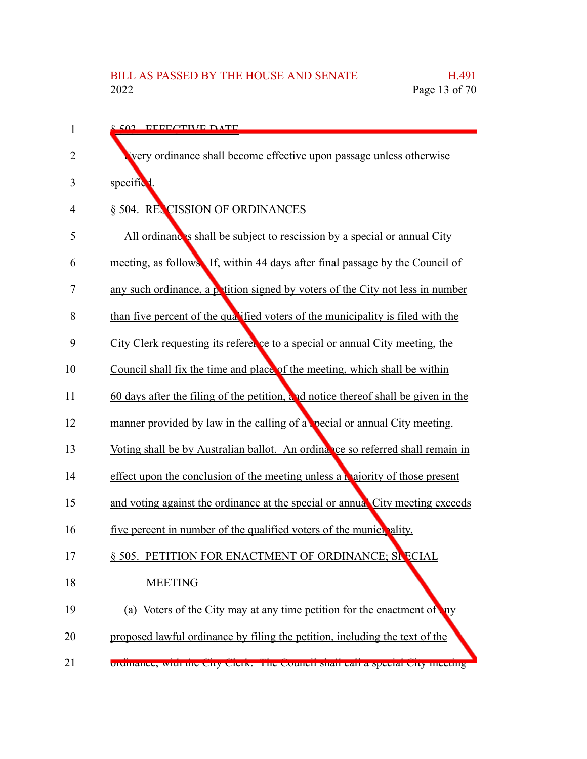§ 503. EFFECTIVE DATE

Every ordinance shall become effective upon passage unless otherwise specified.

§ 504. RESCISSION OF ORDINANCES

All ordinances shall be subject to rescission by a special or annual City meeting, as follows: If, within 44 days after final passage by the Council of any such ordinance, a petition signed by voters of the City not less in number than five percent of the qualified voters of the municipality is filed with the City Clerk requesting its reference to a special or annual City meeting, the Council shall fix the time and place of the meeting, which shall be within 60 days after the filing of the petition, and notice thereof shall be given in the manner provided by law in the calling of a special or annual City meeting. Voting shall be by Australian ballot. An ordinance so referred shall remain in effect upon the conclusion of the meeting unless a majority of those present and voting against the ordinance at the special or annual City meeting exceeds five percent in number of the qualified voters of the municipality.

§ 505. PETITION FOR ENACTMENT OF ORDINANCE; SPECIAL MEETING

(a) Voters of the City may at any time petition for the enactment of any proposed lawful ordinance by filing the petition, including the text of the ordinance, with the City Clerk. The Council shall call a special City meeting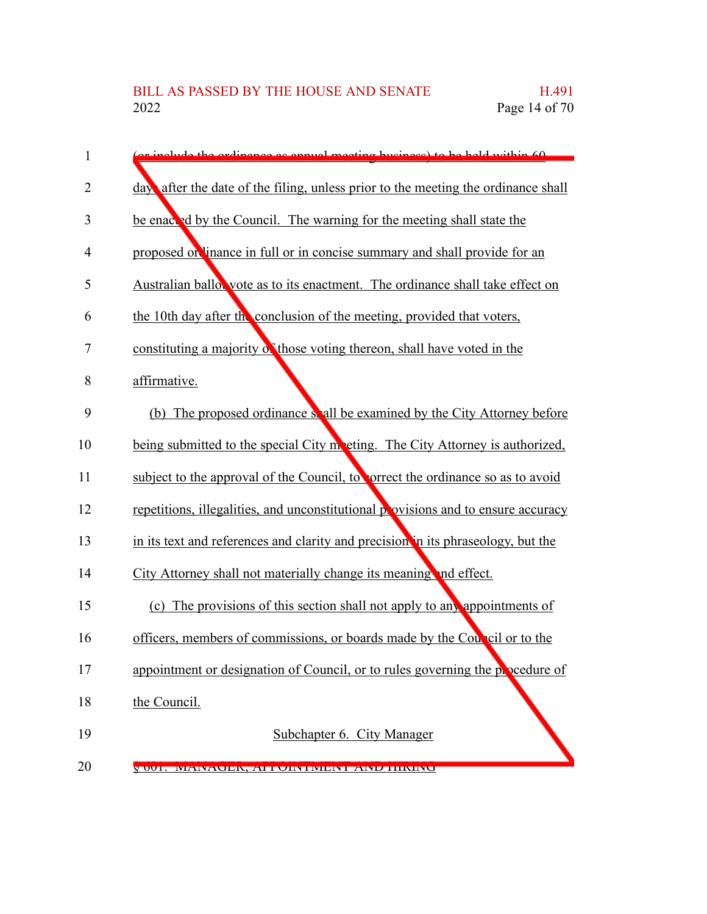(or include the ordinance as annual meeting business) to be held within 60 days after the date of the filing, unless prior to the meeting the ordinance shall be enacted by the Council. The warning for the meeting shall state the proposed ordinance in full or in concise summary and shall provide for an Australian ballot vote as to its enactment. The ordinance shall take effect on the 10th day after the conclusion of the meeting, provided that voters, constituting a majority of those voting thereon, shall have voted in the affirmative.

(b) The proposed ordinance shall be examined by the City Attorney before being submitted to the special City meeting. The City Attorney is authorized, subject to the approval of the Council, to correct the ordinance so as to avoid repetitions, illegalities, and unconstitutional provisions and to ensure accuracy in its text and references and clarity and precision in its phraseology, but the City Attorney shall not materially change its meaning and effect.

(c) The provisions of this section shall not apply to any appointments of officers, members of commissions, or boards made by the Council or to the appointment or designation of Council, or to rules governing the procedure of the Council.

Subchapter 6. City Manager

§ 601. MANAGER; APPOINTMENT AND HIRING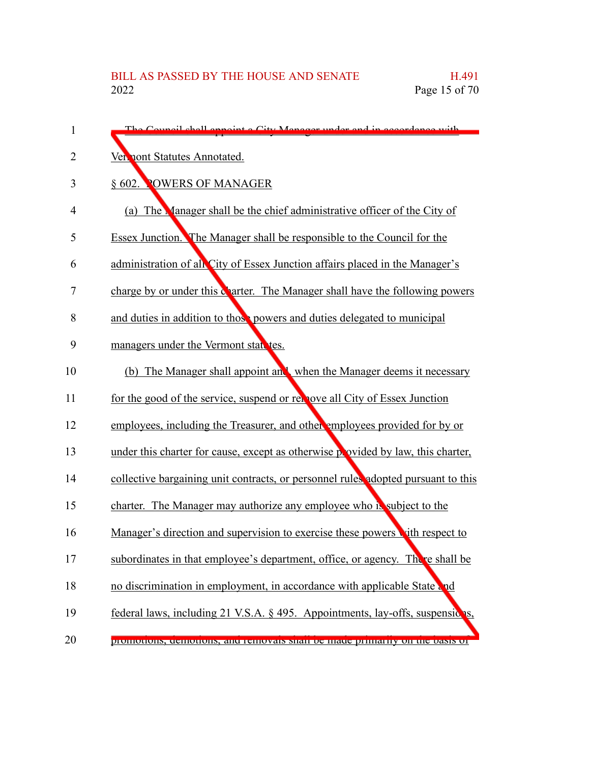The Council shall appoint a City Manager under and in accordance with Vermont Statutes Annotated.

§ 602. POWERS OF MANAGER

(a) The Manager shall be the chief administrative officer of the City of Essex Junction. The Manager shall be responsible to the Council for the administration of all City of Essex Junction affairs placed in the Manager's charge by or under this charter. The Manager shall have the following powers and duties in addition to those powers and duties delegated to municipal managers under the Vermont statutes.

(b) The Manager shall appoint and, when the Manager deems it necessary for the good of the service, suspend or remove all City of Essex Junction employees, including the Treasurer, and other employees provided for by or under this charter for cause, except as otherwise provided by law, this charter, collective bargaining unit contracts, or personnel rules adopted pursuant to this charter. The Manager may authorize any employee who is subject to the Manager's direction and supervision to exercise these powers with respect to subordinates in that employee's department, office, or agency. There shall be no discrimination in employment, in accordance with applicable State and federal laws, including 21 V.S.A. § 495. Appointments, lay-offs, suspensions, promotions, demotions, and removals shall be made primarily on the basis of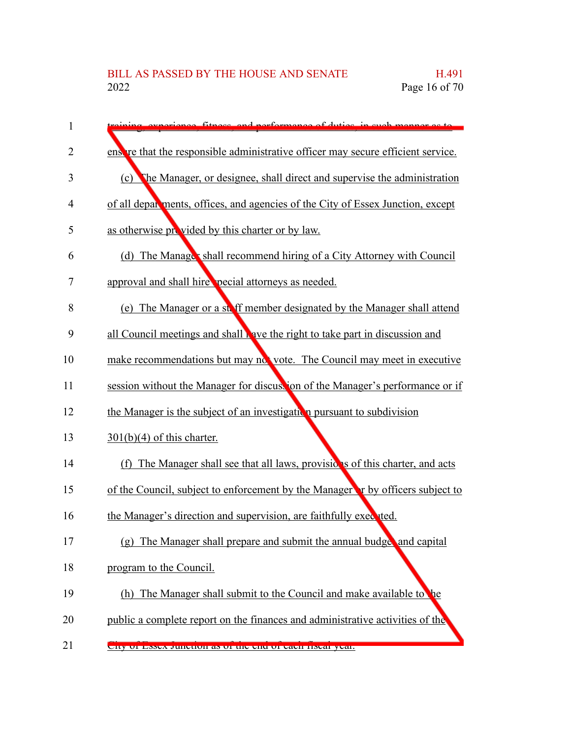training, experience, fitness, and performance of duties, in such manner as to ensure that the responsible administrative officer may secure efficient service.

(c) The Manager, or designee, shall direct and supervise the administration of all departments, offices, and agencies of the City of Essex Junction, except as otherwise provided by this charter or by law.

(d) The Manager shall recommend hiring of a City Attorney with Council approval and shall hire special attorneys as needed.

(e) The Manager or a staff member designated by the Manager shall attend all Council meetings and shall have the right to take part in discussion and make recommendations but may not vote. The Council may meet in executive session without the Manager for discussion of the Manager's performance or if the Manager is the subject of an investigation pursuant to subdivision 301(b)(4) of this charter.

(f) The Manager shall see that all laws, provisions of this charter, and acts of the Council, subject to enforcement by the Manager or by officers subject to the Manager's direction and supervision, are faithfully executed.

(g) The Manager shall prepare and submit the annual budget and capital program to the Council.

(h) The Manager shall submit to the Council and make available to the public a complete report on the finances and administrative activities of the City of Essex Junction as of the end of each fiscal year.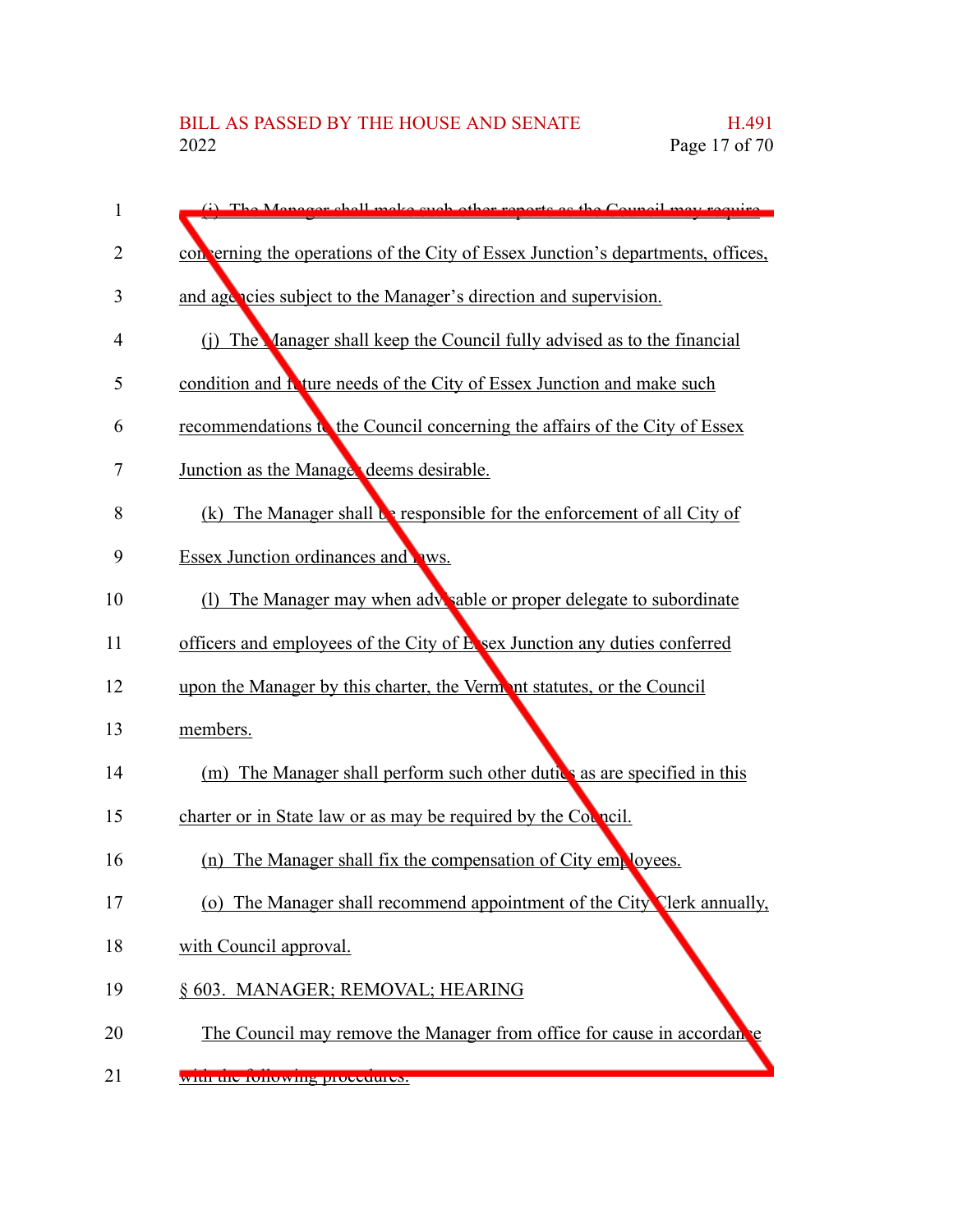(i) The Manager shall make such other reports as the Council may require concerning the operations of the City of Essex Junction's departments, offices, and agencies subject to the Manager's direction and supervision.

(j) The Manager shall keep the Council fully advised as to the financial condition and future needs of the City of Essex Junction and make such recommendations to the Council concerning the affairs of the City of Essex Junction as the Manager deems desirable.

(k) The Manager shall be responsible for the enforcement of all City of Essex Junction ordinances and laws.

(l) The Manager may when advisable or proper delegate to subordinate officers and employees of the City of Essex Junction any duties conferred upon the Manager by this charter, the Vermont statutes, or the Council members.

(m) The Manager shall perform such other duties as are specified in this charter or in State law or as may be required by the Council.

(n) The Manager shall fix the compensation of City employees.

(o) The Manager shall recommend appointment of the City Clerk annually, with Council approval.

§ 603. MANAGER; REMOVAL; HEARING

The Council may remove the Manager from office for cause in accordance with the following procedures: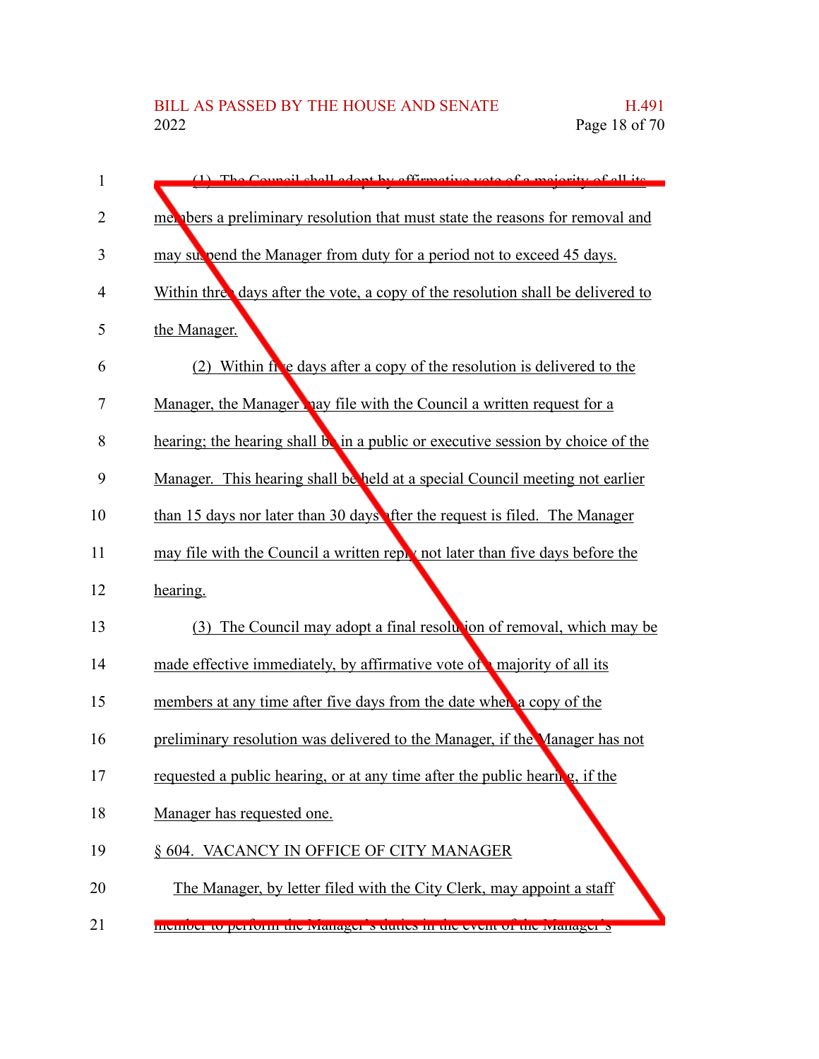(1) The Council shall adopt by affirmative vote of a majority of all its members a preliminary resolution that must state the reasons for removal and may suspend the Manager from duty for a period not to exceed 45 days. Within three days after the vote, a copy of the resolution shall be delivered to the Manager.

(2) Within five days after a copy of the resolution is delivered to the Manager, the Manager may file with the Council a written request for a hearing; the hearing shall be in a public or executive session by choice of the Manager. This hearing shall be held at a special Council meeting not earlier than 15 days nor later than 30 days after the request is filed. The Manager may file with the Council a written reply not later than five days before the hearing.

(3) The Council may adopt a final resolution of removal, which may be made effective immediately, by affirmative vote of a majority of all its members at any time after five days from the date when a copy of the preliminary resolution was delivered to the Manager, if the Manager has not requested a public hearing, or at any time after the public hearing, if the Manager has requested one.

§ 604. VACANCY IN OFFICE OF CITY MANAGER

The Manager, by letter filed with the City Clerk, may appoint a staff member to perform the Manager's duties in the event of the Manager's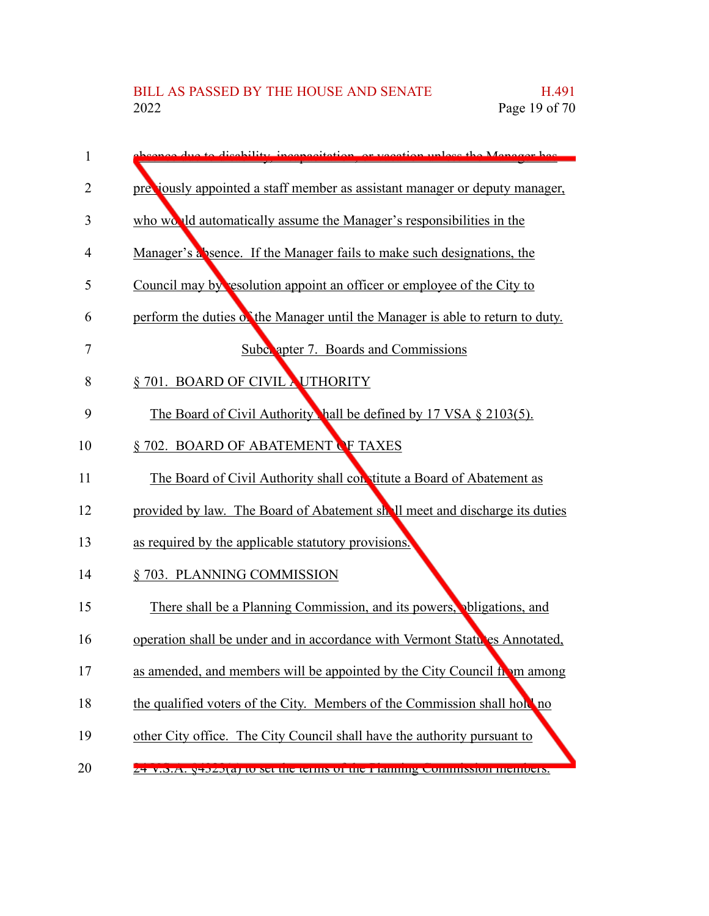absence due to disability, incapacitation, or vacation unless the Manager has previously appointed a staff member as assistant manager or deputy manager, who would automatically assume the Manager's responsibilities in the Manager's absence. If the Manager fails to make such designations, the Council may by resolution appoint an officer or employee of the City to perform the duties of the Manager until the Manager is able to return to duty.

Subchapter 7. Boards and Commissions

§ 701. BOARD OF CIVIL AUTHORITY

The Board of Civil Authority shall be defined by 17 VSA § 2103(5).

§ 702. BOARD OF ABATEMENT OF TAXES

The Board of Civil Authority shall constitute a Board of Abatement as provided by law. The Board of Abatement shall meet and discharge its duties as required by the applicable statutory provisions.

§ 703. PLANNING COMMISSION

There shall be a Planning Commission, and its powers, obligations, and operation shall be under and in accordance with Vermont Statutes Annotated, as amended, and members will be appointed by the City Council from among the qualified voters of the City. Members of the Commission shall hold no other City office. The City Council shall have the authority pursuant to 24 V.S.A. §4323(a) to set the terms of the Planning Commission members.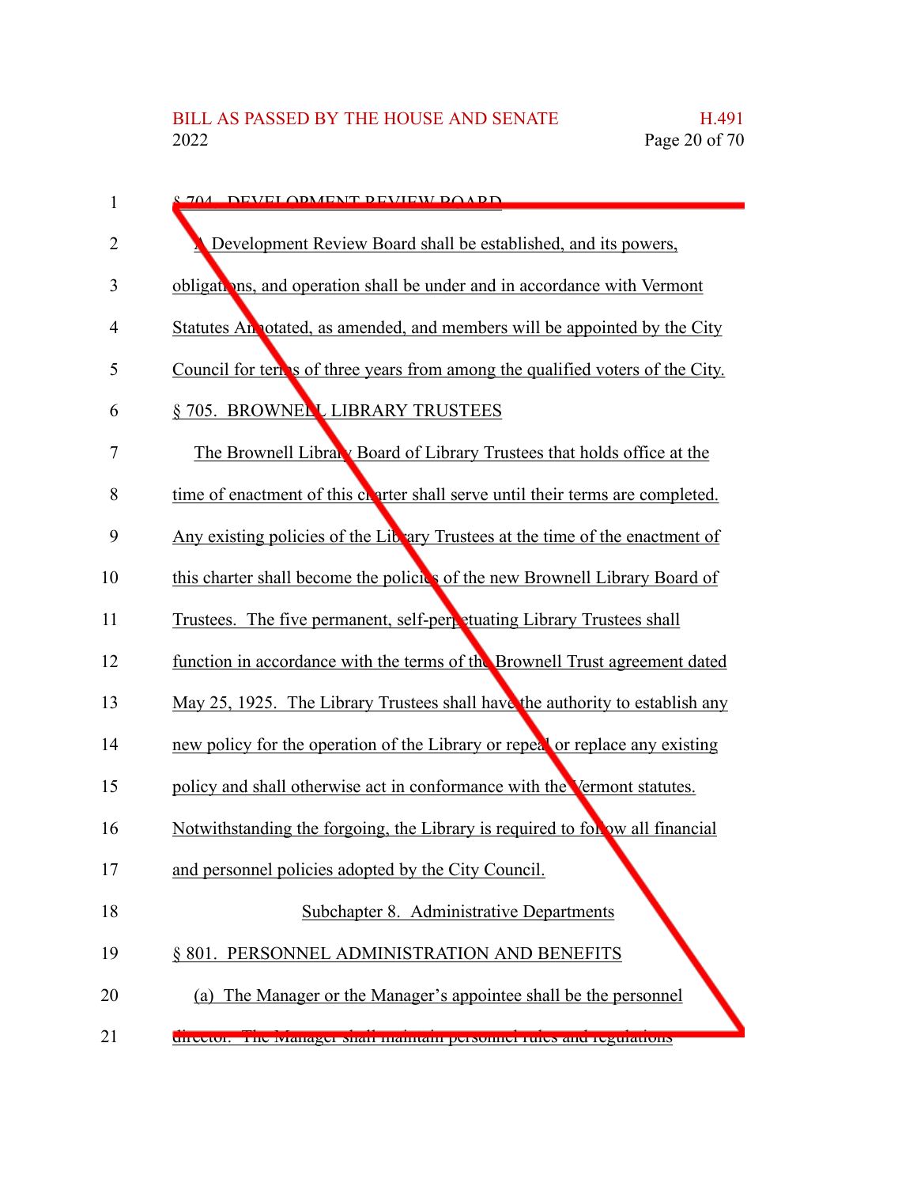§ 704. DEVELOPMENT REVIEW BOARD

A Development Review Board shall be established, and its powers, obligations, and operation shall be under and in accordance with Vermont Statutes Annotated, as amended, and members will be appointed by the City Council for terms of three years from among the qualified voters of the City.

§ 705. BROWNELL LIBRARY TRUSTEES

The Brownell Library Board of Library Trustees that holds office at the time of enactment of this charter shall serve until their terms are completed. Any existing policies of the Library Trustees at the time of the enactment of this charter shall become the policies of the new Brownell Library Board of Trustees. The five permanent, self-perpetuating Library Trustees shall function in accordance with the terms of the Brownell Trust agreement dated May 25, 1925. The Library Trustees shall have the authority to establish any new policy for the operation of the Library or repeal or replace any existing policy and shall otherwise act in conformance with the Vermont statutes. Notwithstanding the forgoing, the Library is required to follow all financial and personnel policies adopted by the City Council.

Subchapter 8. Administrative Departments

§ 801. PERSONNEL ADMINISTRATION AND BENEFITS

(a) The Manager or the Manager's appointee shall be the personnel director. The Manager shall maintain personnel rules and regulations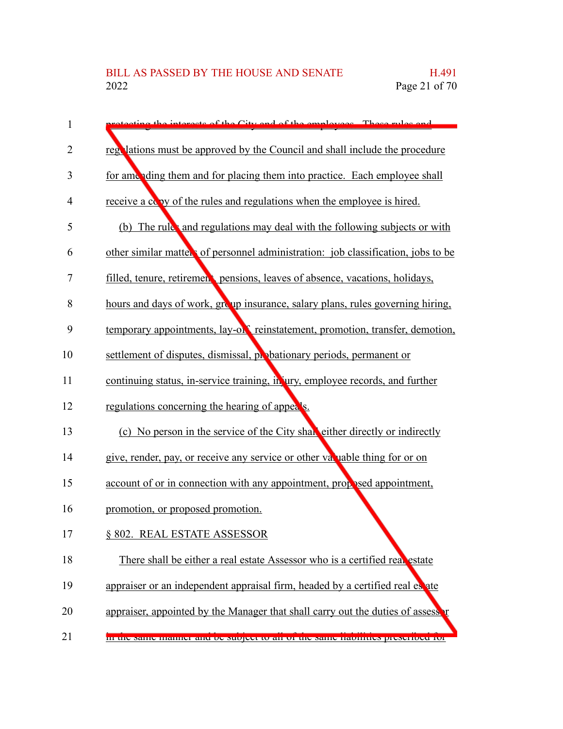protecting the interests of the City and of the employees. These rules and regulations must be approved by the Council and shall include the procedure for amending them and for placing them into practice. Each employee shall receive a copy of the rules and regulations when the employee is hired.

(b) The rules and regulations may deal with the following subjects or with other similar matters of personnel administration: job classification, jobs to be filled, tenure, retirement, pensions, leaves of absence, vacations, holidays, hours and days of work, group insurance, salary plans, rules governing hiring, temporary appointments, lay-off, reinstatement, promotion, transfer, demotion, settlement of disputes, dismissal, probationary periods, permanent or continuing status, in-service training, injury, employee records, and further regulations concerning the hearing of appeals.

(c) No person in the service of the City shall either directly or indirectly give, render, pay, or receive any service or other valuable thing for or on account of or in connection with any appointment, proposed appointment, promotion, or proposed promotion.

§ 802. REAL ESTATE ASSESSOR

There shall be either a real estate Assessor who is a certified real estate appraiser or an independent appraisal firm, headed by a certified real estate appraiser, appointed by the Manager that shall carry out the duties of assessor in the same manner and be subject to all of the same liabilities prescribed for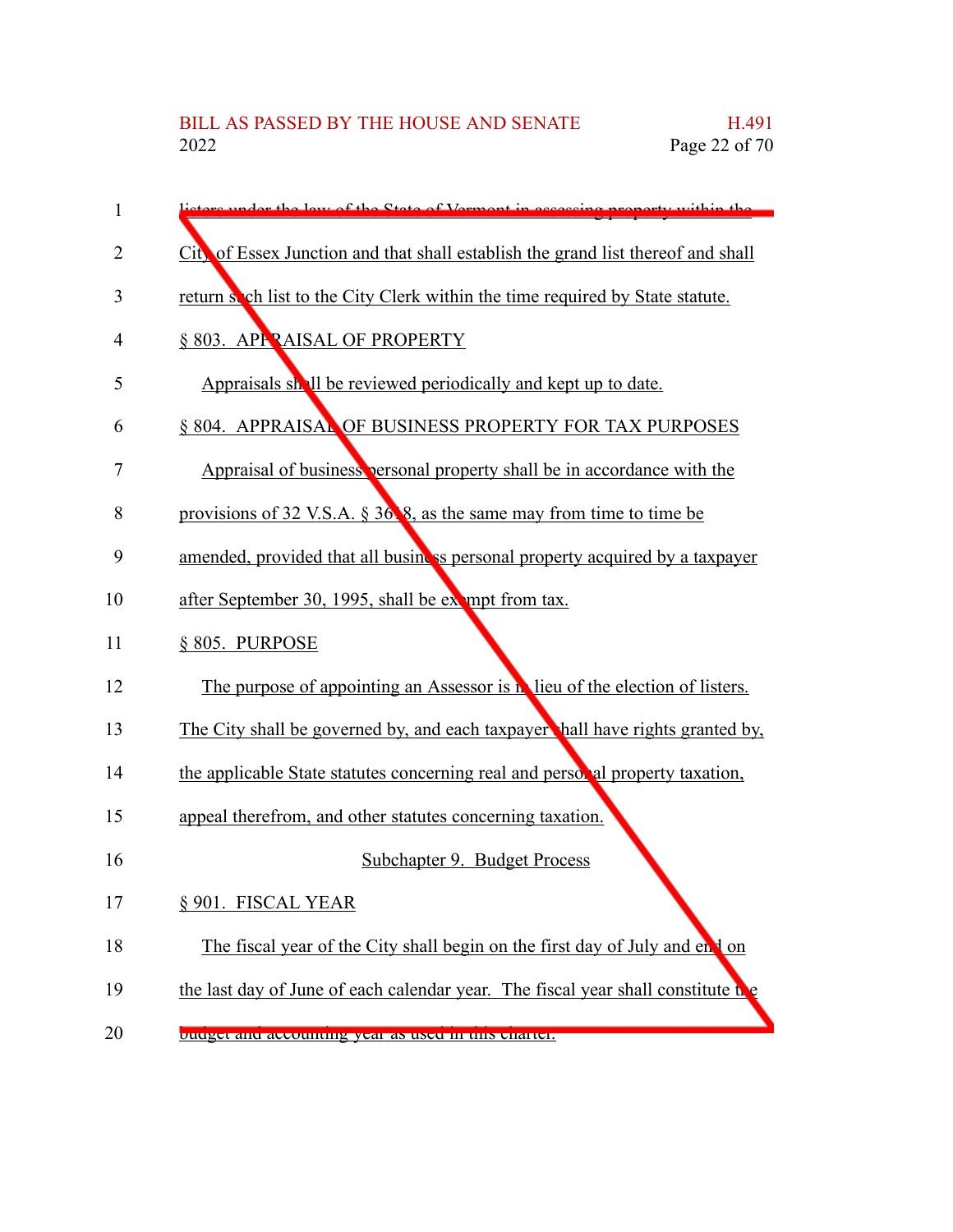listers under the law of the State of Vermont in assessing property within the City of Essex Junction and that shall establish the grand list thereof and shall return such list to the City Clerk within the time required by State statute.

§ 803. APPRAISAL OF PROPERTY

Appraisals shall be reviewed periodically and kept up to date.

§ 804. APPRAISAL OF BUSINESS PROPERTY FOR TAX PURPOSES

Appraisal of business personal property shall be in accordance with the provisions of 32 V.S.A. § 3618, as the same may from time to time be amended, provided that all business personal property acquired by a taxpayer after September 30, 1995, shall be exempt from tax.

§ 805. PURPOSE

The purpose of appointing an Assessor is in lieu of the election of listers. The City shall be governed by, and each taxpayer shall have rights granted by, the applicable State statutes concerning real and personal property taxation, appeal therefrom, and other statutes concerning taxation.

Subchapter 9. Budget Process

§ 901. FISCAL YEAR

The fiscal year of the City shall begin on the first day of July and end on the last day of June of each calendar year. The fiscal year shall constitute the budget and accounting year as used in this charter.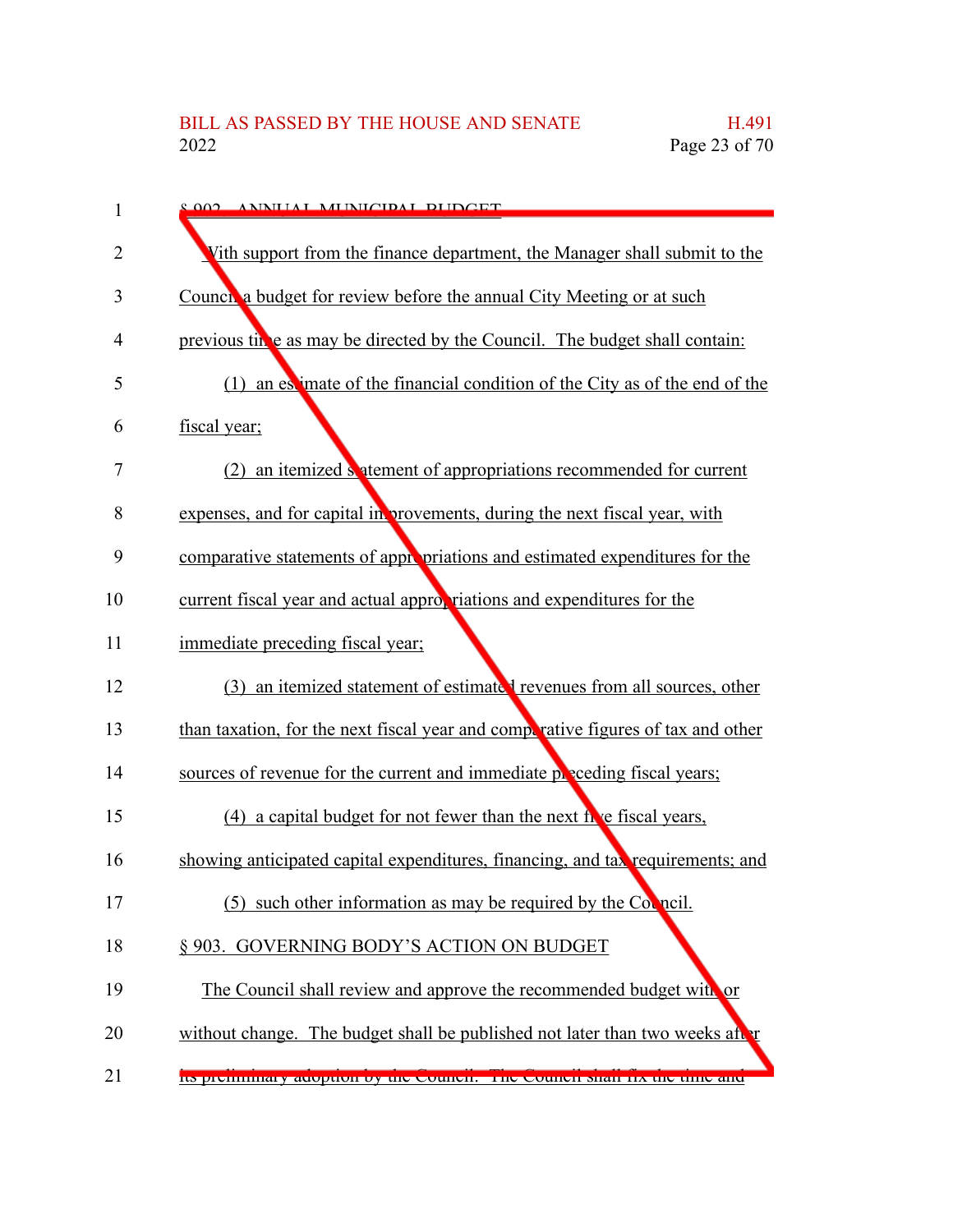§ 902. ANNUAL MUNICIPAL BUDGET

With support from the finance department, the Manager shall submit to the Council a budget for review before the annual City Meeting or at such previous time as may be directed by the Council. The budget shall contain:

(1) an estimate of the financial condition of the City as of the end of the fiscal year;

(2) an itemized statement of appropriations recommended for current expenses, and for capital improvements, during the next fiscal year, with comparative statements of appropriations and estimated expenditures for the current fiscal year and actual appropriations and expenditures for the immediate preceding fiscal year;

(3) an itemized statement of estimated revenues from all sources, other than taxation, for the next fiscal year and comparative figures of tax and other sources of revenue for the current and immediate preceding fiscal years;

(4) a capital budget for not fewer than the next five fiscal years, showing anticipated capital expenditures, financing, and tax requirements; and

(5) such other information as may be required by the Council.

§ 903. GOVERNING BODY'S ACTION ON BUDGET

The Council shall review and approve the recommended budget with or without change. The budget shall be published not later than two weeks after its preliminary adoption by the Council. The Council shall fix the time and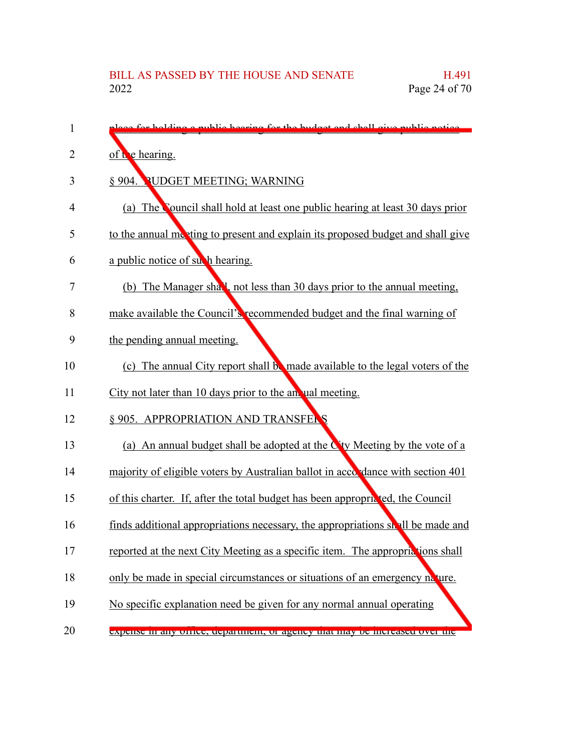place for holding a public hearing for the budget and shall give public notice of the hearing.

§ 904. BUDGET MEETING; WARNING

(a) The Council shall hold at least one public hearing at least 30 days prior to the annual meeting to present and explain its proposed budget and shall give a public notice of such hearing.

(b) The Manager shall, not less than 30 days prior to the annual meeting, make available the Council's recommended budget and the final warning of the pending annual meeting.

(c) The annual City report shall be made available to the legal voters of the City not later than 10 days prior to the annual meeting.

§ 905. APPROPRIATION AND TRANSFERS

(a) An annual budget shall be adopted at the City Meeting by the vote of a majority of eligible voters by Australian ballot in accordance with section 401 of this charter. If, after the total budget has been appropriated, the Council finds additional appropriations necessary, the appropriations shall be made and reported at the next City Meeting as a specific item. The appropriations shall only be made in special circumstances or situations of an emergency nature. No specific explanation need be given for any normal annual operating expense in any office, department, or agency that may be increased over the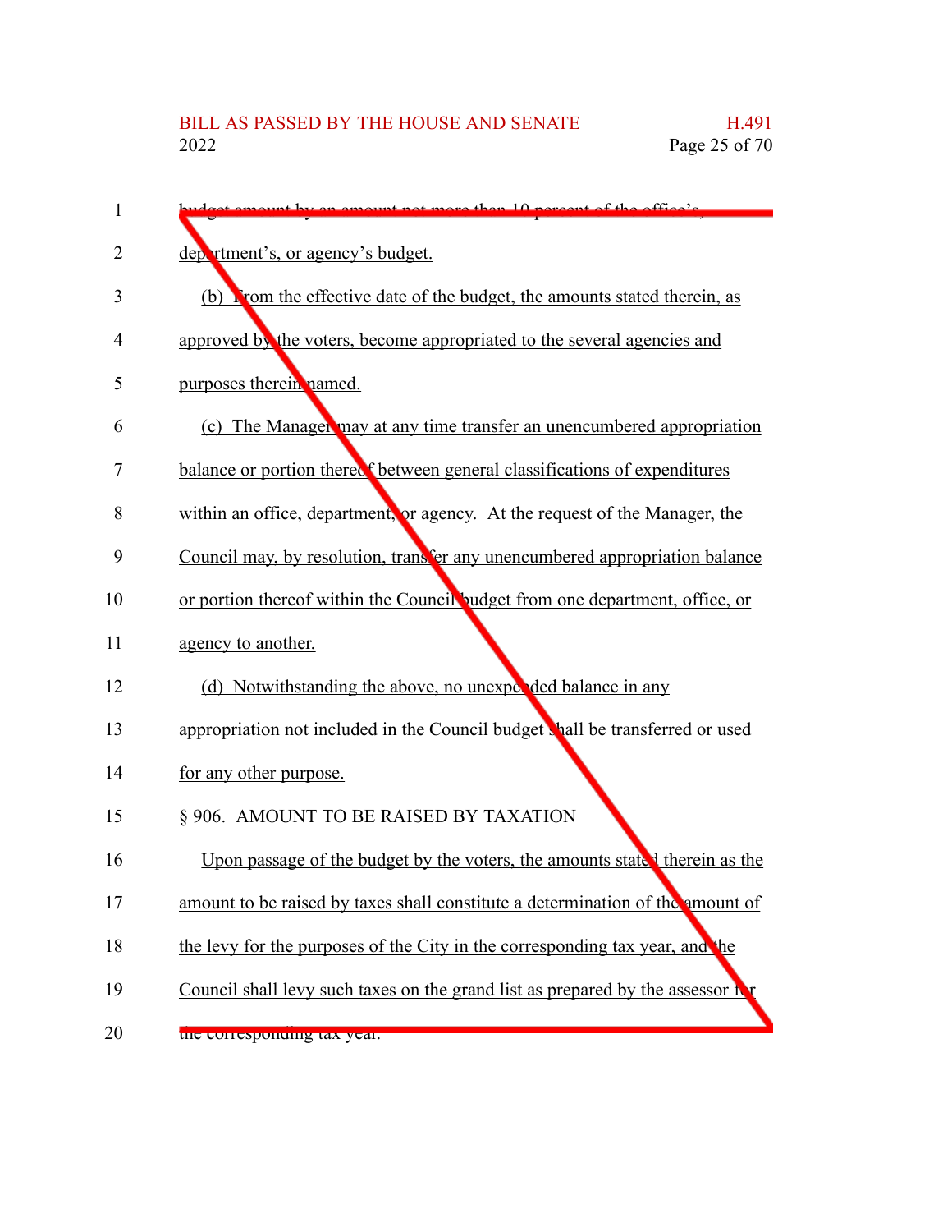budget amount by an amount not more than 10 percent of the office's, department's, or agency's budget.

(b) From the effective date of the budget, the amounts stated therein, as approved by the voters, become appropriated to the several agencies and purposes therein named.

(c) The Manager may at any time transfer an unencumbered appropriation balance or portion thereof between general classifications of expenditures within an office, department, or agency. At the request of the Manager, the Council may, by resolution, transfer any unencumbered appropriation balance or portion thereof within the Council budget from one department, office, or agency to another.

(d) Notwithstanding the above, no unexpended balance in any appropriation not included in the Council budget shall be transferred or used for any other purpose.

§ 906. AMOUNT TO BE RAISED BY TAXATION

Upon passage of the budget by the voters, the amounts stated therein as the amount to be raised by taxes shall constitute a determination of the amount of the levy for the purposes of the City in the corresponding tax year, and the Council shall levy such taxes on the grand list as prepared by the assessor for the corresponding tax year.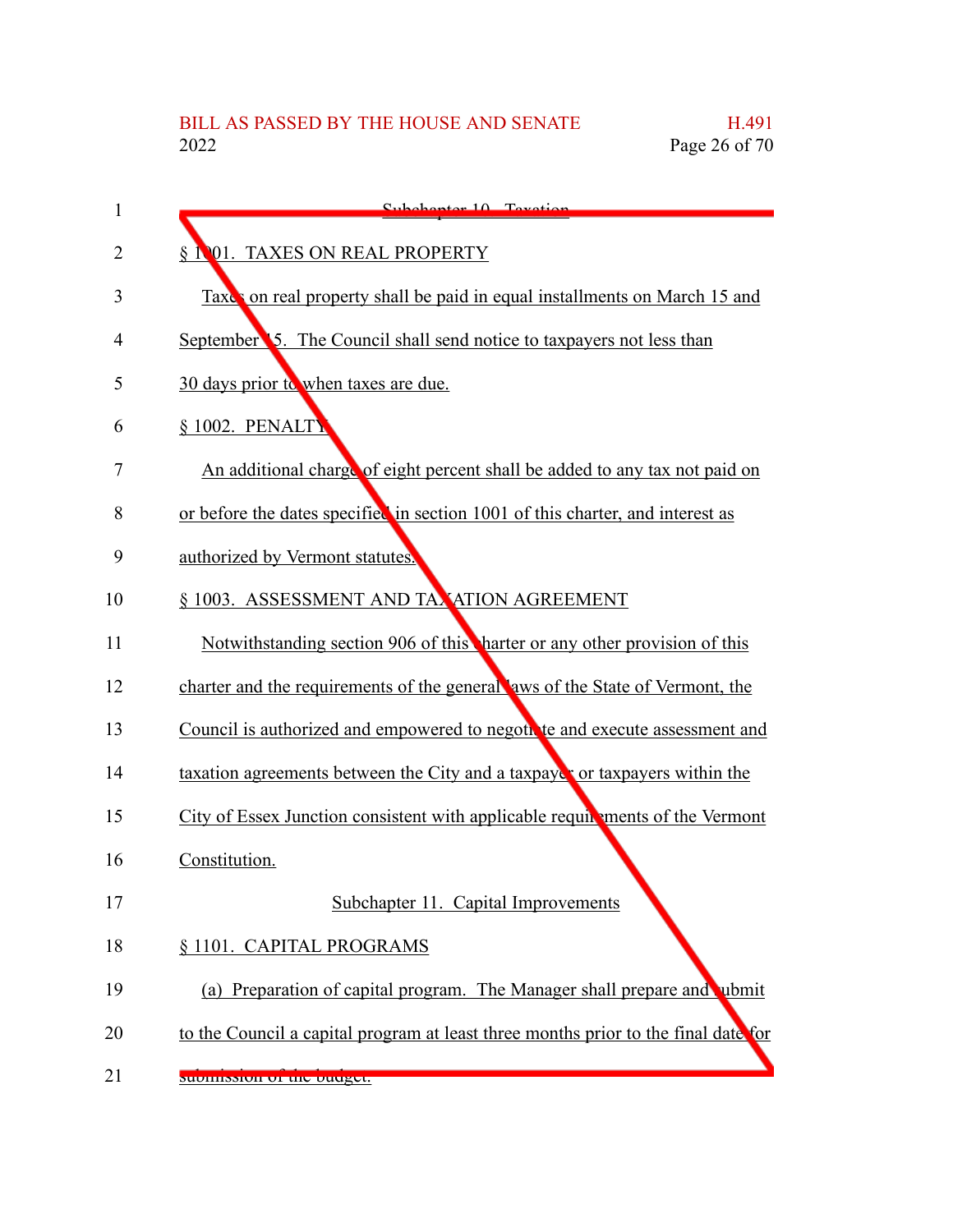Subchapter 10. Taxation

§ 1001. TAXES ON REAL PROPERTY

Taxes on real property shall be paid in equal installments on March 15 and September 15. The Council shall send notice to taxpayers not less than 30 days prior to when taxes are due.

§ 1002. PENALTY

An additional charge of eight percent shall be added to any tax not paid on or before the dates specified in section 1001 of this charter, and interest as authorized by Vermont statutes.

§ 1003. ASSESSMENT AND TAXATION AGREEMENT

Notwithstanding section 906 of this charter or any other provision of this charter and the requirements of the general laws of the State of Vermont, the Council is authorized and empowered to negotiate and execute assessment and taxation agreements between the City and a taxpayer or taxpayers within the City of Essex Junction consistent with applicable requirements of the Vermont Constitution.

Subchapter 11. Capital Improvements

§ 1101. CAPITAL PROGRAMS

(a) Preparation of capital program. The Manager shall prepare and submit to the Council a capital program at least three months prior to the final date for submission of the budget.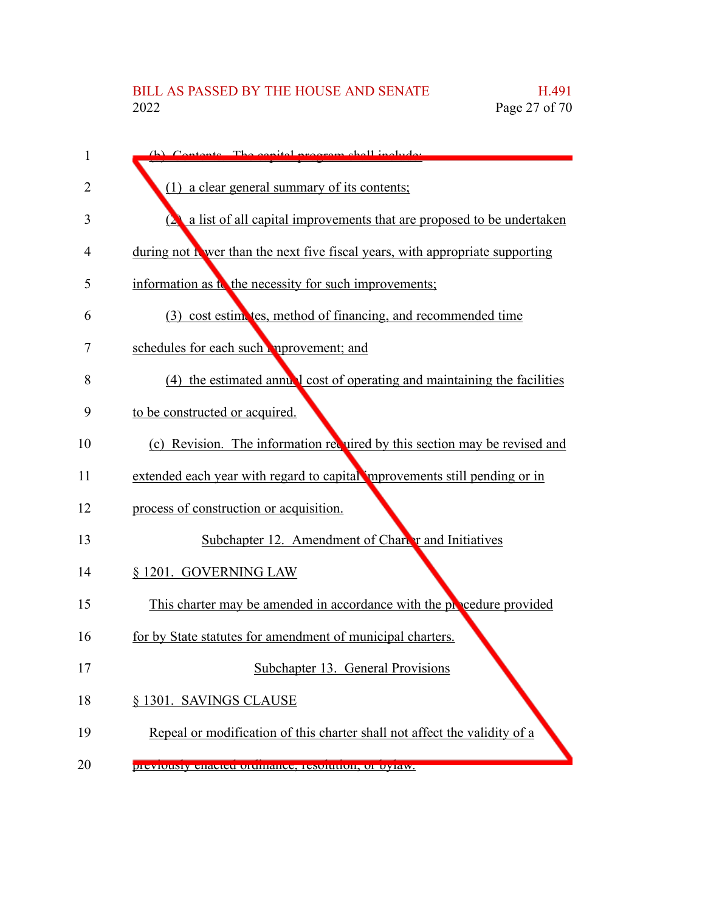(b) Contents. The capital program shall include:

(1) a clear general summary of its contents;

(2) a list of all capital improvements that are proposed to be undertaken during not fewer than the next five fiscal years, with appropriate supporting information as to the necessity for such improvements;

(3) cost estimates, method of financing, and recommended time schedules for each such improvement; and

(4) the estimated annual cost of operating and maintaining the facilities to be constructed or acquired.

(c) Revision. The information required by this section may be revised and extended each year with regard to capital improvements still pending or in process of construction or acquisition.

Subchapter 12. Amendment of Charter and Initiatives

§ 1201. GOVERNING LAW

This charter may be amended in accordance with the procedure provided for by State statutes for amendment of municipal charters.

Subchapter 13. General Provisions

§ 1301. SAVINGS CLAUSE

Repeal or modification of this charter shall not affect the validity of a previously enacted ordinance, resolution, or bylaw.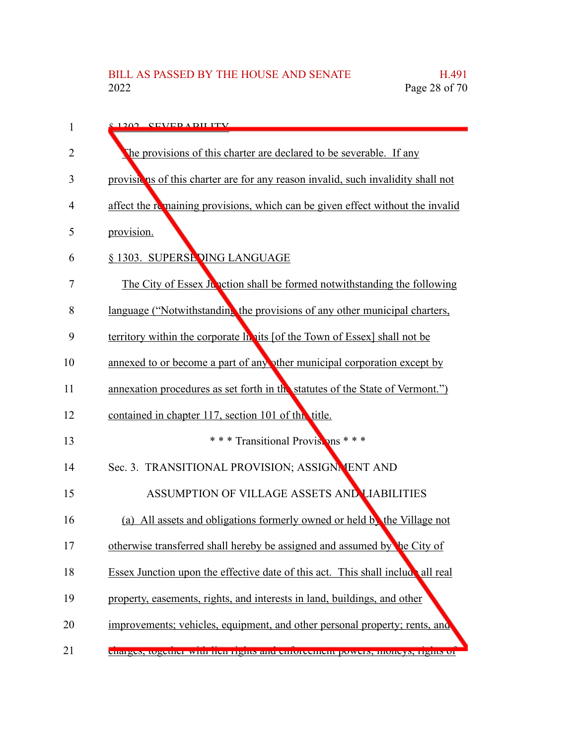§ 1302. SEVERABILITY

The provisions of this charter are declared to be severable. If any provisions of this charter are for any reason invalid, such invalidity shall not affect the remaining provisions, which can be given effect without the invalid provision.

§ 1303. SUPERSEDING LANGUAGE

The City of Essex Junction shall be formed notwithstanding the following language ("Notwithstanding the provisions of any other municipal charters, territory within the corporate limits [of the Town of Essex] shall not be annexed to or become a part of any other municipal corporation except by annexation procedures as set forth in the statutes of the State of Vermont.") contained in chapter 117, section 101 of this title.

\* \* \* Transitional Provisions \* \* \*

Sec. 3. TRANSITIONAL PROVISION; ASSIGNMENT AND ASSUMPTION OF VILLAGE ASSETS AND LIABILITIES

(a) All assets and obligations formerly owned or held by the Village not otherwise transferred shall hereby be assigned and assumed by the City of Essex Junction upon the effective date of this act. This shall include all real property, easements, rights, and interests in land, buildings, and other improvements; vehicles, equipment, and other personal property; rents, and charges, together with lien rights and enforcement powers; moneys, rights of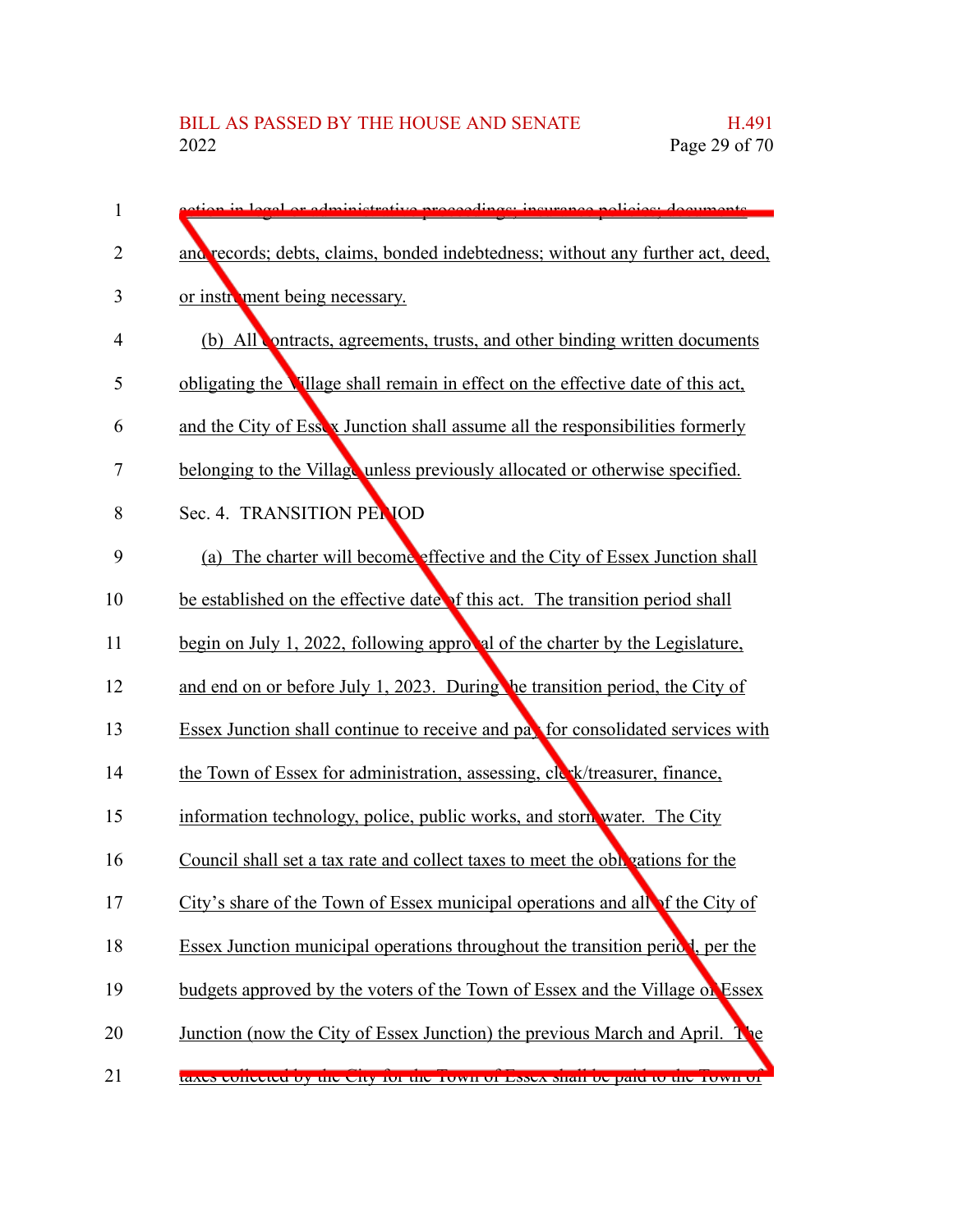action in legal or administrative proceedings; insurance policies; documents and records; debts, claims, bonded indebtedness; without any further act, deed, or instrument being necessary.

(b) All contracts, agreements, trusts, and other binding written documents obligating the Village shall remain in effect on the effective date of this act, and the City of Essex Junction shall assume all the responsibilities formerly belonging to the Village unless previously allocated or otherwise specified.

Sec. 4. TRANSITION PERIOD

(a) The charter will become effective and the City of Essex Junction shall be established on the effective date of this act. The transition period shall begin on July 1, 2022, following approval of the charter by the Legislature, and end on or before July 1, 2023. During the transition period, the City of Essex Junction shall continue to receive and pay for consolidated services with the Town of Essex for administration, assessing, clerk/treasurer, finance, information technology, police, public works, and stormwater. The City Council shall set a tax rate and collect taxes to meet the obligations for the City's share of the Town of Essex municipal operations and all of the City of Essex Junction municipal operations throughout the transition period, per the budgets approved by the voters of the Town of Essex and the Village of Essex Junction (now the City of Essex Junction) the previous March and April. The taxes collected by the City for the Town of Essex shall be paid to the Town of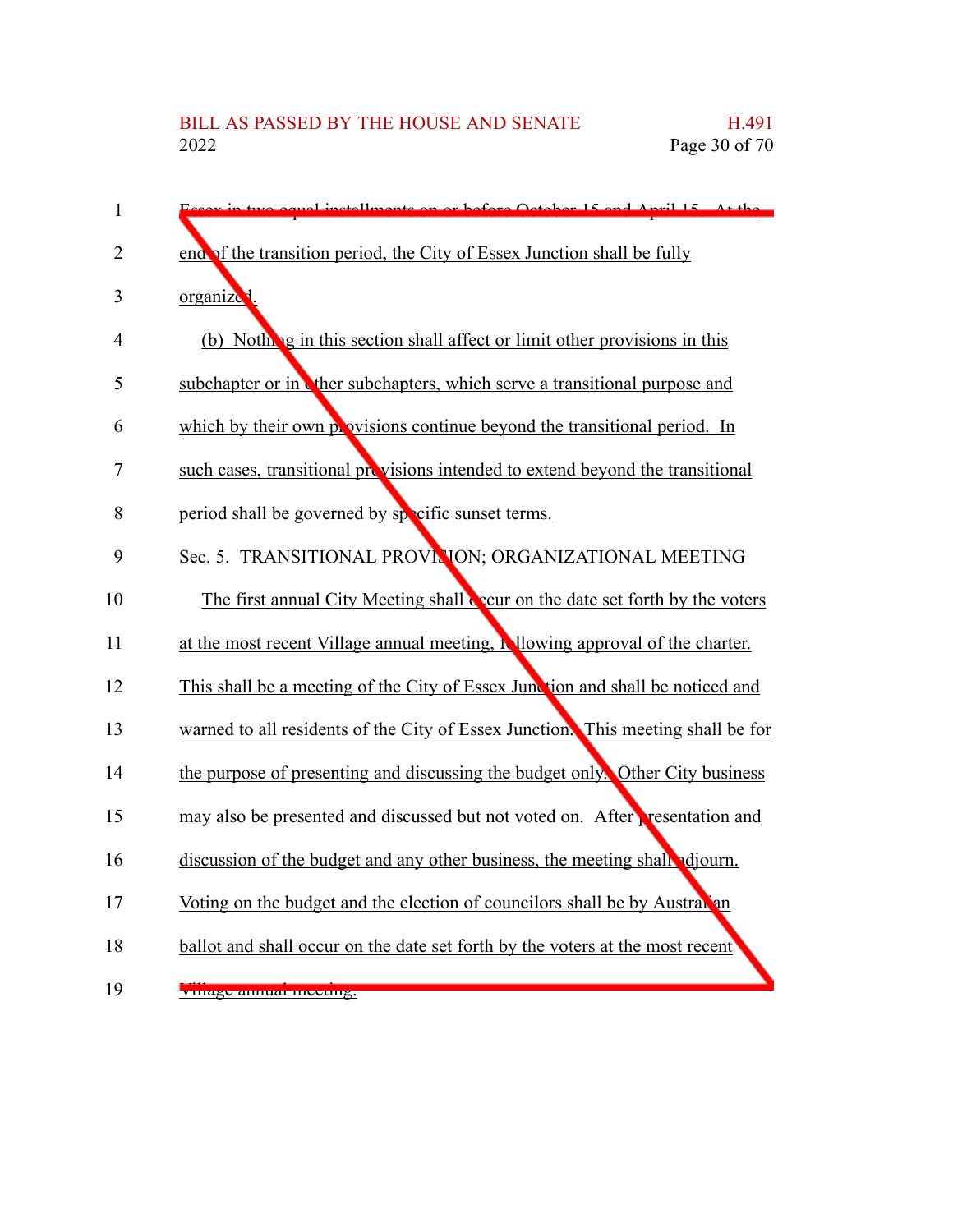Essex in two equal installments on or before October 15 and April 15. At the end of the transition period, the City of Essex Junction shall be fully organized.

(b) Nothing in this section shall affect or limit other provisions in this subchapter or in other subchapters, which serve a transitional purpose and which by their own provisions continue beyond the transitional period. In such cases, transitional provisions intended to extend beyond the transitional period shall be governed by specific sunset terms.

Sec. 5. TRANSITIONAL PROVISION; ORGANIZATIONAL MEETING

The first annual City Meeting shall occur on the date set forth by the voters at the most recent Village annual meeting, following approval of the charter. This shall be a meeting of the City of Essex Junction and shall be noticed and warned to all residents of the City of Essex Junction. This meeting shall be for the purpose of presenting and discussing the budget only. Other City business may also be presented and discussed but not voted on. After presentation and discussion of the budget and any other business, the meeting shall adjourn. Voting on the budget and the election of councilors shall be by Australian ballot and shall occur on the date set forth by the voters at the most recent Village annual meeting.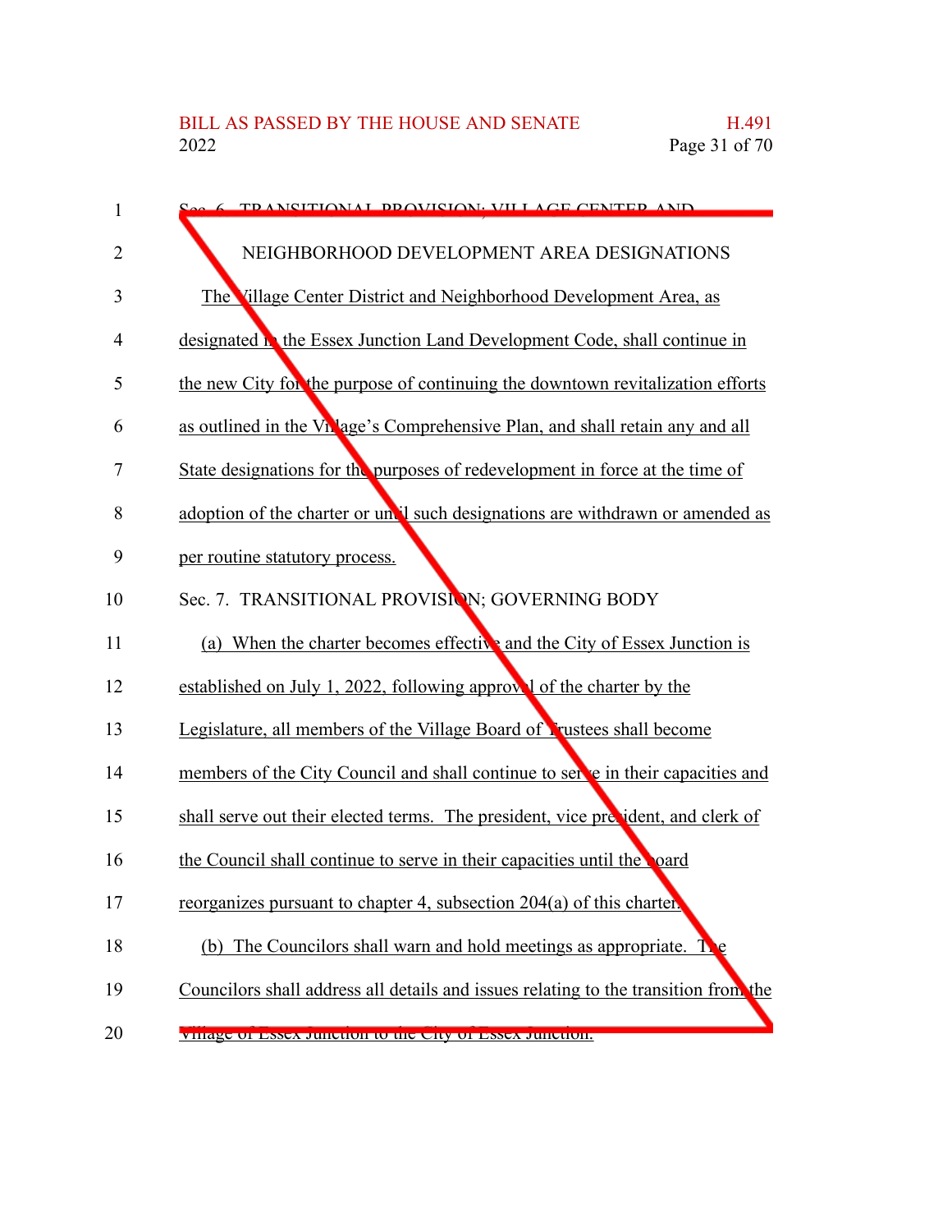Sec. 6. TRANSITIONAL PROVISION; VILLAGE CENTER AND NEIGHBORHOOD DEVELOPMENT AREA DESIGNATIONS

The Village Center District and Neighborhood Development Area, as designated in the Essex Junction Land Development Code, shall continue in the new City for the purpose of continuing the downtown revitalization efforts as outlined in the Village's Comprehensive Plan, and shall retain any and all State designations for the purposes of redevelopment in force at the time of adoption of the charter or until such designations are withdrawn or amended as per routine statutory process.

Sec. 7. TRANSITIONAL PROVISION; GOVERNING BODY

(a) When the charter becomes effective and the City of Essex Junction is established on July 1, 2022, following approval of the charter by the Legislature, all members of the Village Board of Trustees shall become members of the City Council and shall continue to serve in their capacities and shall serve out their elected terms. The president, vice president, and clerk of the Council shall continue to serve in their capacities until the board reorganizes pursuant to chapter 4, subsection 204(a) of this charter.

(b) The Councilors shall warn and hold meetings as appropriate. The Councilors shall address all details and issues relating to the transition from the Village of Essex Junction to the City of Essex Junction.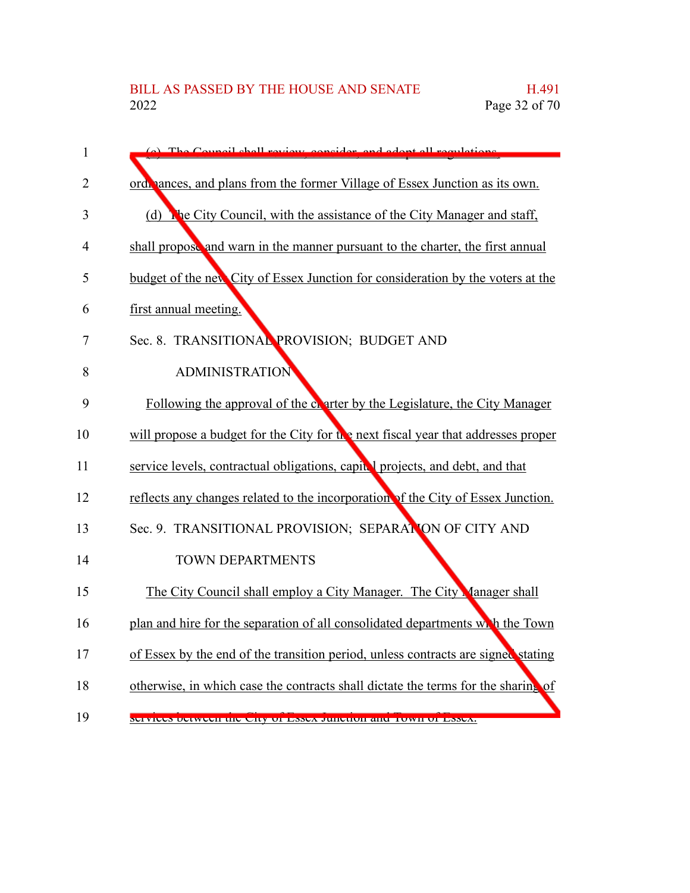(c) The Council shall review, consider, and adopt all regulations, ordinances, and plans from the former Village of Essex Junction as its own.

(d) The City Council, with the assistance of the City Manager and staff, shall propose and warn in the manner pursuant to the charter, the first annual budget of the new City of Essex Junction for consideration by the voters at the first annual meeting.

Sec. 8. TRANSITIONAL PROVISION; BUDGET AND ADMINISTRATION

Following the approval of the charter by the Legislature, the City Manager will propose a budget for the City for the next fiscal year that addresses proper service levels, contractual obligations, capital projects, and debt, and that reflects any changes related to the incorporation of the City of Essex Junction.

Sec. 9. TRANSITIONAL PROVISION; SEPARATION OF CITY AND TOWN DEPARTMENTS

The City Council shall employ a City Manager. The City Manager shall plan and hire for the separation of all consolidated departments with the Town of Essex by the end of the transition period, unless contracts are signed stating otherwise, in which case the contracts shall dictate the terms for the sharing of services between the City of Essex Junction and Town of Essex.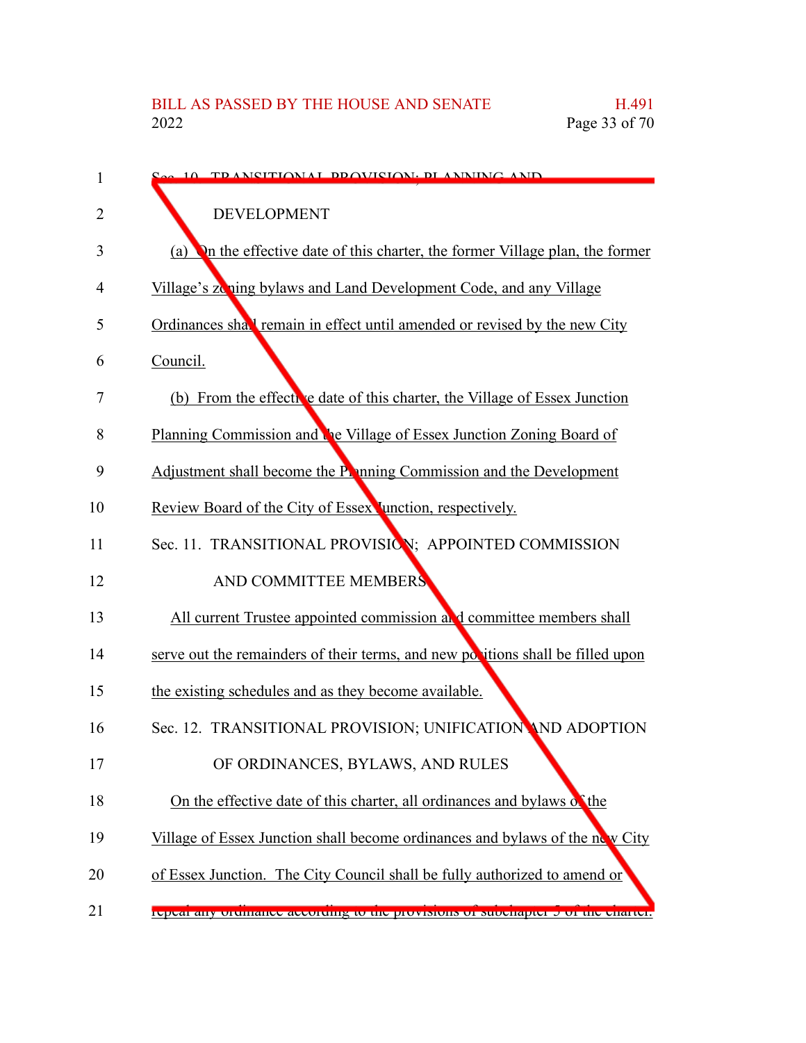Sec. 10. TRANSITIONAL PROVISION; PLANNING AND

DEVELOPMENT

(a) On the effective date of this charter, the former Village plan, the former Village's zoning bylaws and Land Development Code, and any Village Ordinances shall remain in effect until amended or revised by the new City Council.

(b) From the effective date of this charter, the Village of Essex Junction Planning Commission and the Village of Essex Junction Zoning Board of Adjustment shall become the Planning Commission and the Development Review Board of the City of Essex Junction, respectively.

Sec. 11. TRANSITIONAL PROVISION; APPOINTED COMMISSION

AND COMMITTEE MEMBERS

All current Trustee appointed commission and committee members shall serve out the remainders of their terms, and new positions shall be filled upon the existing schedules and as they become available.

Sec. 12. TRANSITIONAL PROVISION; UNIFICATION AND ADOPTION

OF ORDINANCES, BYLAWS, AND RULES

On the effective date of this charter, all ordinances and bylaws of the Village of Essex Junction shall become ordinances and bylaws of the new City of Essex Junction. The City Council shall be fully authorized to amend or repeal any ordinance according to the provisions of subchapter 5 of the charter.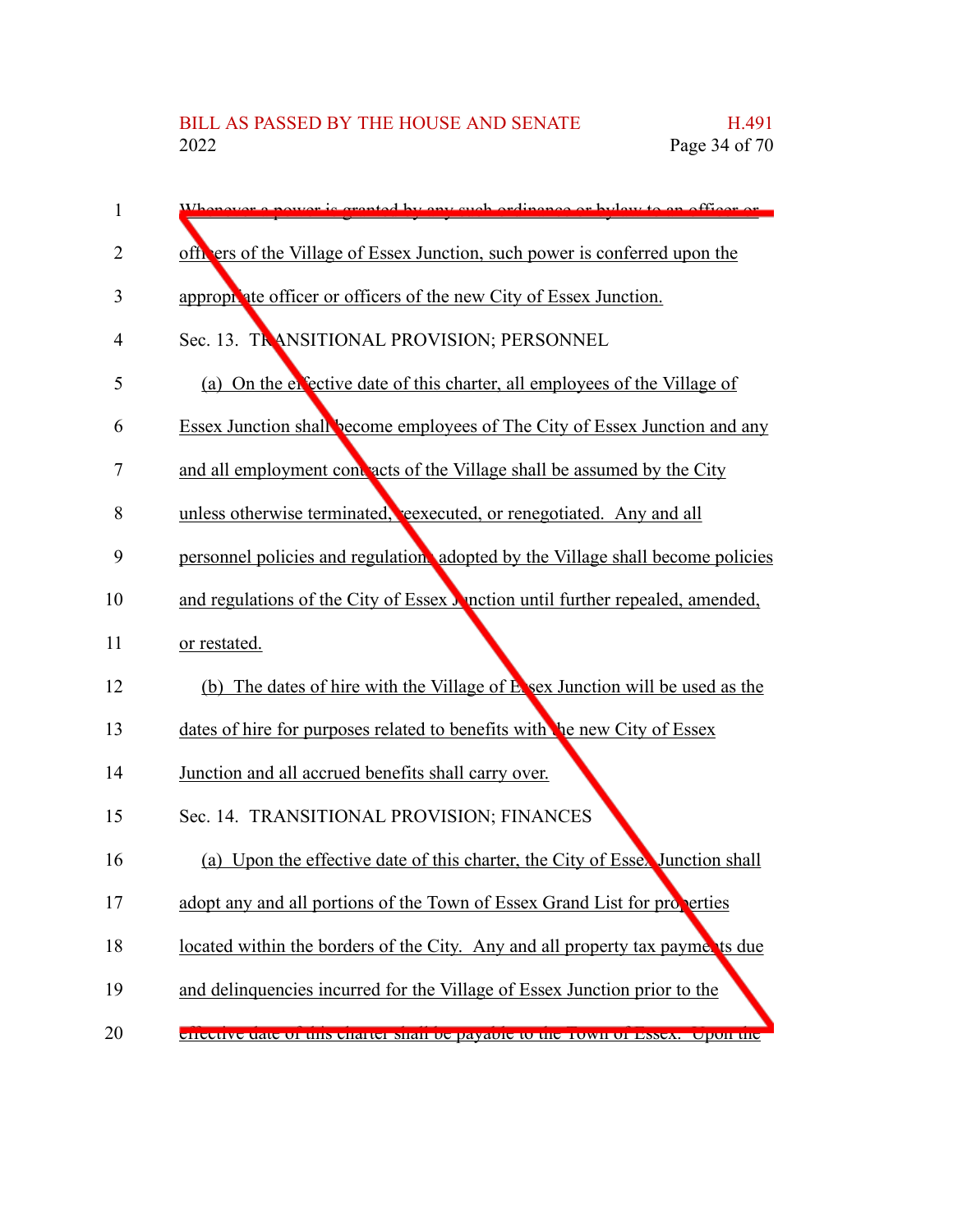Whenever a power is granted by any such ordinance or bylaw to an officer or officers of the Village of Essex Junction, such power is conferred upon the appropriate officer or officers of the new City of Essex Junction.

Sec. 13. TRANSITIONAL PROVISION; PERSONNEL

(a) On the effective date of this charter, all employees of the Village of Essex Junction shall become employees of The City of Essex Junction and any and all employment contracts of the Village shall be assumed by the City unless otherwise terminated, reexecuted, or renegotiated. Any and all personnel policies and regulations adopted by the Village shall become policies and regulations of the City of Essex Junction until further repealed, amended, or restated.

(b) The dates of hire with the Village of Essex Junction will be used as the dates of hire for purposes related to benefits with the new City of Essex Junction and all accrued benefits shall carry over.

Sec. 14. TRANSITIONAL PROVISION; FINANCES

(a) Upon the effective date of this charter, the City of Essex Junction shall adopt any and all portions of the Town of Essex Grand List for properties located within the borders of the City. Any and all property tax payments due and delinquencies incurred for the Village of Essex Junction prior to the effective date of this charter shall be payable to the Town of Essex. Upon the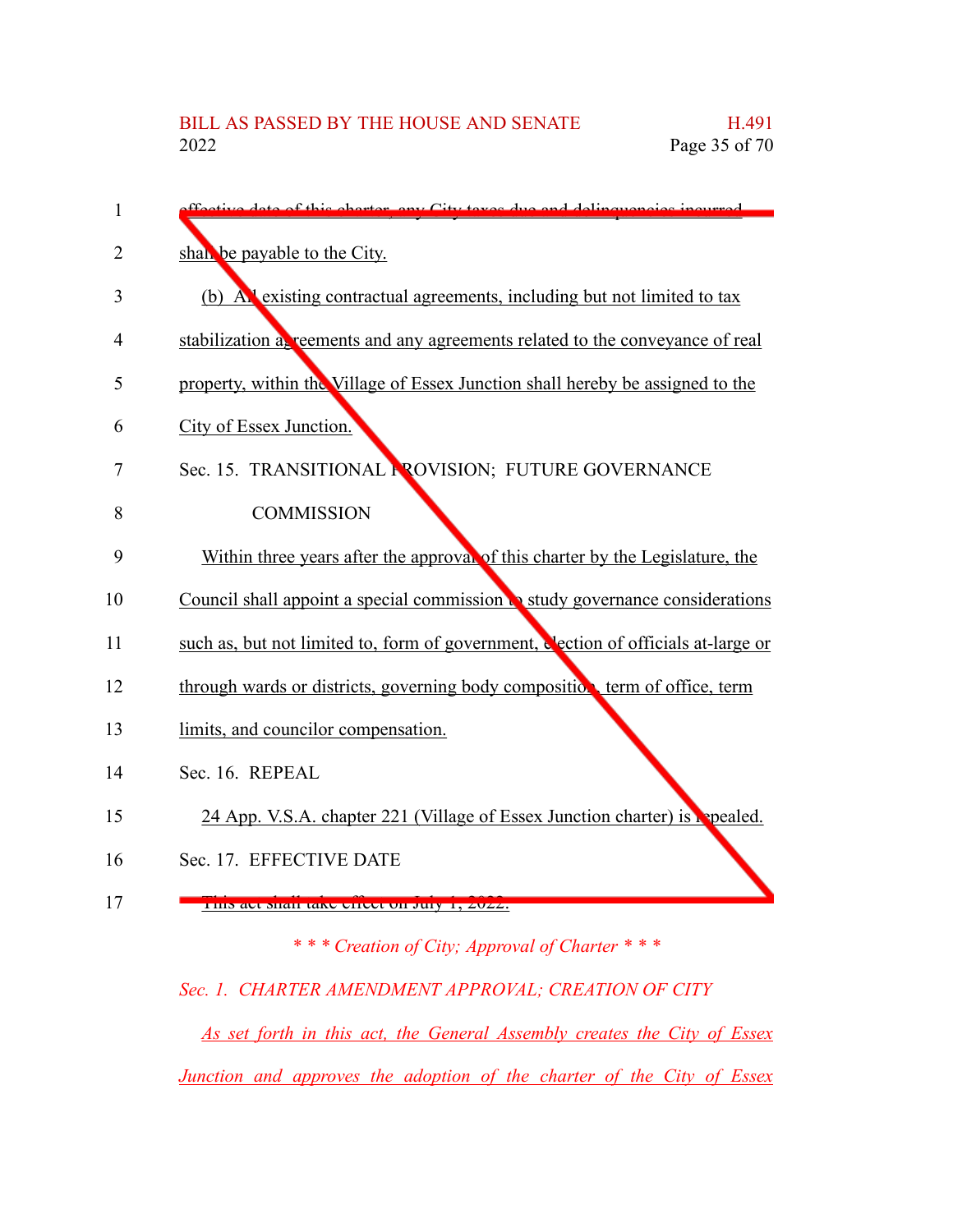effective date of this charter, any City taxes due and delinquencies incurred shall be payable to the City.

(b) All existing contractual agreements, including but not limited to tax stabilization agreements and any agreements related to the conveyance of real property, within the Village of Essex Junction shall hereby be assigned to the City of Essex Junction.

Sec. 15. TRANSITIONAL PROVISION; FUTURE GOVERNANCE COMMISSION

Within three years after the approval of this charter by the Legislature, the Council shall appoint a special commission to study governance considerations such as, but not limited to, form of government, election of officials at-large or through wards or districts, governing body composition, term of office, term limits, and councilor compensation.

Sec. 16. REPEAL

24 App. V.S.A. chapter 221 (Village of Essex Junction charter) is repealed.

Sec. 17. EFFECTIVE DATE

This act shall take effect on July 1, 2022.

*\* \* \* Creation of City; Approval of Charter \* \* \**

*Sec. 1. CHARTER AMENDMENT APPROVAL; CREATION OF CITY*

*As set forth in this act, the General Assembly creates the City of Essex Junction and approves the adoption of the charter of the City of Essex*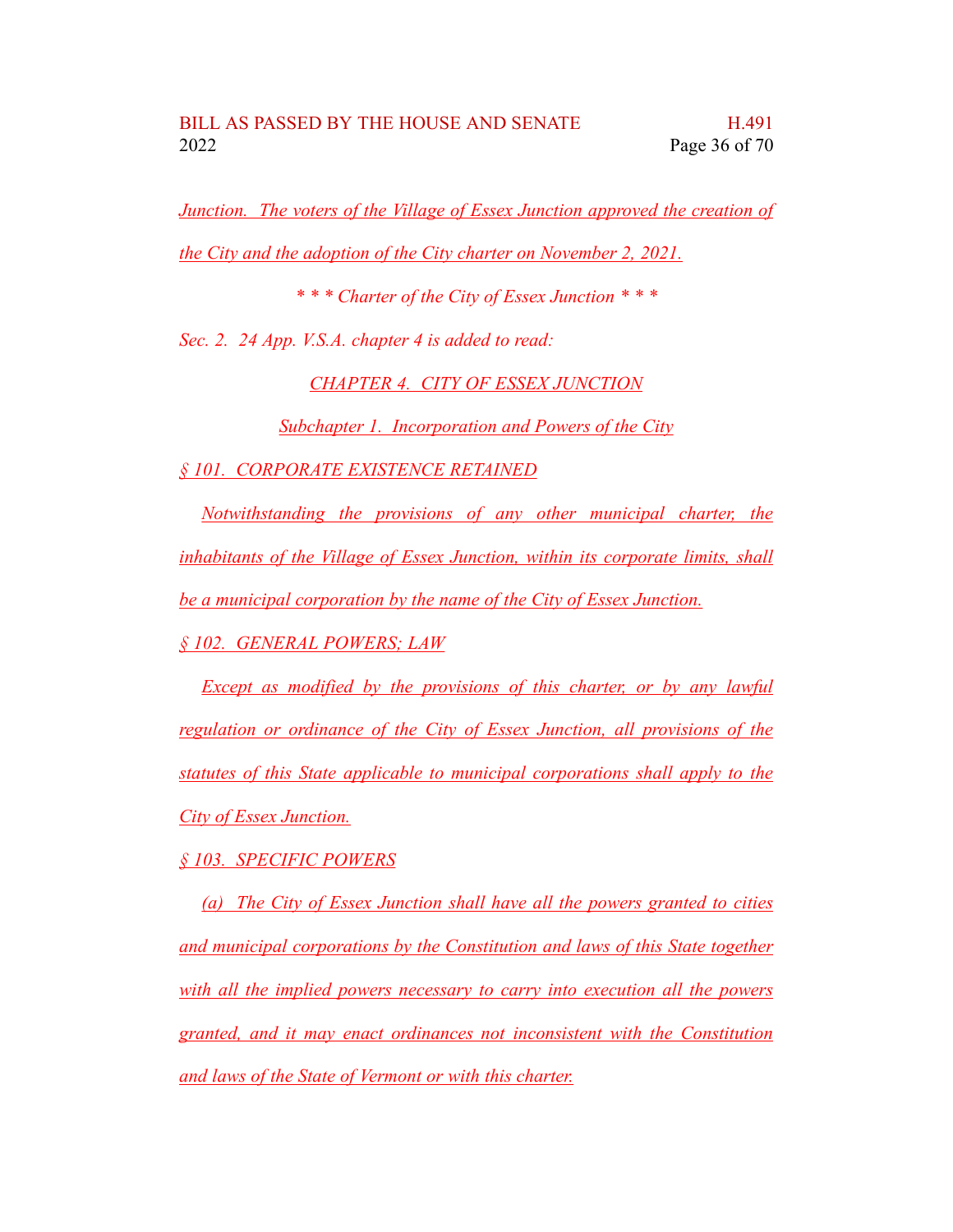Junction. The voters of the Village of Essex Junction approved the creation of the City and the adoption of the City charter on November 2, 2021.

*** Charter of the City of Essex Junction ***

Sec. 2. 24 App. V.S.A. chapter 4 is added to read:

## CHAPTER 4. CITY OF ESSEX JUNCTION

### Subchapter 1. Incorporation and Powers of the City

#### § 101. CORPORATE EXISTENCE RETAINED

Notwithstanding the provisions of any other municipal charter, the inhabitants of the Village of Essex Junction, within its corporate limits, shall be a municipal corporation by the name of the City of Essex Junction.

#### § 102. GENERAL POWERS; LAW

Except as modified by the provisions of this charter, or by any lawful regulation or ordinance of the City of Essex Junction, all provisions of the statutes of this State applicable to municipal corporations shall apply to the City of Essex Junction.

#### § 103. SPECIFIC POWERS

(a) The City of Essex Junction shall have all the powers granted to cities and municipal corporations by the Constitution and laws of this State together with all the implied powers necessary to carry into execution all the powers granted, and it may enact ordinances not inconsistent with the Constitution and laws of the State of Vermont or with this charter.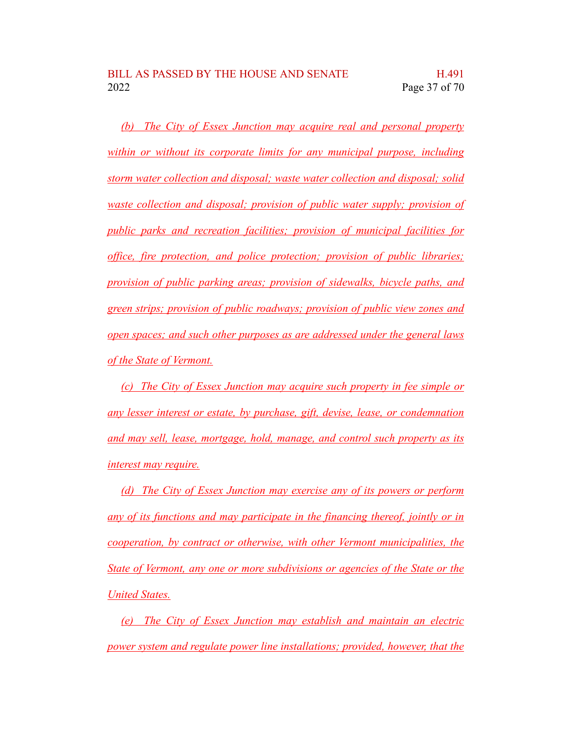(b) The City of Essex Junction may acquire real and personal property within or without its corporate limits for any municipal purpose, including storm water collection and disposal; waste water collection and disposal; solid waste collection and disposal; provision of public water supply; provision of public parks and recreation facilities; provision of municipal facilities for office, fire protection, and police protection; provision of public libraries; provision of public parking areas; provision of sidewalks, bicycle paths, and green strips; provision of public roadways; provision of public view zones and open spaces; and such other purposes as are addressed under the general laws of the State of Vermont.

(c) The City of Essex Junction may acquire such property in fee simple or any lesser interest or estate, by purchase, gift, devise, lease, or condemnation and may sell, lease, mortgage, hold, manage, and control such property as its interest may require.

(d) The City of Essex Junction may exercise any of its powers or perform any of its functions and may participate in the financing thereof, jointly or in cooperation, by contract or otherwise, with other Vermont municipalities, the State of Vermont, any one or more subdivisions or agencies of the State or the United States.

(e) The City of Essex Junction may establish and maintain an electric power system and regulate power line installations; provided, however, that the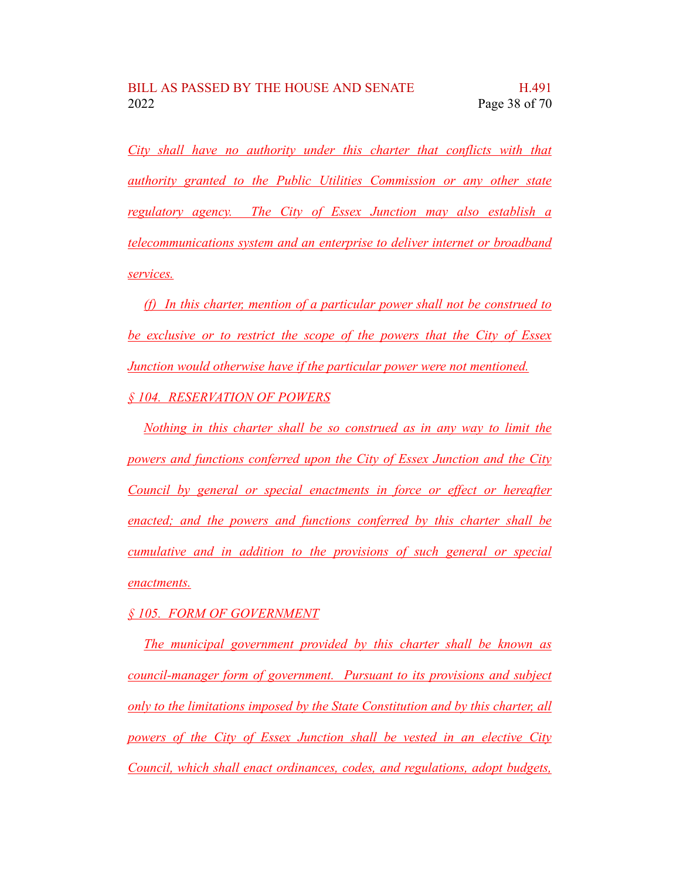City shall have no authority under this charter that conflicts with that authority granted to the Public Utilities Commission or any other state regulatory agency. The City of Essex Junction may also establish a telecommunications system and an enterprise to deliver internet or broadband services.

(f) In this charter, mention of a particular power shall not be construed to be exclusive or to restrict the scope of the powers that the City of Essex Junction would otherwise have if the particular power were not mentioned.

§ 104. RESERVATION OF POWERS

Nothing in this charter shall be so construed as in any way to limit the powers and functions conferred upon the City of Essex Junction and the City Council by general or special enactments in force or effect or hereafter enacted; and the powers and functions conferred by this charter shall be cumulative and in addition to the provisions of such general or special enactments.

§ 105. FORM OF GOVERNMENT

The municipal government provided by this charter shall be known as council-manager form of government. Pursuant to its provisions and subject only to the limitations imposed by the State Constitution and by this charter, all powers of the City of Essex Junction shall be vested in an elective City Council, which shall enact ordinances, codes, and regulations, adopt budgets,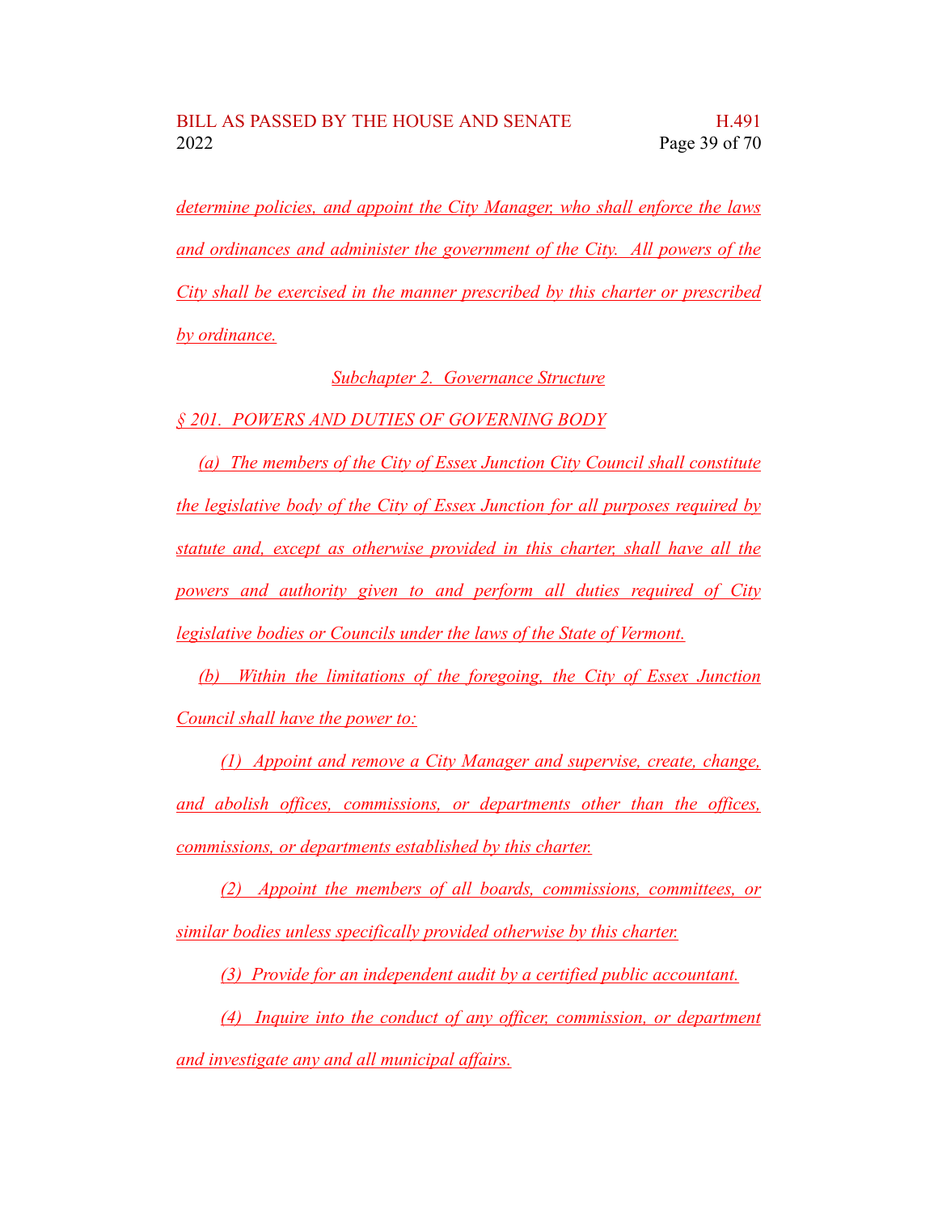determine policies, and appoint the City Manager, who shall enforce the laws and ordinances and administer the government of the City. All powers of the City shall be exercised in the manner prescribed by this charter or prescribed by ordinance.

Subchapter 2. Governance Structure

§ 201. POWERS AND DUTIES OF GOVERNING BODY

(a) The members of the City of Essex Junction City Council shall constitute the legislative body of the City of Essex Junction for all purposes required by statute and, except as otherwise provided in this charter, shall have all the powers and authority given to and perform all duties required of City legislative bodies or Councils under the laws of the State of Vermont.

(b) Within the limitations of the foregoing, the City of Essex Junction Council shall have the power to:

(1) Appoint and remove a City Manager and supervise, create, change, and abolish offices, commissions, or departments other than the offices, commissions, or departments established by this charter.

(2) Appoint the members of all boards, commissions, committees, or similar bodies unless specifically provided otherwise by this charter.

(3) Provide for an independent audit by a certified public accountant.

(4) Inquire into the conduct of any officer, commission, or department and investigate any and all municipal affairs.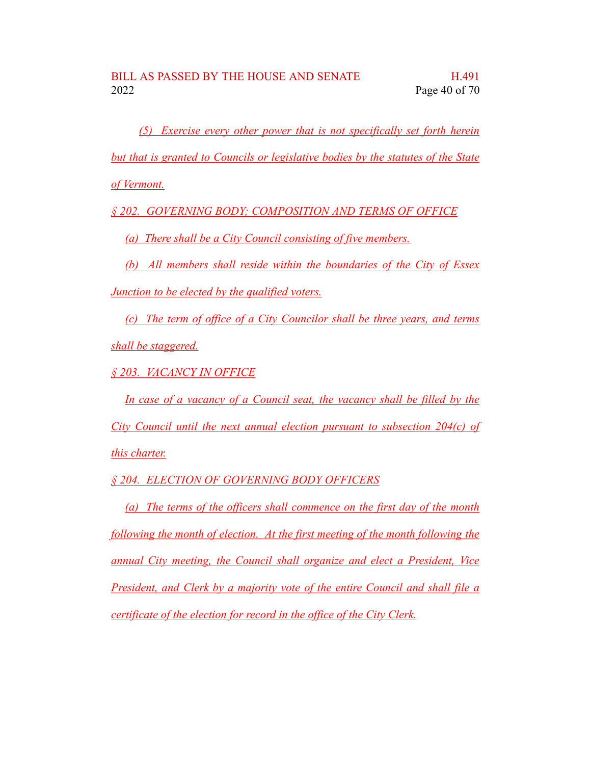*(5) Exercise every other power that is not specifically set forth herein but that is granted to Councils or legislative bodies by the statutes of the State of Vermont.*

*§ 202. GOVERNING BODY; COMPOSITION AND TERMS OF OFFICE*

*(a) There shall be a City Council consisting of five members.*

*(b) All members shall reside within the boundaries of the City of Essex Junction to be elected by the qualified voters.*

*(c) The term of office of a City Councilor shall be three years, and terms shall be staggered.*

*§ 203. VACANCY IN OFFICE*

*In case of a vacancy of a Council seat, the vacancy shall be filled by the City Council until the next annual election pursuant to subsection 204(c) of this charter.*

*§ 204. ELECTION OF GOVERNING BODY OFFICERS*

*(a) The terms of the officers shall commence on the first day of the month following the month of election. At the first meeting of the month following the annual City meeting, the Council shall organize and elect a President, Vice President, and Clerk by a majority vote of the entire Council and shall file a certificate of the election for record in the office of the City Clerk.*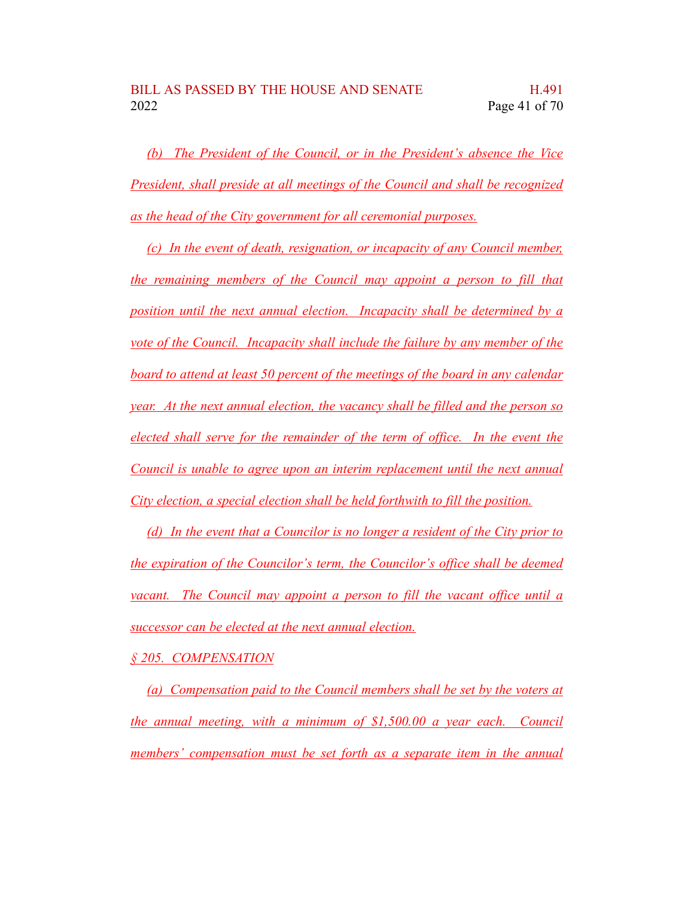(b) The President of the Council, or in the President's absence the Vice President, shall preside at all meetings of the Council and shall be recognized as the head of the City government for all ceremonial purposes.

(c) In the event of death, resignation, or incapacity of any Council member, the remaining members of the Council may appoint a person to fill that position until the next annual election. Incapacity shall be determined by a vote of the Council. Incapacity shall include the failure by any member of the board to attend at least 50 percent of the meetings of the board in any calendar year. At the next annual election, the vacancy shall be filled and the person so elected shall serve for the remainder of the term of office. In the event the Council is unable to agree upon an interim replacement until the next annual City election, a special election shall be held forthwith to fill the position.

(d) In the event that a Councilor is no longer a resident of the City prior to the expiration of the Councilor's term, the Councilor's office shall be deemed vacant. The Council may appoint a person to fill the vacant office until a successor can be elected at the next annual election.

§ 205. COMPENSATION

(a) Compensation paid to the Council members shall be set by the voters at the annual meeting, with a minimum of $1,500.00 a year each. Council members' compensation must be set forth as a separate item in the annual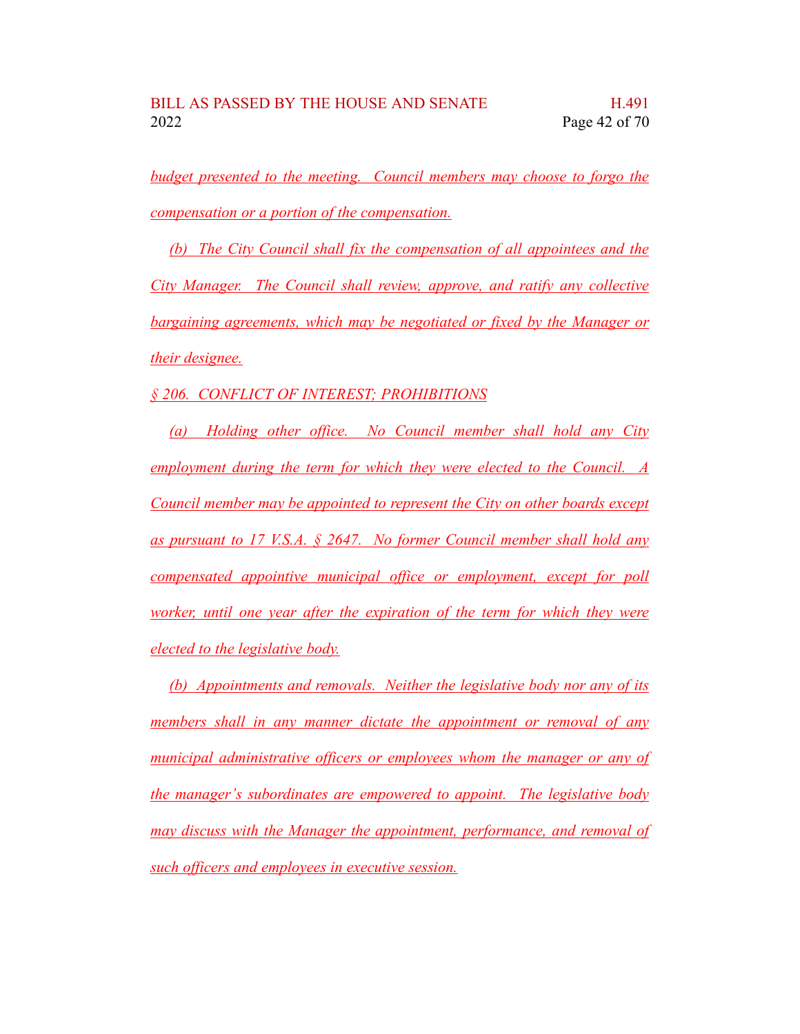budget presented to the meeting. Council members may choose to forgo the compensation or a portion of the compensation.

(b) The City Council shall fix the compensation of all appointees and the City Manager. The Council shall review, approve, and ratify any collective bargaining agreements, which may be negotiated or fixed by the Manager or their designee.

§ 206. CONFLICT OF INTEREST; PROHIBITIONS

(a) Holding other office. No Council member shall hold any City employment during the term for which they were elected to the Council. A Council member may be appointed to represent the City on other boards except as pursuant to 17 V.S.A. § 2647. No former Council member shall hold any compensated appointive municipal office or employment, except for poll worker, until one year after the expiration of the term for which they were elected to the legislative body.

(b) Appointments and removals. Neither the legislative body nor any of its members shall in any manner dictate the appointment or removal of any municipal administrative officers or employees whom the manager or any of the manager's subordinates are empowered to appoint. The legislative body may discuss with the Manager the appointment, performance, and removal of such officers and employees in executive session.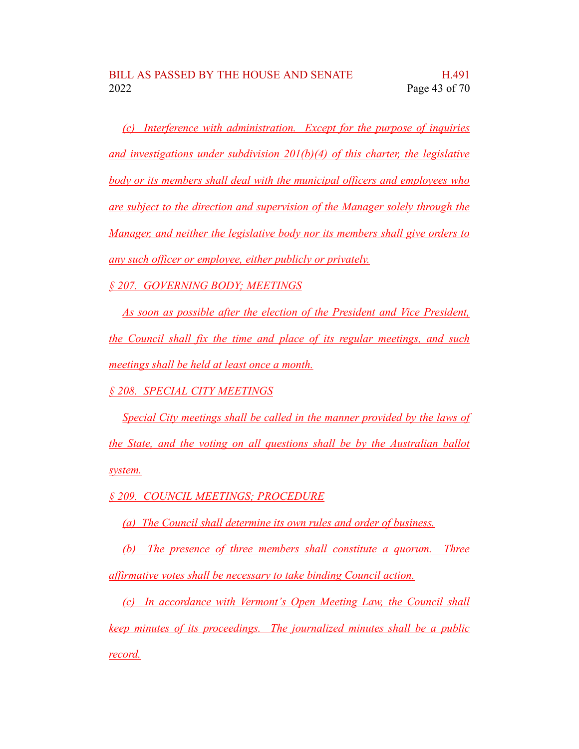(c) Interference with administration. Except for the purpose of inquiries and investigations under subdivision 201(b)(4) of this charter, the legislative body or its members shall deal with the municipal officers and employees who are subject to the direction and supervision of the Manager solely through the Manager, and neither the legislative body nor its members shall give orders to any such officer or employee, either publicly or privately.

§ 207. GOVERNING BODY; MEETINGS

As soon as possible after the election of the President and Vice President, the Council shall fix the time and place of its regular meetings, and such meetings shall be held at least once a month.

§ 208. SPECIAL CITY MEETINGS

Special City meetings shall be called in the manner provided by the laws of the State, and the voting on all questions shall be by the Australian ballot system.

§ 209. COUNCIL MEETINGS; PROCEDURE

(a) The Council shall determine its own rules and order of business.

(b) The presence of three members shall constitute a quorum. Three affirmative votes shall be necessary to take binding Council action.

(c) In accordance with Vermont's Open Meeting Law, the Council shall keep minutes of its proceedings. The journalized minutes shall be a public record.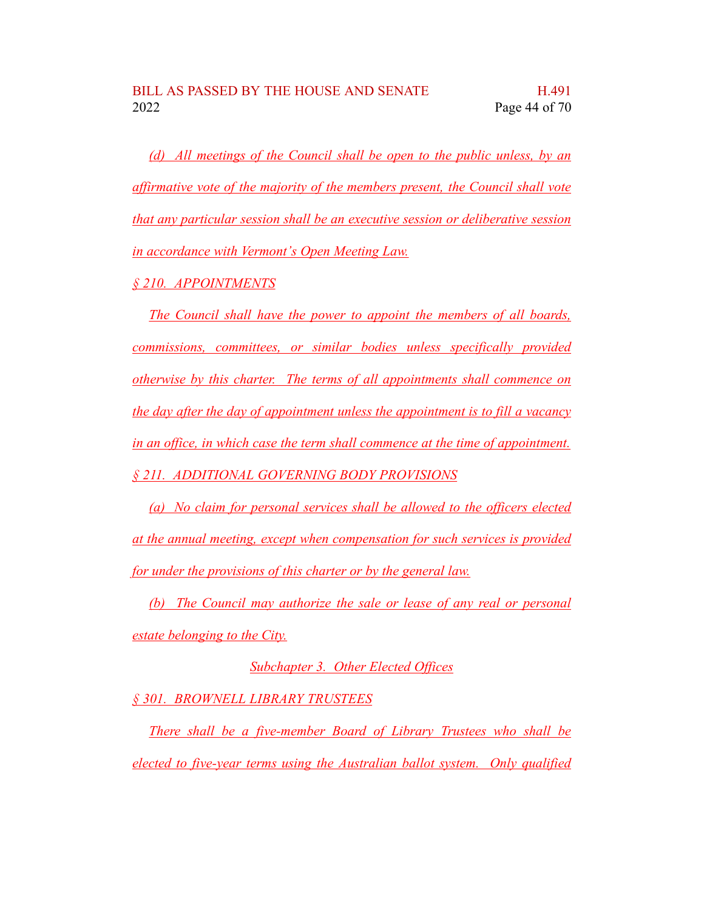(d) All meetings of the Council shall be open to the public unless, by an affirmative vote of the majority of the members present, the Council shall vote that any particular session shall be an executive session or deliberative session in accordance with Vermont's Open Meeting Law.

§ 210. APPOINTMENTS

The Council shall have the power to appoint the members of all boards, commissions, committees, or similar bodies unless specifically provided otherwise by this charter. The terms of all appointments shall commence on the day after the day of appointment unless the appointment is to fill a vacancy in an office, in which case the term shall commence at the time of appointment.

§ 211. ADDITIONAL GOVERNING BODY PROVISIONS

(a) No claim for personal services shall be allowed to the officers elected at the annual meeting, except when compensation for such services is provided for under the provisions of this charter or by the general law.

(b) The Council may authorize the sale or lease of any real or personal estate belonging to the City.

Subchapter 3. Other Elected Offices

§ 301. BROWNELL LIBRARY TRUSTEES

There shall be a five-member Board of Library Trustees who shall be elected to five-year terms using the Australian ballot system. Only qualified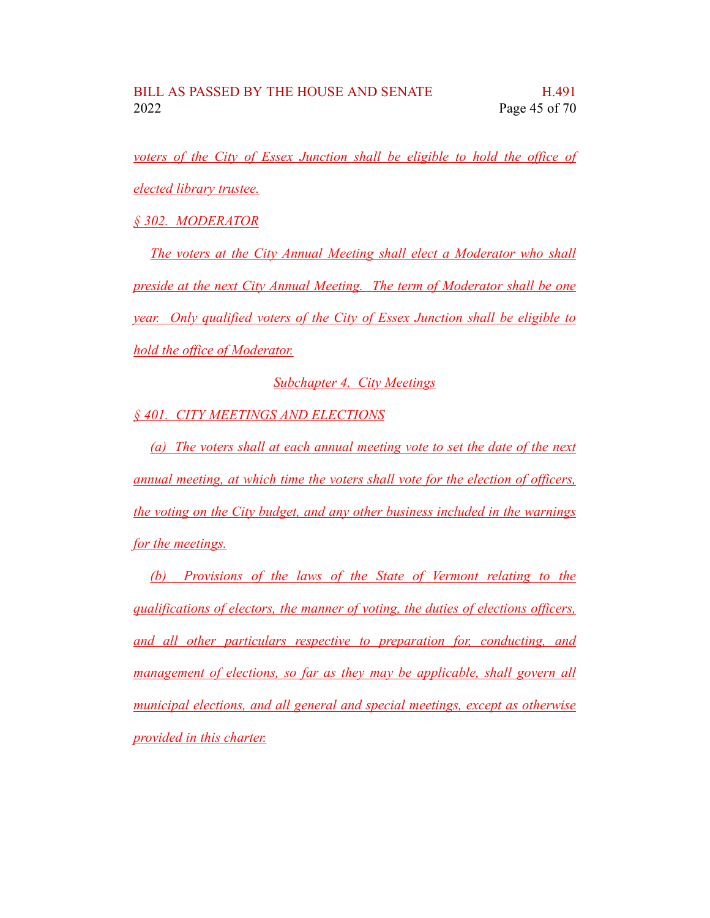voters of the City of Essex Junction shall be eligible to hold the office of elected library trustee.

§ 302. MODERATOR

The voters at the City Annual Meeting shall elect a Moderator who shall preside at the next City Annual Meeting. The term of Moderator shall be one year. Only qualified voters of the City of Essex Junction shall be eligible to hold the office of Moderator.

Subchapter 4. City Meetings

§ 401. CITY MEETINGS AND ELECTIONS

(a) The voters shall at each annual meeting vote to set the date of the next annual meeting, at which time the voters shall vote for the election of officers, the voting on the City budget, and any other business included in the warnings for the meetings.

(b) Provisions of the laws of the State of Vermont relating to the qualifications of electors, the manner of voting, the duties of elections officers, and all other particulars respective to preparation for, conducting, and management of elections, so far as they may be applicable, shall govern all municipal elections, and all general and special meetings, except as otherwise provided in this charter.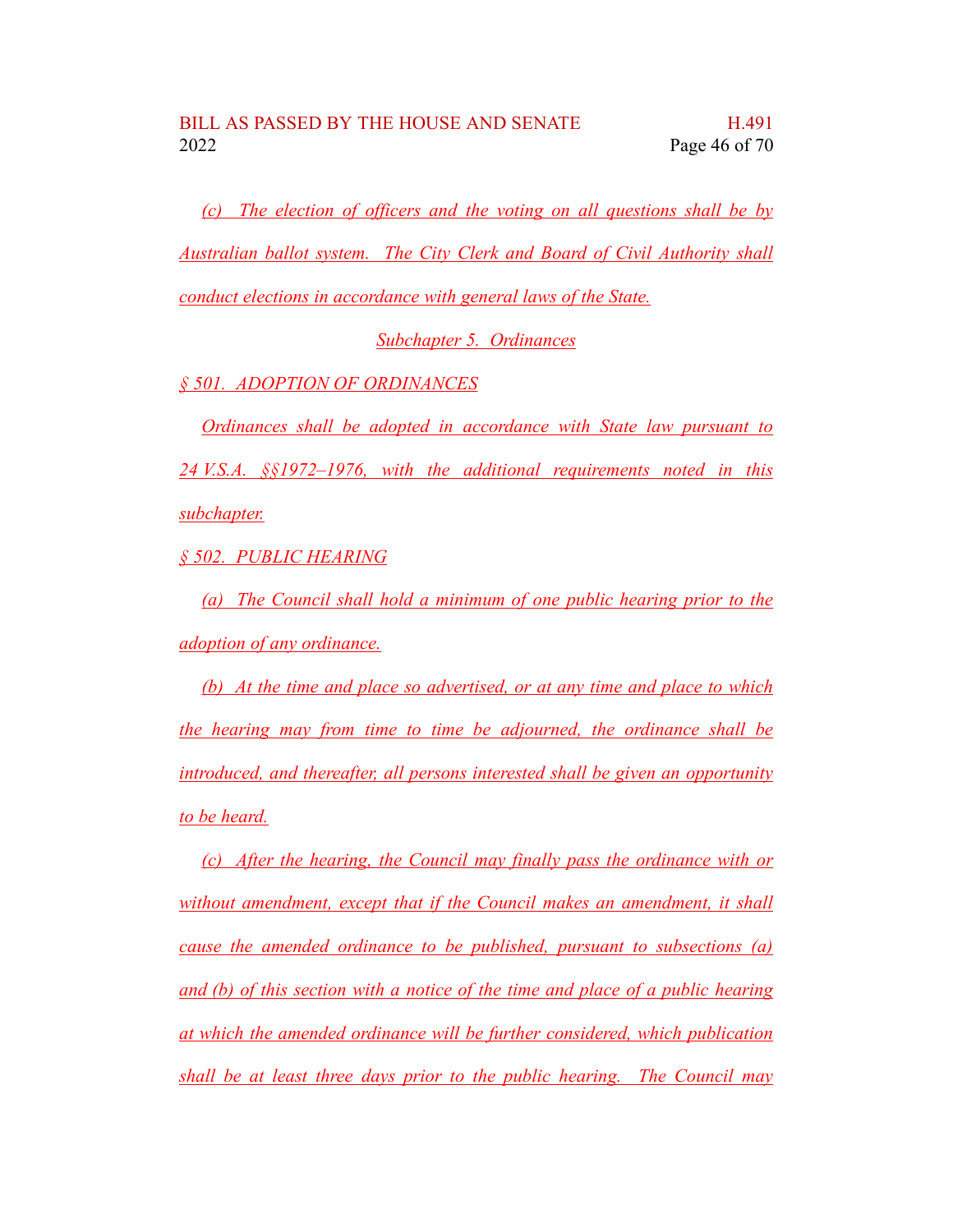(c) The election of officers and the voting on all questions shall be by Australian ballot system. The City Clerk and Board of Civil Authority shall conduct elections in accordance with general laws of the State.

Subchapter 5. Ordinances

§ 501. ADOPTION OF ORDINANCES

Ordinances shall be adopted in accordance with State law pursuant to 24 V.S.A. §§1972–1976, with the additional requirements noted in this subchapter.

§ 502. PUBLIC HEARING

(a) The Council shall hold a minimum of one public hearing prior to the adoption of any ordinance.

(b) At the time and place so advertised, or at any time and place to which the hearing may from time to time be adjourned, the ordinance shall be introduced, and thereafter, all persons interested shall be given an opportunity to be heard.

(c) After the hearing, the Council may finally pass the ordinance with or without amendment, except that if the Council makes an amendment, it shall cause the amended ordinance to be published, pursuant to subsections (a) and (b) of this section with a notice of the time and place of a public hearing at which the amended ordinance will be further considered, which publication shall be at least three days prior to the public hearing. The Council may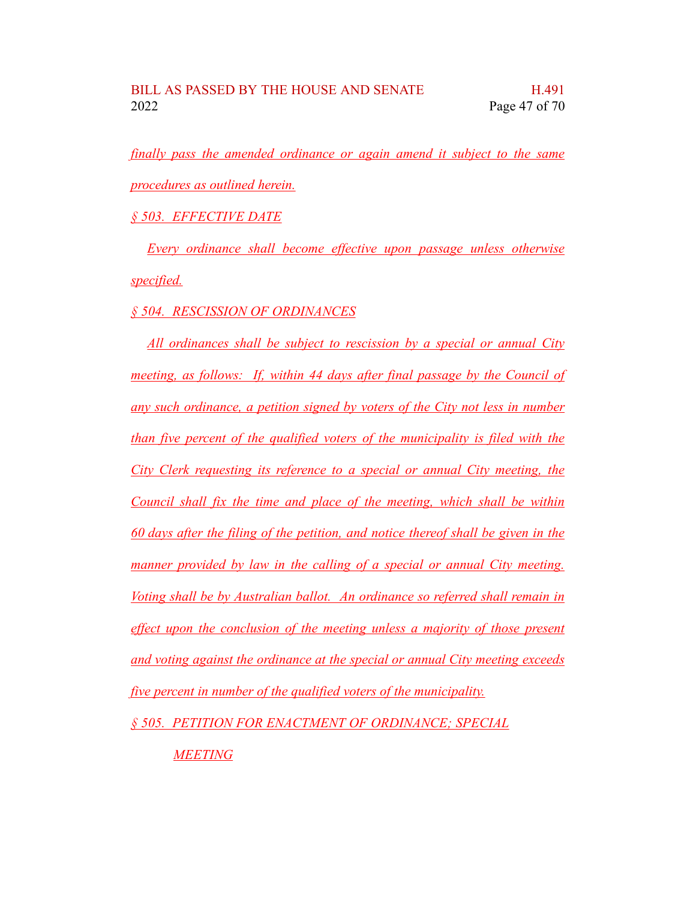*finally pass the amended ordinance or again amend it subject to the same procedures as outlined herein.*

*§ 503. EFFECTIVE DATE*

*Every ordinance shall become effective upon passage unless otherwise specified.*

*§ 504. RESCISSION OF ORDINANCES*

*All ordinances shall be subject to rescission by a special or annual City meeting, as follows: If, within 44 days after final passage by the Council of any such ordinance, a petition signed by voters of the City not less in number than five percent of the qualified voters of the municipality is filed with the City Clerk requesting its reference to a special or annual City meeting, the Council shall fix the time and place of the meeting, which shall be within 60 days after the filing of the petition, and notice thereof shall be given in the manner provided by law in the calling of a special or annual City meeting. Voting shall be by Australian ballot. An ordinance so referred shall remain in effect upon the conclusion of the meeting unless a majority of those present and voting against the ordinance at the special or annual City meeting exceeds five percent in number of the qualified voters of the municipality.*

*§ 505. PETITION FOR ENACTMENT OF ORDINANCE; SPECIAL MEETING*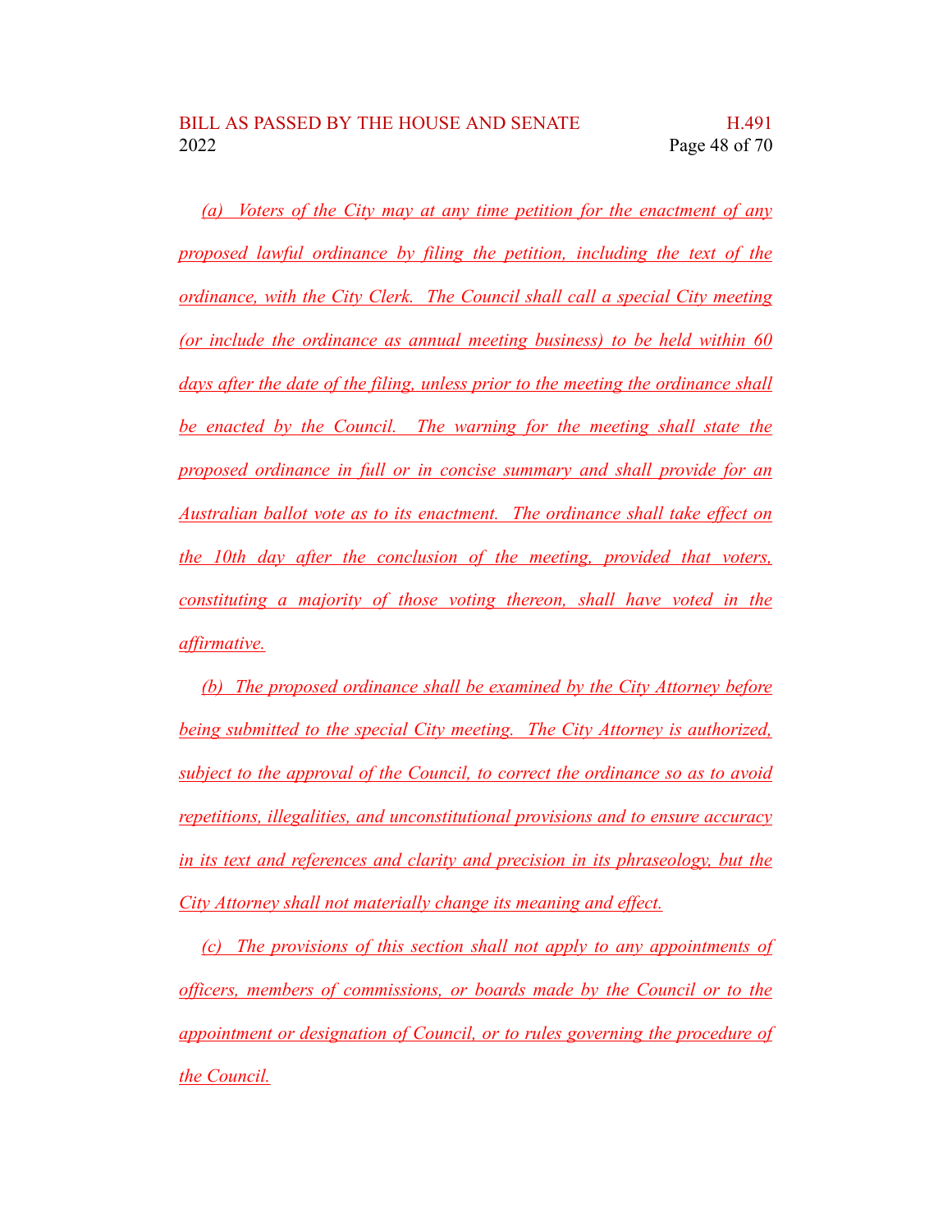(a) Voters of the City may at any time petition for the enactment of any proposed lawful ordinance by filing the petition, including the text of the ordinance, with the City Clerk. The Council shall call a special City meeting (or include the ordinance as annual meeting business) to be held within 60 days after the date of the filing, unless prior to the meeting the ordinance shall be enacted by the Council. The warning for the meeting shall state the proposed ordinance in full or in concise summary and shall provide for an Australian ballot vote as to its enactment. The ordinance shall take effect on the 10th day after the conclusion of the meeting, provided that voters, constituting a majority of those voting thereon, shall have voted in the affirmative.

(b) The proposed ordinance shall be examined by the City Attorney before being submitted to the special City meeting. The City Attorney is authorized, subject to the approval of the Council, to correct the ordinance so as to avoid repetitions, illegalities, and unconstitutional provisions and to ensure accuracy in its text and references and clarity and precision in its phraseology, but the City Attorney shall not materially change its meaning and effect.

(c) The provisions of this section shall not apply to any appointments of officers, members of commissions, or boards made by the Council or to the appointment or designation of Council, or to rules governing the procedure of the Council.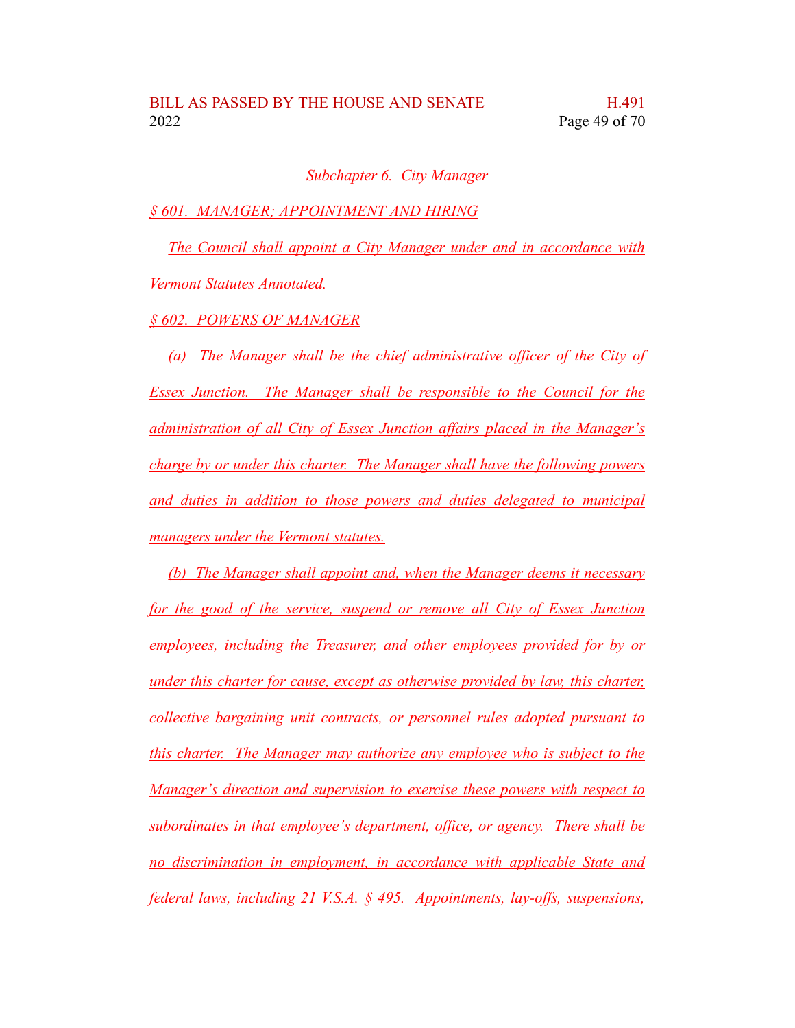Subchapter 6. City Manager

§ 601. MANAGER; APPOINTMENT AND HIRING

The Council shall appoint a City Manager under and in accordance with Vermont Statutes Annotated.

§ 602. POWERS OF MANAGER

(a) The Manager shall be the chief administrative officer of the City of Essex Junction. The Manager shall be responsible to the Council for the administration of all City of Essex Junction affairs placed in the Manager's charge by or under this charter. The Manager shall have the following powers and duties in addition to those powers and duties delegated to municipal managers under the Vermont statutes.

(b) The Manager shall appoint and, when the Manager deems it necessary for the good of the service, suspend or remove all City of Essex Junction employees, including the Treasurer, and other employees provided for by or under this charter for cause, except as otherwise provided by law, this charter, collective bargaining unit contracts, or personnel rules adopted pursuant to this charter. The Manager may authorize any employee who is subject to the Manager's direction and supervision to exercise these powers with respect to subordinates in that employee's department, office, or agency. There shall be no discrimination in employment, in accordance with applicable State and federal laws, including 21 V.S.A. § 495. Appointments, lay-offs, suspensions,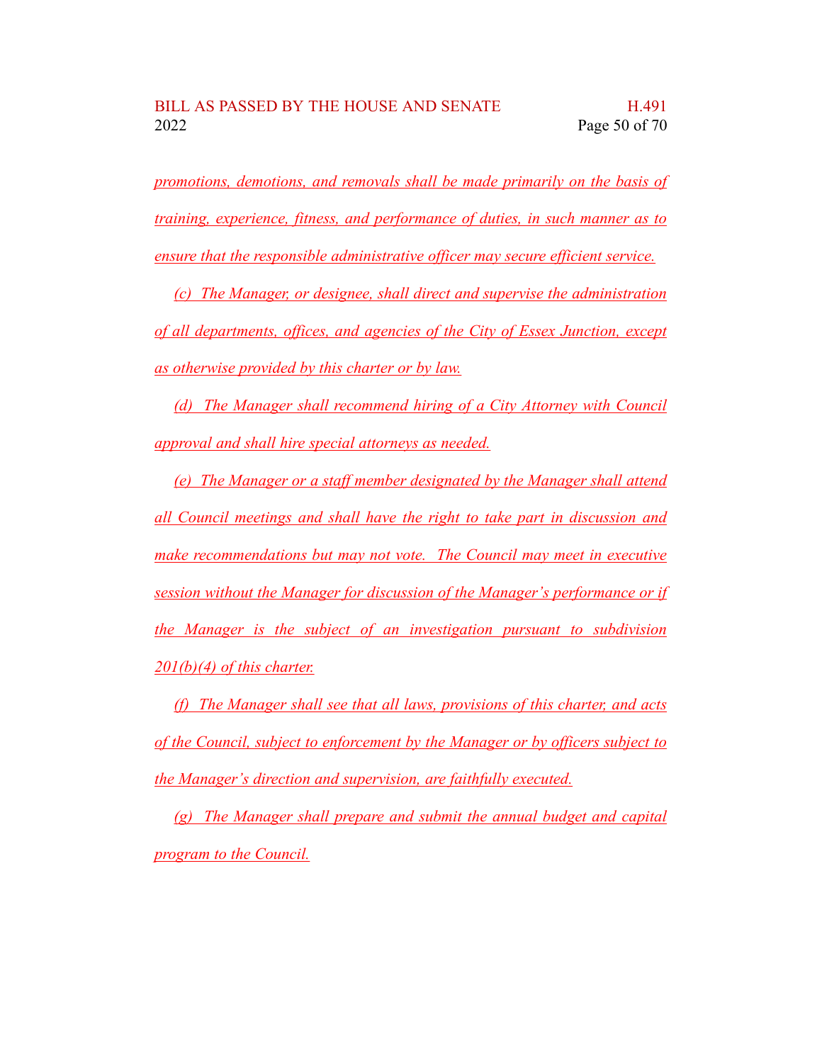promotions, demotions, and removals shall be made primarily on the basis of training, experience, fitness, and performance of duties, in such manner as to ensure that the responsible administrative officer may secure efficient service.

(c) The Manager, or designee, shall direct and supervise the administration of all departments, offices, and agencies of the City of Essex Junction, except as otherwise provided by this charter or by law.

(d) The Manager shall recommend hiring of a City Attorney with Council approval and shall hire special attorneys as needed.

(e) The Manager or a staff member designated by the Manager shall attend all Council meetings and shall have the right to take part in discussion and make recommendations but may not vote. The Council may meet in executive session without the Manager for discussion of the Manager's performance or if the Manager is the subject of an investigation pursuant to subdivision 201(b)(4) of this charter.

(f) The Manager shall see that all laws, provisions of this charter, and acts of the Council, subject to enforcement by the Manager or by officers subject to the Manager's direction and supervision, are faithfully executed.

(g) The Manager shall prepare and submit the annual budget and capital program to the Council.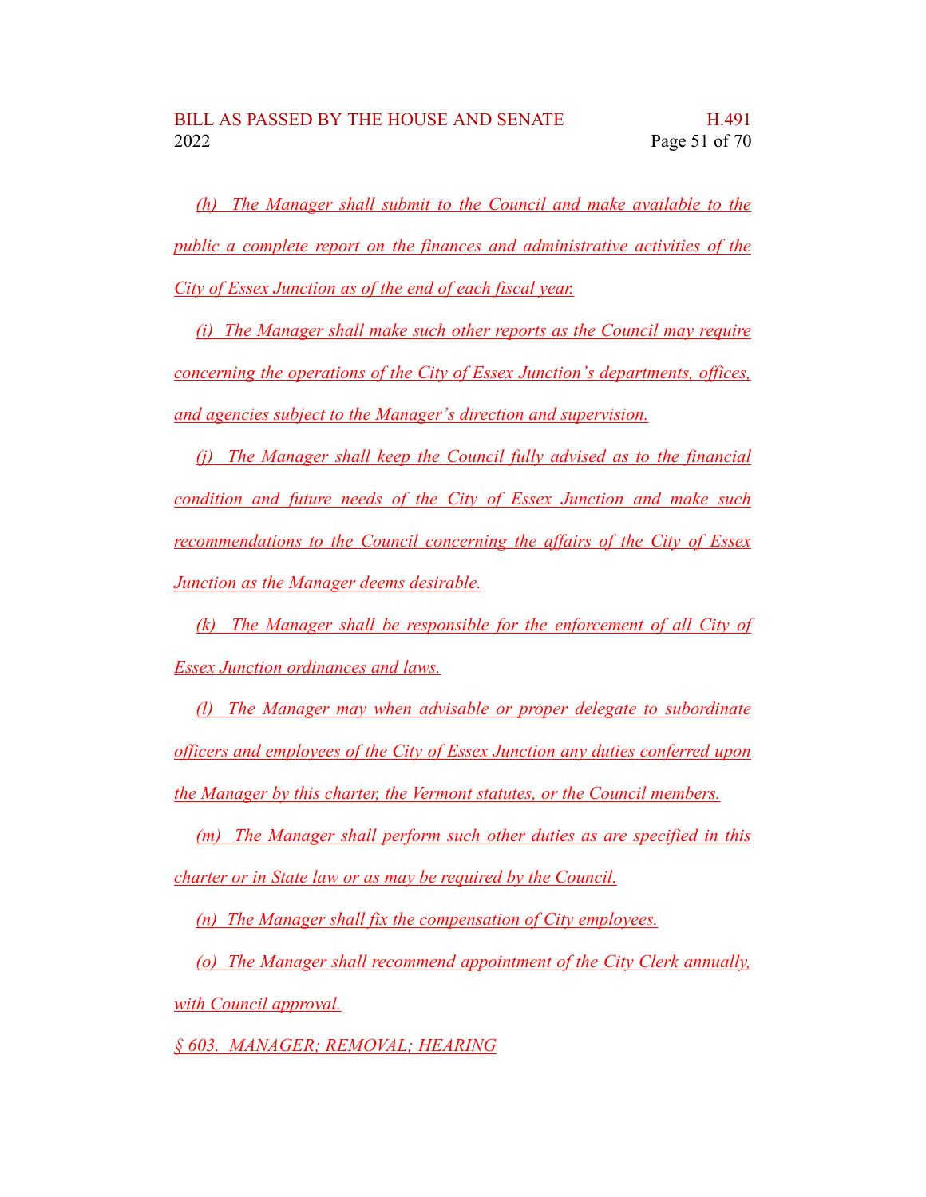*(h) The Manager shall submit to the Council and make available to the public a complete report on the finances and administrative activities of the City of Essex Junction as of the end of each fiscal year.*

*(i) The Manager shall make such other reports as the Council may require concerning the operations of the City of Essex Junction's departments, offices, and agencies subject to the Manager's direction and supervision.*

*(j) The Manager shall keep the Council fully advised as to the financial condition and future needs of the City of Essex Junction and make such recommendations to the Council concerning the affairs of the City of Essex Junction as the Manager deems desirable.*

*(k) The Manager shall be responsible for the enforcement of all City of Essex Junction ordinances and laws.*

*(l) The Manager may when advisable or proper delegate to subordinate officers and employees of the City of Essex Junction any duties conferred upon the Manager by this charter, the Vermont statutes, or the Council members.*

*(m) The Manager shall perform such other duties as are specified in this charter or in State law or as may be required by the Council.*

*(n) The Manager shall fix the compensation of City employees.*

*(o) The Manager shall recommend appointment of the City Clerk annually, with Council approval.*

*§ 603. MANAGER; REMOVAL; HEARING*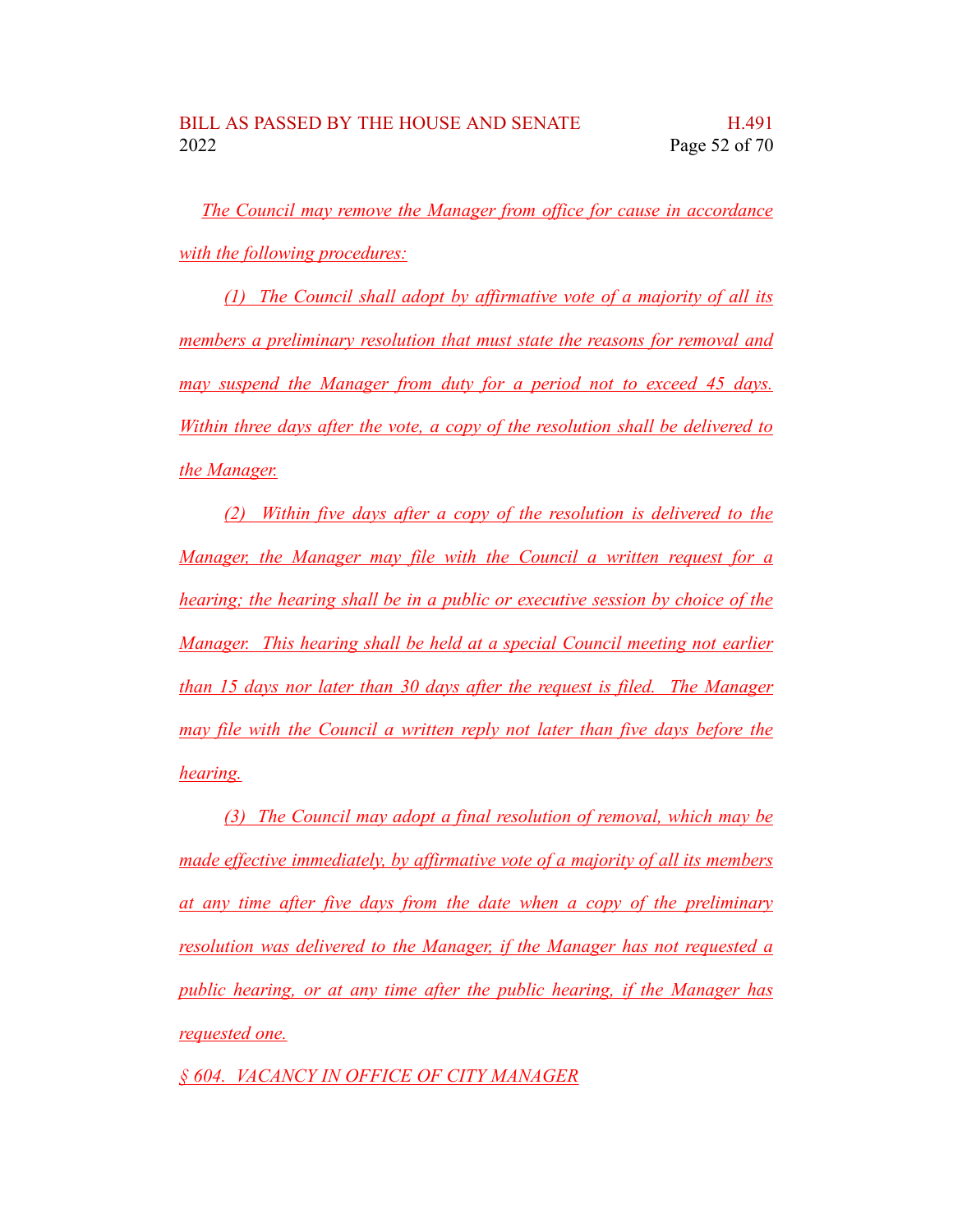The Council may remove the Manager from office for cause in accordance with the following procedures:

(1) The Council shall adopt by affirmative vote of a majority of all its members a preliminary resolution that must state the reasons for removal and may suspend the Manager from duty for a period not to exceed 45 days. Within three days after the vote, a copy of the resolution shall be delivered to the Manager.

(2) Within five days after a copy of the resolution is delivered to the Manager, the Manager may file with the Council a written request for a hearing; the hearing shall be in a public or executive session by choice of the Manager. This hearing shall be held at a special Council meeting not earlier than 15 days nor later than 30 days after the request is filed. The Manager may file with the Council a written reply not later than five days before the hearing.

(3) The Council may adopt a final resolution of removal, which may be made effective immediately, by affirmative vote of a majority of all its members at any time after five days from the date when a copy of the preliminary resolution was delivered to the Manager, if the Manager has not requested a public hearing, or at any time after the public hearing, if the Manager has requested one.

§ 604. VACANCY IN OFFICE OF CITY MANAGER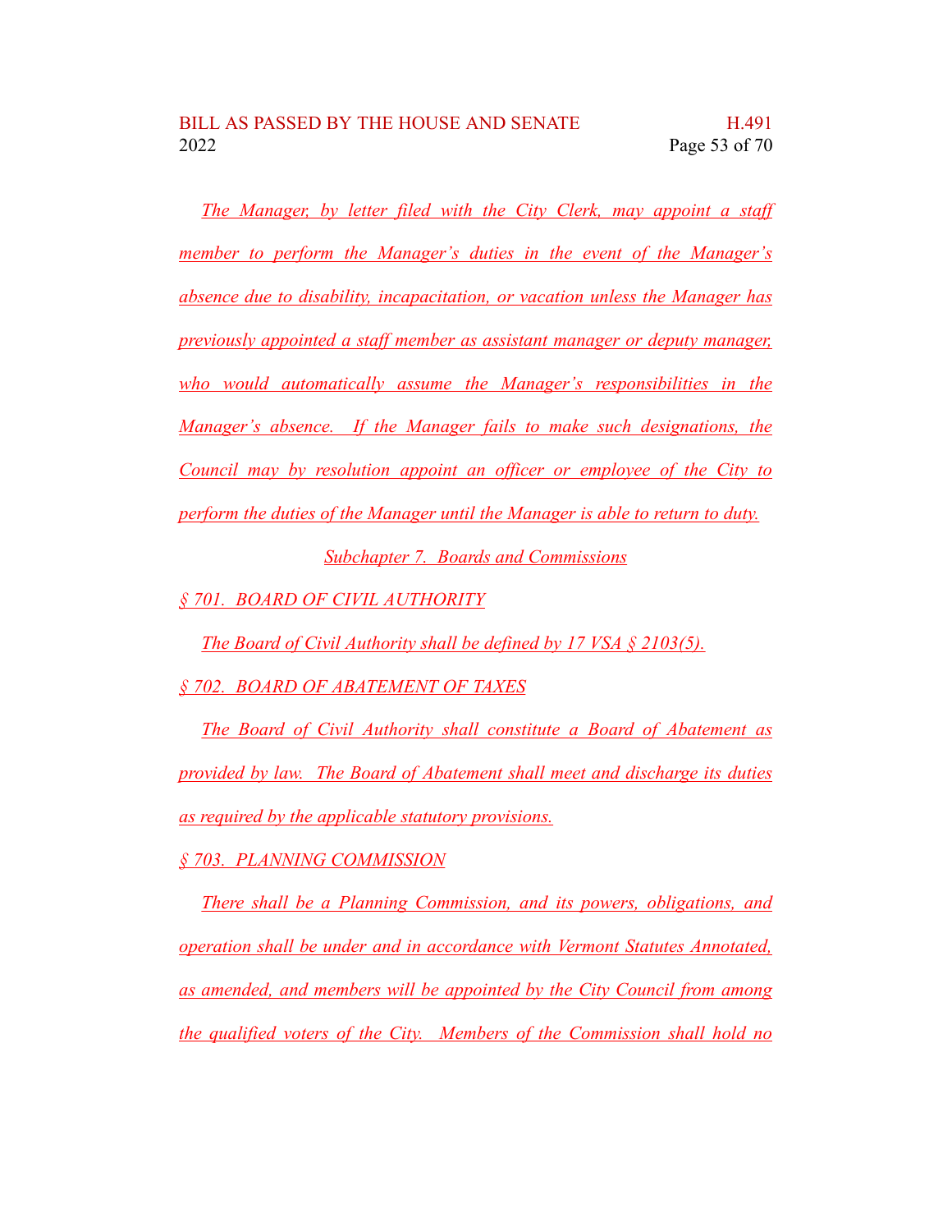The Manager, by letter filed with the City Clerk, may appoint a staff member to perform the Manager's duties in the event of the Manager's absence due to disability, incapacitation, or vacation unless the Manager has previously appointed a staff member as assistant manager or deputy manager, who would automatically assume the Manager's responsibilities in the Manager's absence. If the Manager fails to make such designations, the Council may by resolution appoint an officer or employee of the City to perform the duties of the Manager until the Manager is able to return to duty.

## Subchapter 7. Boards and Commissions

### § 701. BOARD OF CIVIL AUTHORITY

The Board of Civil Authority shall be defined by 17 VSA § 2103(5).

### § 702. BOARD OF ABATEMENT OF TAXES

The Board of Civil Authority shall constitute a Board of Abatement as provided by law. The Board of Abatement shall meet and discharge its duties as required by the applicable statutory provisions.

### § 703. PLANNING COMMISSION

There shall be a Planning Commission, and its powers, obligations, and operation shall be under and in accordance with Vermont Statutes Annotated, as amended, and members will be appointed by the City Council from among the qualified voters of the City. Members of the Commission shall hold no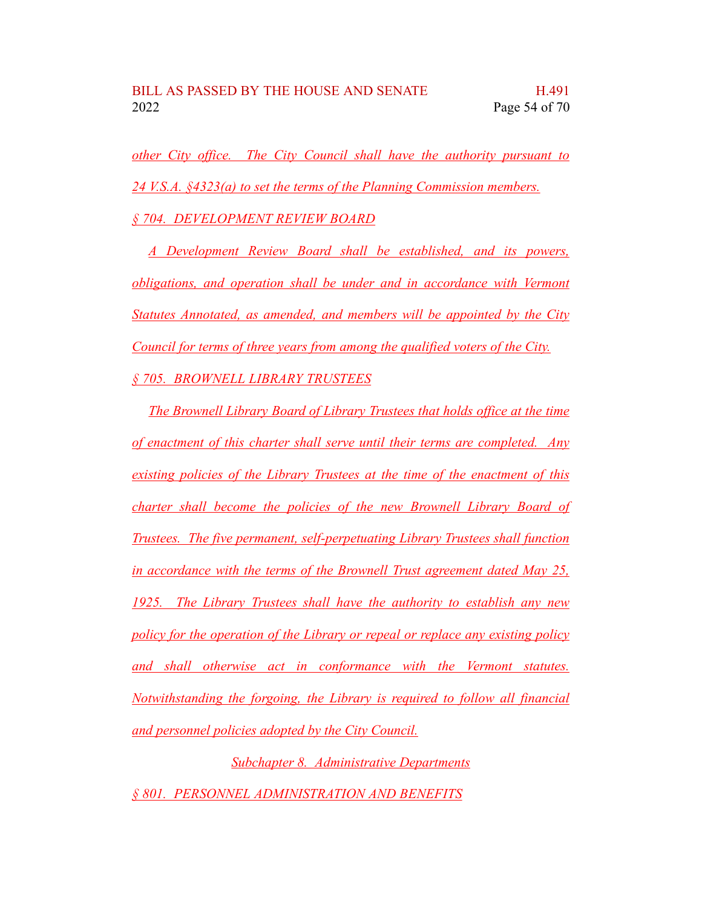other City office. The City Council shall have the authority pursuant to 24 V.S.A. §4323(a) to set the terms of the Planning Commission members.

§ 704. DEVELOPMENT REVIEW BOARD

A Development Review Board shall be established, and its powers, obligations, and operation shall be under and in accordance with Vermont Statutes Annotated, as amended, and members will be appointed by the City Council for terms of three years from among the qualified voters of the City.

§ 705. BROWNELL LIBRARY TRUSTEES

The Brownell Library Board of Library Trustees that holds office at the time of enactment of this charter shall serve until their terms are completed. Any existing policies of the Library Trustees at the time of the enactment of this charter shall become the policies of the new Brownell Library Board of Trustees. The five permanent, self-perpetuating Library Trustees shall function in accordance with the terms of the Brownell Trust agreement dated May 25, 1925. The Library Trustees shall have the authority to establish any new policy for the operation of the Library or repeal or replace any existing policy and shall otherwise act in conformance with the Vermont statutes. Notwithstanding the forgoing, the Library is required to follow all financial and personnel policies adopted by the City Council.

Subchapter 8. Administrative Departments

§ 801. PERSONNEL ADMINISTRATION AND BENEFITS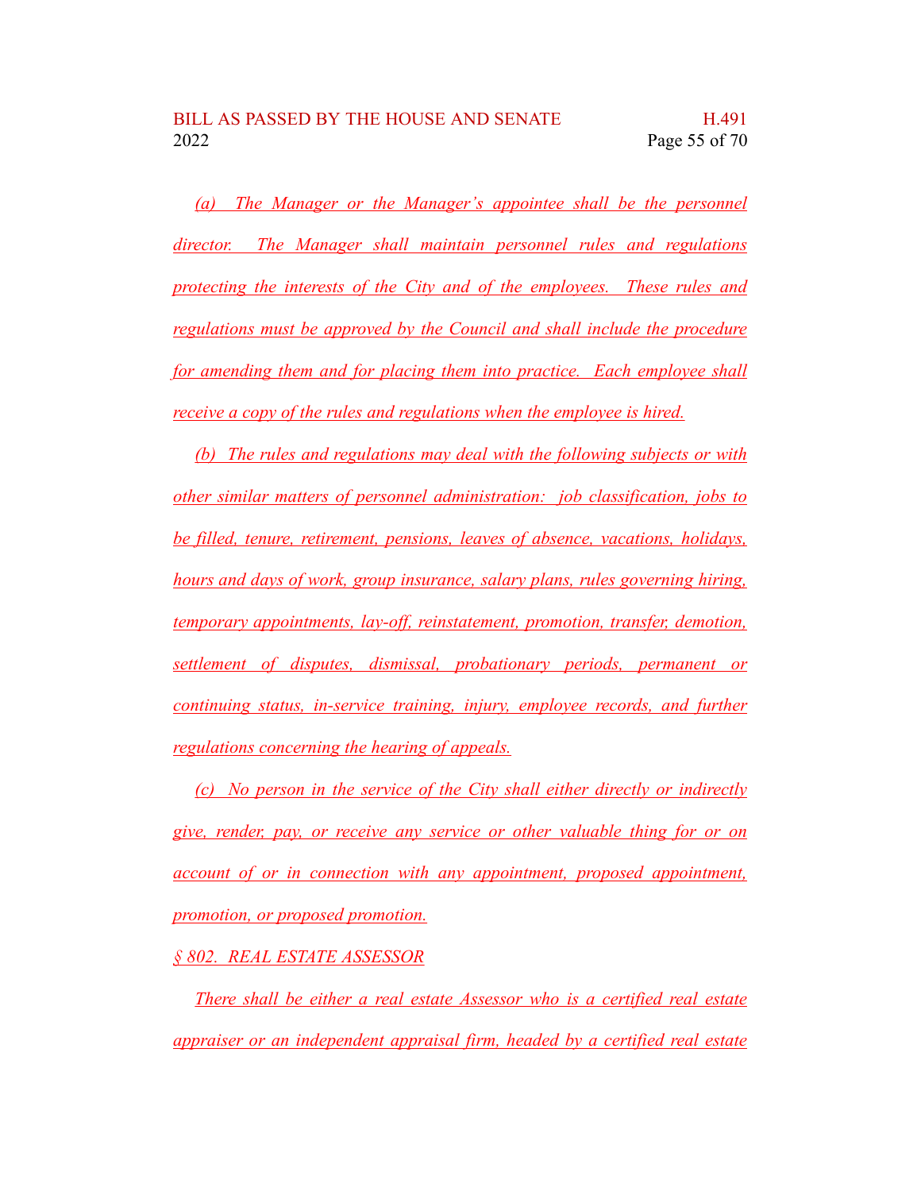*(a) The Manager or the Manager's appointee shall be the personnel director. The Manager shall maintain personnel rules and regulations protecting the interests of the City and of the employees. These rules and regulations must be approved by the Council and shall include the procedure for amending them and for placing them into practice. Each employee shall receive a copy of the rules and regulations when the employee is hired.*

*(b) The rules and regulations may deal with the following subjects or with other similar matters of personnel administration: job classification, jobs to be filled, tenure, retirement, pensions, leaves of absence, vacations, holidays, hours and days of work, group insurance, salary plans, rules governing hiring, temporary appointments, lay-off, reinstatement, promotion, transfer, demotion, settlement of disputes, dismissal, probationary periods, permanent or continuing status, in-service training, injury, employee records, and further regulations concerning the hearing of appeals.*

*(c) No person in the service of the City shall either directly or indirectly give, render, pay, or receive any service or other valuable thing for or on account of or in connection with any appointment, proposed appointment, promotion, or proposed promotion.*

*§ 802. REAL ESTATE ASSESSOR*

*There shall be either a real estate Assessor who is a certified real estate appraiser or an independent appraisal firm, headed by a certified real estate*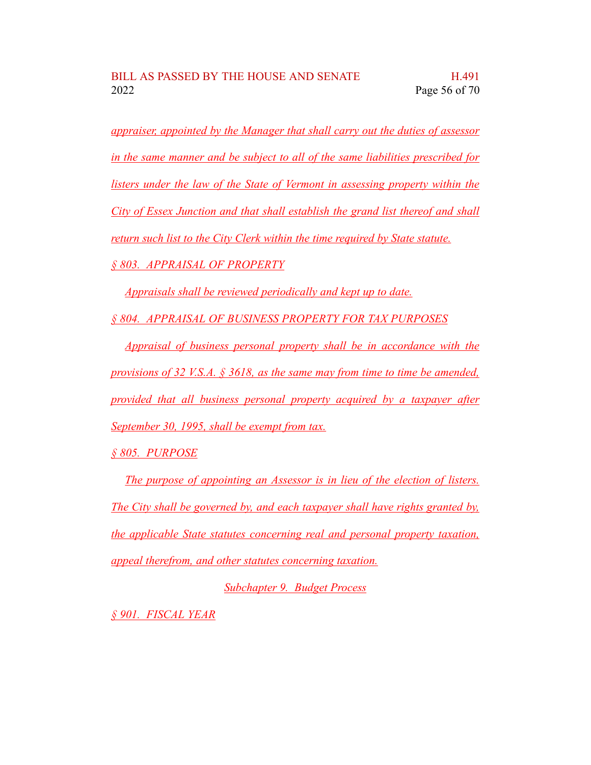appraiser, appointed by the Manager that shall carry out the duties of assessor in the same manner and be subject to all of the same liabilities prescribed for listers under the law of the State of Vermont in assessing property within the City of Essex Junction and that shall establish the grand list thereof and shall return such list to the City Clerk within the time required by State statute.

§ 803. APPRAISAL OF PROPERTY

Appraisals shall be reviewed periodically and kept up to date.

§ 804. APPRAISAL OF BUSINESS PROPERTY FOR TAX PURPOSES

Appraisal of business personal property shall be in accordance with the provisions of 32 V.S.A. § 3618, as the same may from time to time be amended, provided that all business personal property acquired by a taxpayer after September 30, 1995, shall be exempt from tax.

§ 805. PURPOSE

The purpose of appointing an Assessor is in lieu of the election of listers. The City shall be governed by, and each taxpayer shall have rights granted by, the applicable State statutes concerning real and personal property taxation, appeal therefrom, and other statutes concerning taxation.

Subchapter 9. Budget Process

§ 901. FISCAL YEAR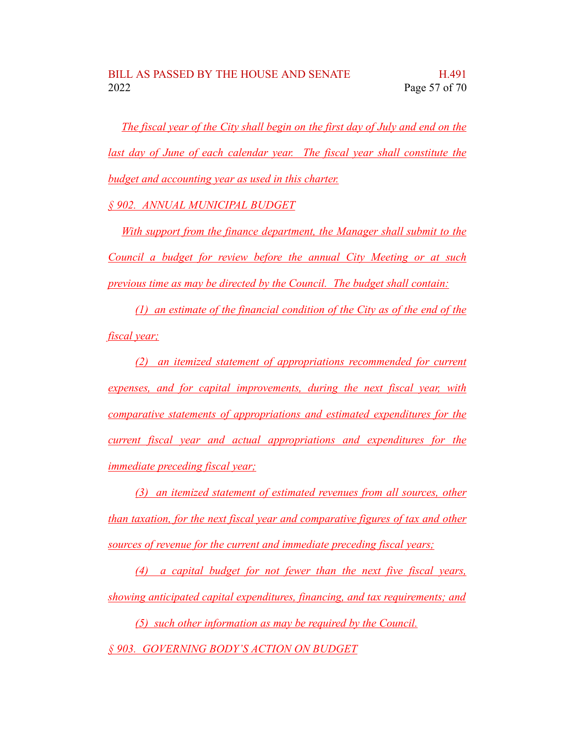*The fiscal year of the City shall begin on the first day of July and end on the last day of June of each calendar year. The fiscal year shall constitute the budget and accounting year as used in this charter.*

*§ 902. ANNUAL MUNICIPAL BUDGET*

*With support from the finance department, the Manager shall submit to the Council a budget for review before the annual City Meeting or at such previous time as may be directed by the Council. The budget shall contain:*

*(1) an estimate of the financial condition of the City as of the end of the fiscal year;*

*(2) an itemized statement of appropriations recommended for current expenses, and for capital improvements, during the next fiscal year, with comparative statements of appropriations and estimated expenditures for the current fiscal year and actual appropriations and expenditures for the immediate preceding fiscal year;*

*(3) an itemized statement of estimated revenues from all sources, other than taxation, for the next fiscal year and comparative figures of tax and other sources of revenue for the current and immediate preceding fiscal years;*

*(4) a capital budget for not fewer than the next five fiscal years, showing anticipated capital expenditures, financing, and tax requirements; and*

*(5) such other information as may be required by the Council.*

*§ 903. GOVERNING BODY'S ACTION ON BUDGET*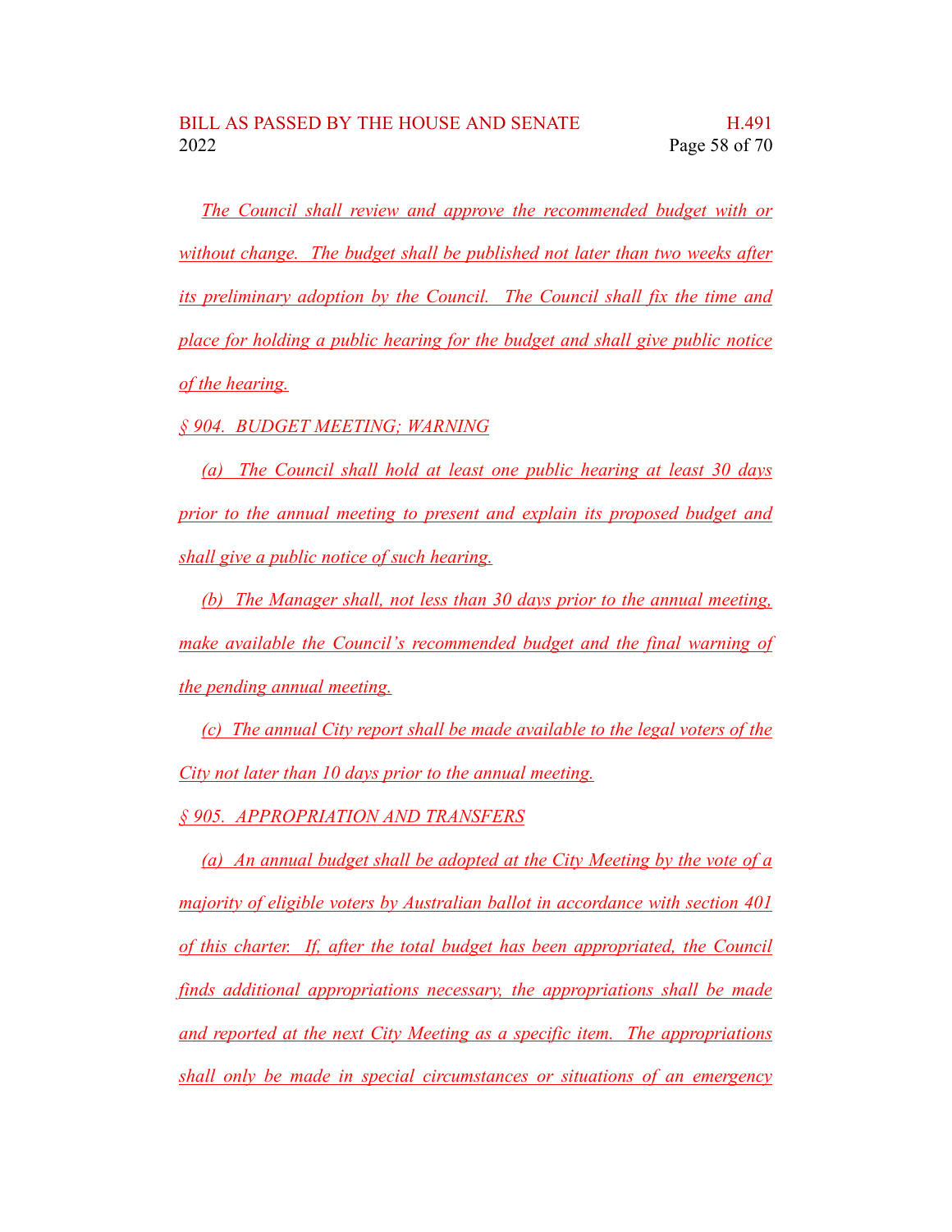*The Council shall review and approve the recommended budget with or without change. The budget shall be published not later than two weeks after its preliminary adoption by the Council. The Council shall fix the time and place for holding a public hearing for the budget and shall give public notice of the hearing.*

*§ 904. BUDGET MEETING; WARNING*

*(a) The Council shall hold at least one public hearing at least 30 days prior to the annual meeting to present and explain its proposed budget and shall give a public notice of such hearing.*

*(b) The Manager shall, not less than 30 days prior to the annual meeting, make available the Council's recommended budget and the final warning of the pending annual meeting.*

*(c) The annual City report shall be made available to the legal voters of the City not later than 10 days prior to the annual meeting.*

*§ 905. APPROPRIATION AND TRANSFERS*

*(a) An annual budget shall be adopted at the City Meeting by the vote of a majority of eligible voters by Australian ballot in accordance with section 401 of this charter. If, after the total budget has been appropriated, the Council finds additional appropriations necessary, the appropriations shall be made and reported at the next City Meeting as a specific item. The appropriations shall only be made in special circumstances or situations of an emergency*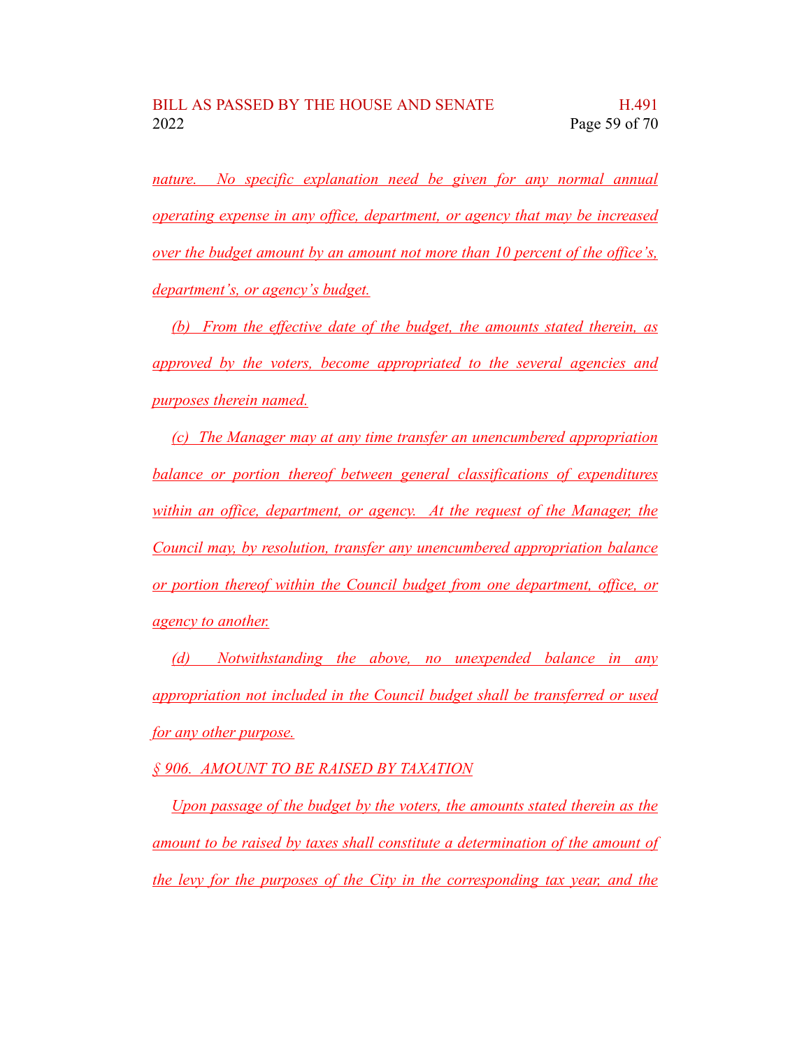nature. No specific explanation need be given for any normal annual operating expense in any office, department, or agency that may be increased over the budget amount by an amount not more than 10 percent of the office's, department's, or agency's budget.

(b) From the effective date of the budget, the amounts stated therein, as approved by the voters, become appropriated to the several agencies and purposes therein named.

(c) The Manager may at any time transfer an unencumbered appropriation balance or portion thereof between general classifications of expenditures within an office, department, or agency. At the request of the Manager, the Council may, by resolution, transfer any unencumbered appropriation balance or portion thereof within the Council budget from one department, office, or agency to another.

(d) Notwithstanding the above, no unexpended balance in any appropriation not included in the Council budget shall be transferred or used for any other purpose.

§ 906. AMOUNT TO BE RAISED BY TAXATION

Upon passage of the budget by the voters, the amounts stated therein as the amount to be raised by taxes shall constitute a determination of the amount of the levy for the purposes of the City in the corresponding tax year, and the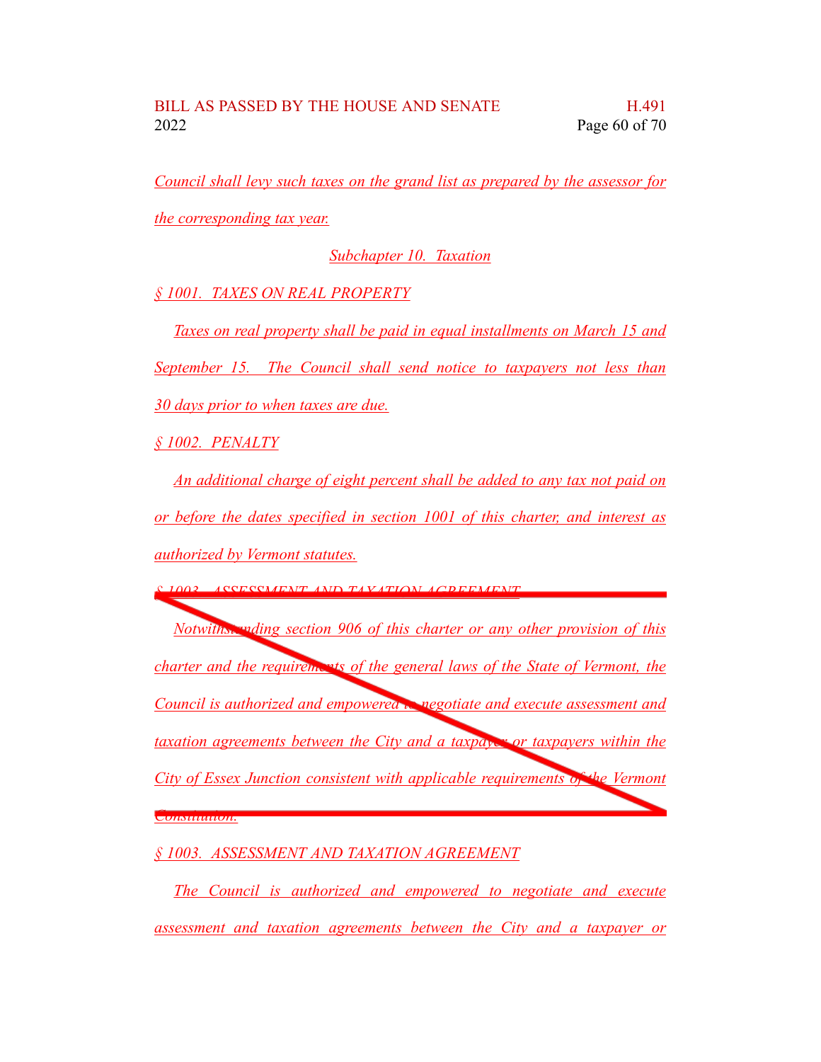Council shall levy such taxes on the grand list as prepared by the assessor for the corresponding tax year.

Subchapter 10. Taxation

§ 1001. TAXES ON REAL PROPERTY

Taxes on real property shall be paid in equal installments on March 15 and September 15. The Council shall send notice to taxpayers not less than 30 days prior to when taxes are due.

§ 1002. PENALTY

An additional charge of eight percent shall be added to any tax not paid on or before the dates specified in section 1001 of this charter, and interest as authorized by Vermont statutes.

~~§ 1003. ASSESSMENT AND TAXATION AGREEMENT~~

~~Notwithstanding section 906 of this charter or any other provision of this charter and the requirements of the general laws of the State of Vermont, the Council is authorized and empowered to negotiate and execute assessment and taxation agreements between the City and a taxpayer or taxpayers within the City of Essex Junction consistent with applicable requirements of the Vermont Constitution.~~

§ 1003. ASSESSMENT AND TAXATION AGREEMENT

The Council is authorized and empowered to negotiate and execute assessment and taxation agreements between the City and a taxpayer or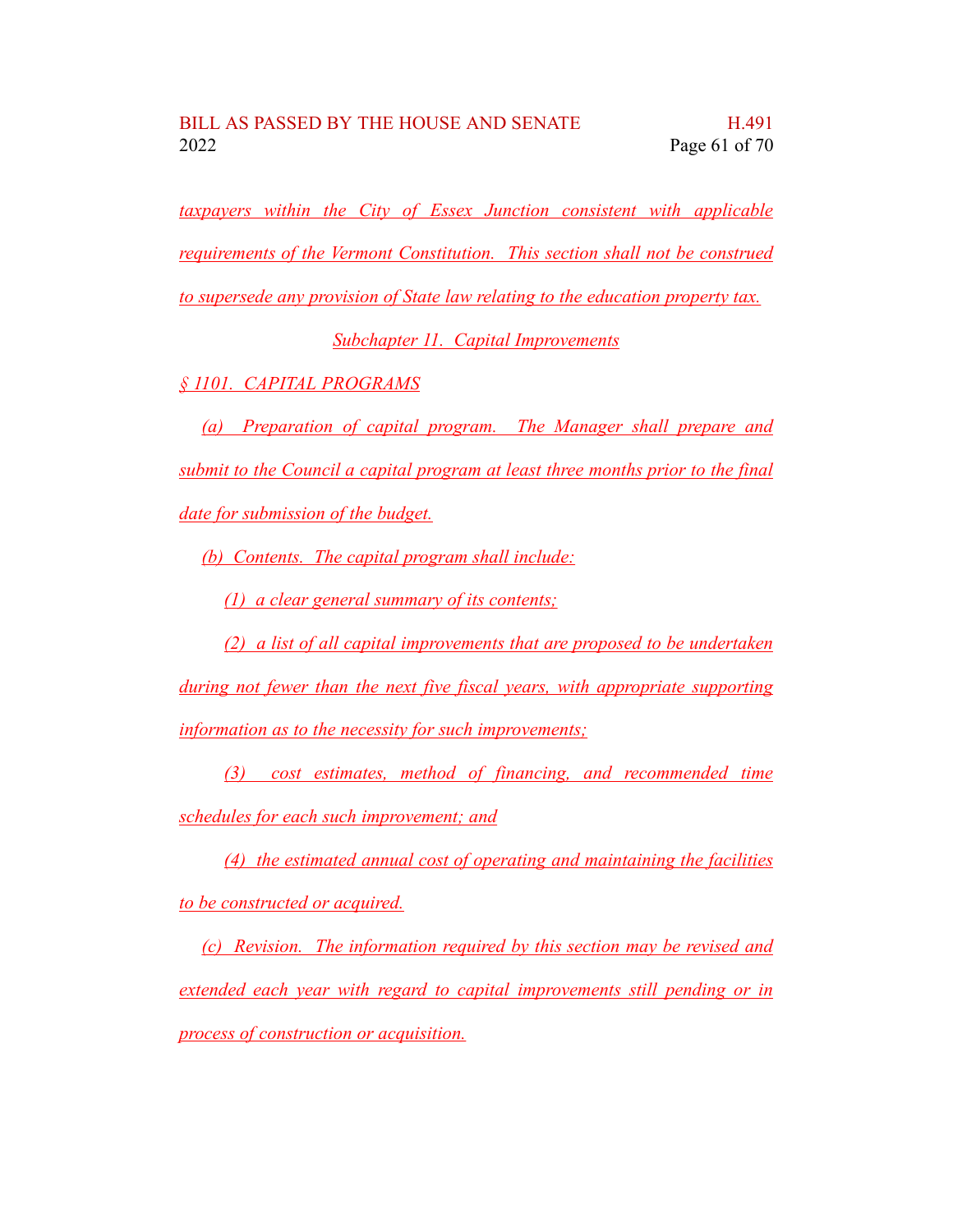*taxpayers within the City of Essex Junction consistent with applicable requirements of the Vermont Constitution. This section shall not be construed to supersede any provision of State law relating to the education property tax.*

## *Subchapter 11. Capital Improvements*

### *§ 1101. CAPITAL PROGRAMS*

*(a) Preparation of capital program. The Manager shall prepare and submit to the Council a capital program at least three months prior to the final date for submission of the budget.*

*(b) Contents. The capital program shall include:*

*(1) a clear general summary of its contents;*

*(2) a list of all capital improvements that are proposed to be undertaken during not fewer than the next five fiscal years, with appropriate supporting information as to the necessity for such improvements;*

*(3) cost estimates, method of financing, and recommended time schedules for each such improvement; and*

*(4) the estimated annual cost of operating and maintaining the facilities to be constructed or acquired.*

*(c) Revision. The information required by this section may be revised and extended each year with regard to capital improvements still pending or in process of construction or acquisition.*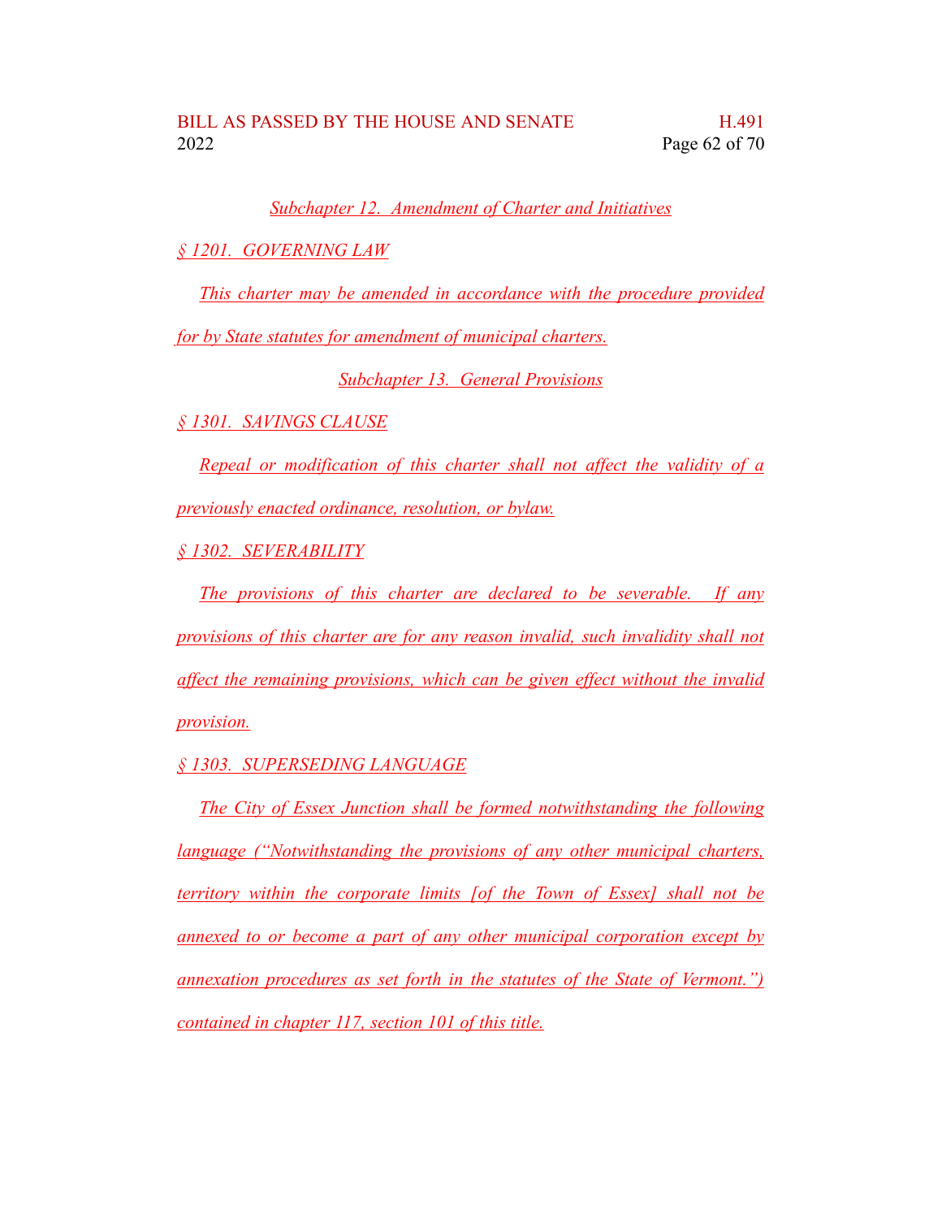*Subchapter 12. Amendment of Charter and Initiatives*

*§ 1201. GOVERNING LAW*

*This charter may be amended in accordance with the procedure provided for by State statutes for amendment of municipal charters.*

*Subchapter 13. General Provisions*

*§ 1301. SAVINGS CLAUSE*

*Repeal or modification of this charter shall not affect the validity of a previously enacted ordinance, resolution, or bylaw.*

*§ 1302. SEVERABILITY*

*The provisions of this charter are declared to be severable. If any provisions of this charter are for any reason invalid, such invalidity shall not affect the remaining provisions, which can be given effect without the invalid provision.*

*§ 1303. SUPERSEDING LANGUAGE*

*The City of Essex Junction shall be formed notwithstanding the following language ("Notwithstanding the provisions of any other municipal charters, territory within the corporate limits [of the Town of Essex] shall not be annexed to or become a part of any other municipal corporation except by annexation procedures as set forth in the statutes of the State of Vermont.") contained in chapter 117, section 101 of this title.*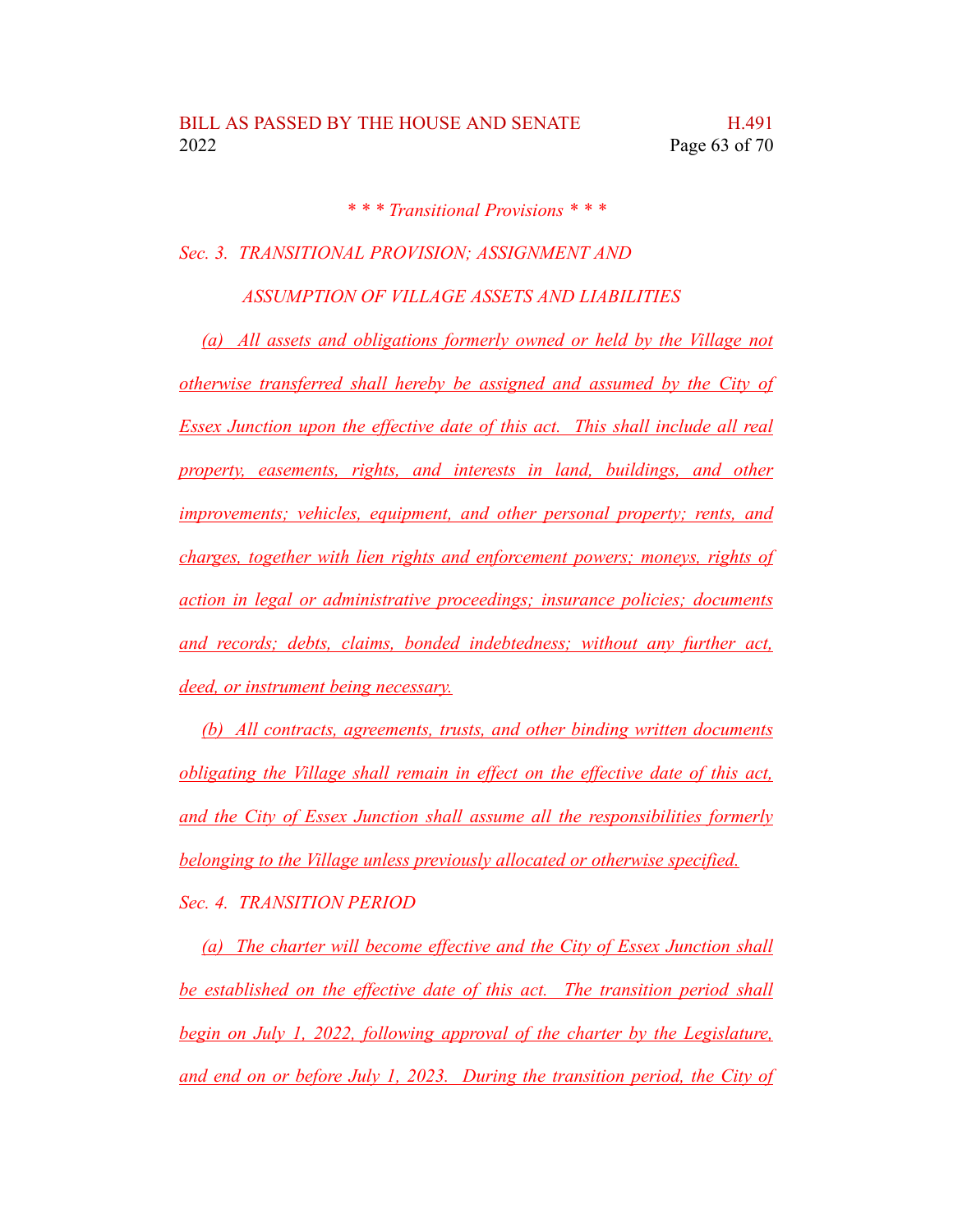*\* \* \* Transitional Provisions \* \* \**

*Sec. 3. TRANSITIONAL PROVISION; ASSIGNMENT AND ASSUMPTION OF VILLAGE ASSETS AND LIABILITIES*

*(a) All assets and obligations formerly owned or held by the Village not otherwise transferred shall hereby be assigned and assumed by the City of Essex Junction upon the effective date of this act. This shall include all real property, easements, rights, and interests in land, buildings, and other improvements; vehicles, equipment, and other personal property; rents, and charges, together with lien rights and enforcement powers; moneys, rights of action in legal or administrative proceedings; insurance policies; documents and records; debts, claims, bonded indebtedness; without any further act, deed, or instrument being necessary.*

*(b) All contracts, agreements, trusts, and other binding written documents obligating the Village shall remain in effect on the effective date of this act, and the City of Essex Junction shall assume all the responsibilities formerly belonging to the Village unless previously allocated or otherwise specified.*

*Sec. 4. TRANSITION PERIOD*

*(a) The charter will become effective and the City of Essex Junction shall be established on the effective date of this act. The transition period shall begin on July 1, 2022, following approval of the charter by the Legislature, and end on or before July 1, 2023. During the transition period, the City of*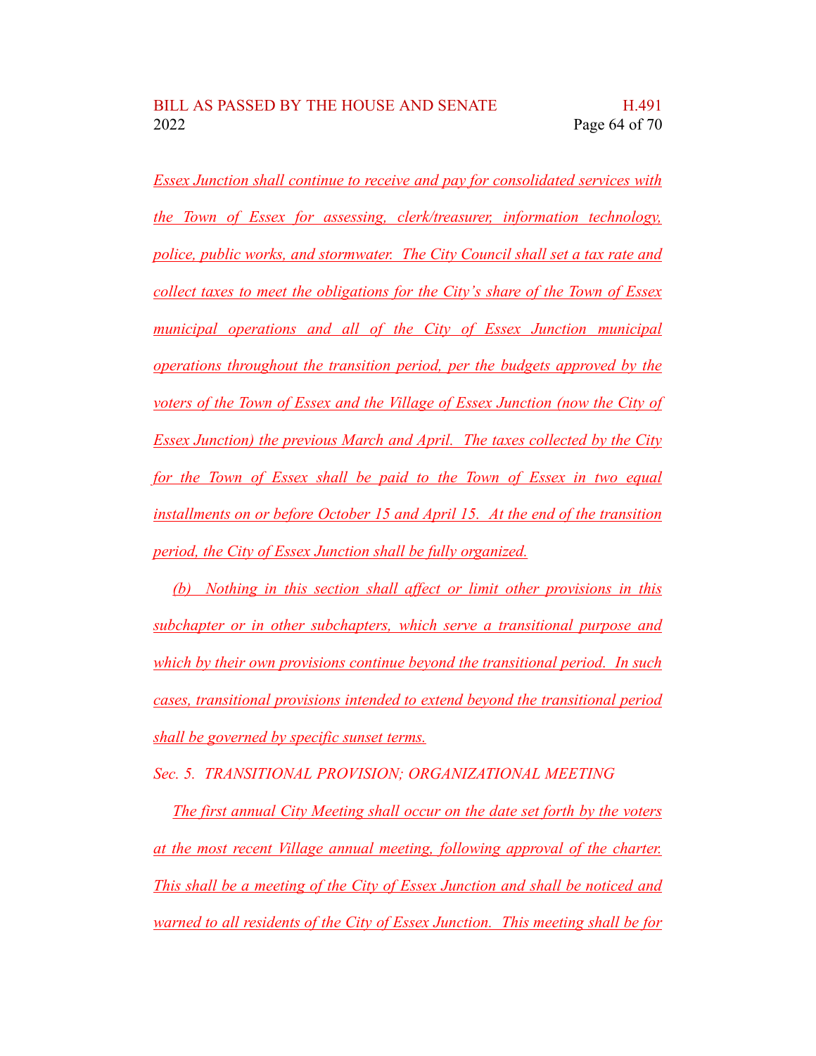Essex Junction shall continue to receive and pay for consolidated services with the Town of Essex for assessing, clerk/treasurer, information technology, police, public works, and stormwater. The City Council shall set a tax rate and collect taxes to meet the obligations for the City's share of the Town of Essex municipal operations and all of the City of Essex Junction municipal operations throughout the transition period, per the budgets approved by the voters of the Town of Essex and the Village of Essex Junction (now the City of Essex Junction) the previous March and April. The taxes collected by the City for the Town of Essex shall be paid to the Town of Essex in two equal installments on or before October 15 and April 15. At the end of the transition period, the City of Essex Junction shall be fully organized.

(b) Nothing in this section shall affect or limit other provisions in this subchapter or in other subchapters, which serve a transitional purpose and which by their own provisions continue beyond the transitional period. In such cases, transitional provisions intended to extend beyond the transitional period shall be governed by specific sunset terms.

*Sec. 5. TRANSITIONAL PROVISION; ORGANIZATIONAL MEETING*

The first annual City Meeting shall occur on the date set forth by the voters at the most recent Village annual meeting, following approval of the charter. This shall be a meeting of the City of Essex Junction and shall be noticed and warned to all residents of the City of Essex Junction. This meeting shall be for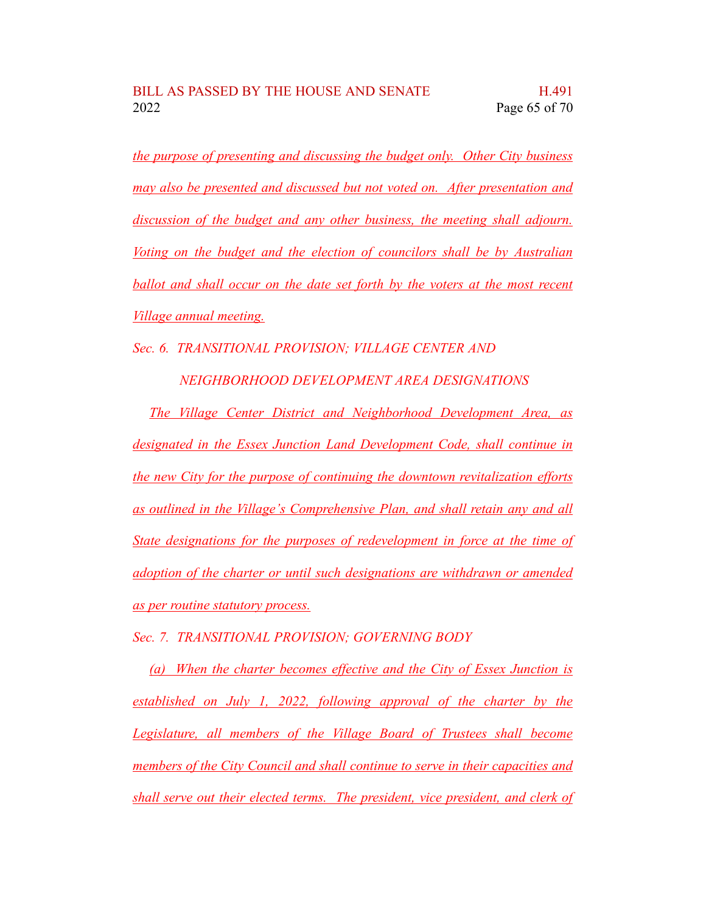*the purpose of presenting and discussing the budget only. Other City business may also be presented and discussed but not voted on. After presentation and discussion of the budget and any other business, the meeting shall adjourn. Voting on the budget and the election of councilors shall be by Australian ballot and shall occur on the date set forth by the voters at the most recent Village annual meeting.*

*Sec. 6. TRANSITIONAL PROVISION; VILLAGE CENTER AND NEIGHBORHOOD DEVELOPMENT AREA DESIGNATIONS*

*The Village Center District and Neighborhood Development Area, as designated in the Essex Junction Land Development Code, shall continue in the new City for the purpose of continuing the downtown revitalization efforts as outlined in the Village's Comprehensive Plan, and shall retain any and all State designations for the purposes of redevelopment in force at the time of adoption of the charter or until such designations are withdrawn or amended as per routine statutory process.*

*Sec. 7. TRANSITIONAL PROVISION; GOVERNING BODY*

*(a) When the charter becomes effective and the City of Essex Junction is established on July 1, 2022, following approval of the charter by the Legislature, all members of the Village Board of Trustees shall become members of the City Council and shall continue to serve in their capacities and shall serve out their elected terms. The president, vice president, and clerk of*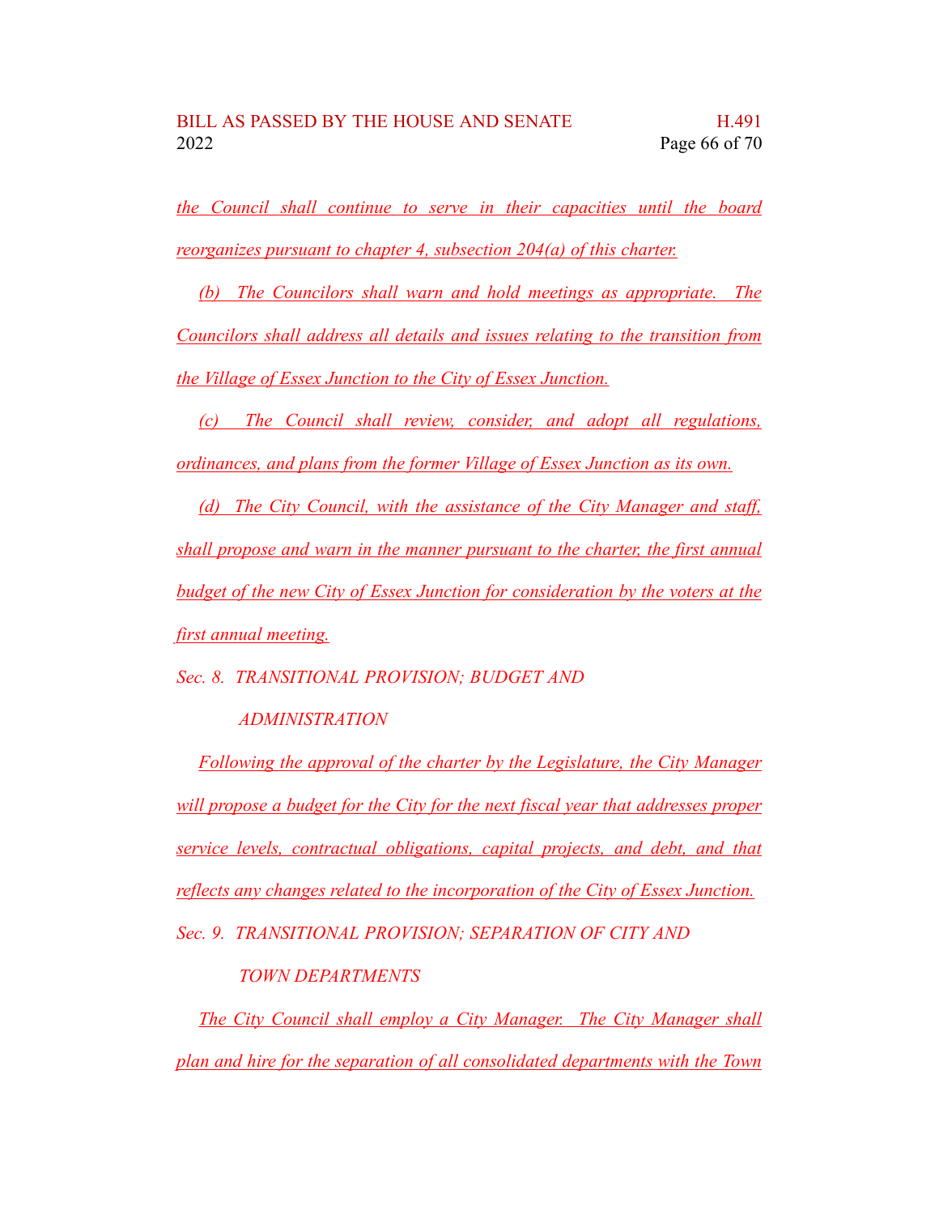*the Council shall continue to serve in their capacities until the board reorganizes pursuant to chapter 4, subsection 204(a) of this charter.*

*(b) The Councilors shall warn and hold meetings as appropriate. The Councilors shall address all details and issues relating to the transition from the Village of Essex Junction to the City of Essex Junction.*

*(c) The Council shall review, consider, and adopt all regulations, ordinances, and plans from the former Village of Essex Junction as its own.*

*(d) The City Council, with the assistance of the City Manager and staff, shall propose and warn in the manner pursuant to the charter, the first annual budget of the new City of Essex Junction for consideration by the voters at the first annual meeting.*

*Sec. 8. TRANSITIONAL PROVISION; BUDGET AND ADMINISTRATION*

*Following the approval of the charter by the Legislature, the City Manager will propose a budget for the City for the next fiscal year that addresses proper service levels, contractual obligations, capital projects, and debt, and that reflects any changes related to the incorporation of the City of Essex Junction.*

*Sec. 9. TRANSITIONAL PROVISION; SEPARATION OF CITY AND TOWN DEPARTMENTS*

*The City Council shall employ a City Manager. The City Manager shall plan and hire for the separation of all consolidated departments with the Town*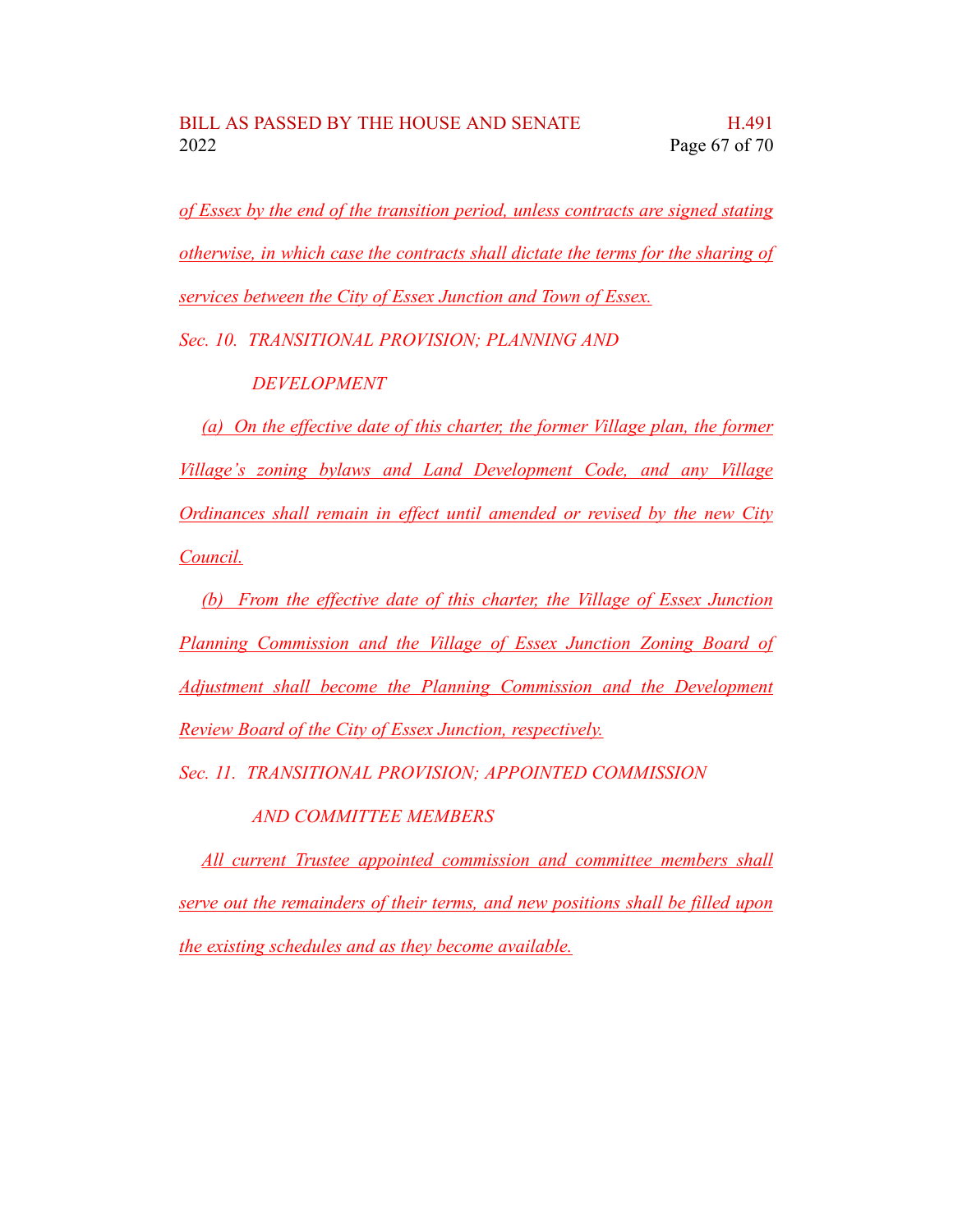*of Essex by the end of the transition period, unless contracts are signed stating otherwise, in which case the contracts shall dictate the terms for the sharing of services between the City of Essex Junction and Town of Essex.*

*Sec. 10. TRANSITIONAL PROVISION; PLANNING AND DEVELOPMENT*

*(a) On the effective date of this charter, the former Village plan, the former Village's zoning bylaws and Land Development Code, and any Village Ordinances shall remain in effect until amended or revised by the new City Council.*

*(b) From the effective date of this charter, the Village of Essex Junction Planning Commission and the Village of Essex Junction Zoning Board of Adjustment shall become the Planning Commission and the Development Review Board of the City of Essex Junction, respectively.*

*Sec. 11. TRANSITIONAL PROVISION; APPOINTED COMMISSION AND COMMITTEE MEMBERS*

*All current Trustee appointed commission and committee members shall serve out the remainders of their terms, and new positions shall be filled upon the existing schedules and as they become available.*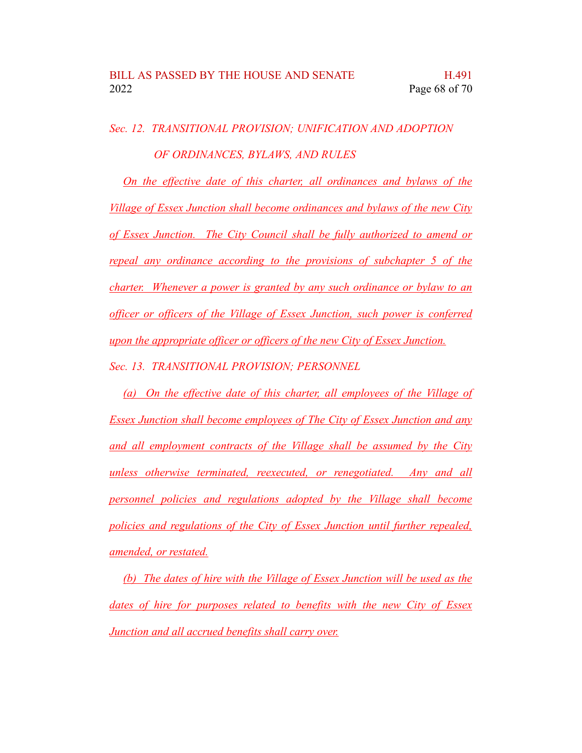*Sec. 12. TRANSITIONAL PROVISION; UNIFICATION AND ADOPTION OF ORDINANCES, BYLAWS, AND RULES*

On the effective date of this charter, all ordinances and bylaws of the Village of Essex Junction shall become ordinances and bylaws of the new City of Essex Junction. The City Council shall be fully authorized to amend or repeal any ordinance according to the provisions of subchapter 5 of the charter. Whenever a power is granted by any such ordinance or bylaw to an officer or officers of the Village of Essex Junction, such power is conferred upon the appropriate officer or officers of the new City of Essex Junction.

*Sec. 13. TRANSITIONAL PROVISION; PERSONNEL*

(a) On the effective date of this charter, all employees of the Village of Essex Junction shall become employees of The City of Essex Junction and any and all employment contracts of the Village shall be assumed by the City unless otherwise terminated, reexecuted, or renegotiated. Any and all personnel policies and regulations adopted by the Village shall become policies and regulations of the City of Essex Junction until further repealed, amended, or restated.

(b) The dates of hire with the Village of Essex Junction will be used as the dates of hire for purposes related to benefits with the new City of Essex Junction and all accrued benefits shall carry over.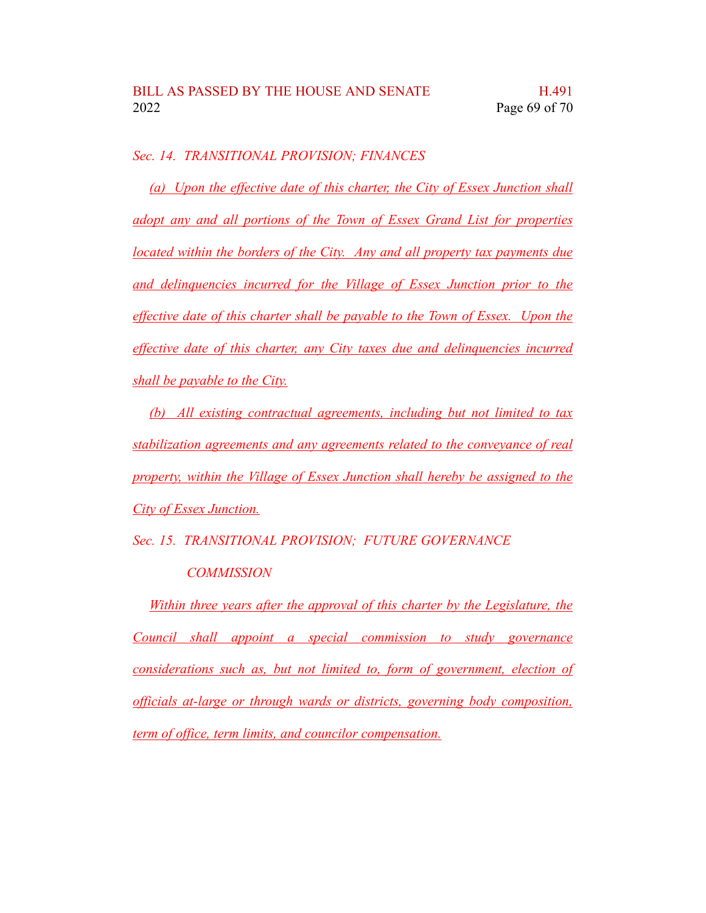*Sec. 14. TRANSITIONAL PROVISION; FINANCES*

(a) Upon the effective date of this charter, the City of Essex Junction shall adopt any and all portions of the Town of Essex Grand List for properties located within the borders of the City. Any and all property tax payments due and delinquencies incurred for the Village of Essex Junction prior to the effective date of this charter shall be payable to the Town of Essex. Upon the effective date of this charter, any City taxes due and delinquencies incurred shall be payable to the City.

(b) All existing contractual agreements, including but not limited to tax stabilization agreements and any agreements related to the conveyance of real property, within the Village of Essex Junction shall hereby be assigned to the City of Essex Junction.

*Sec. 15. TRANSITIONAL PROVISION; FUTURE GOVERNANCE COMMISSION*

Within three years after the approval of this charter by the Legislature, the Council shall appoint a special commission to study governance considerations such as, but not limited to, form of government, election of officials at-large or through wards or districts, governing body composition, term of office, term limits, and councilor compensation.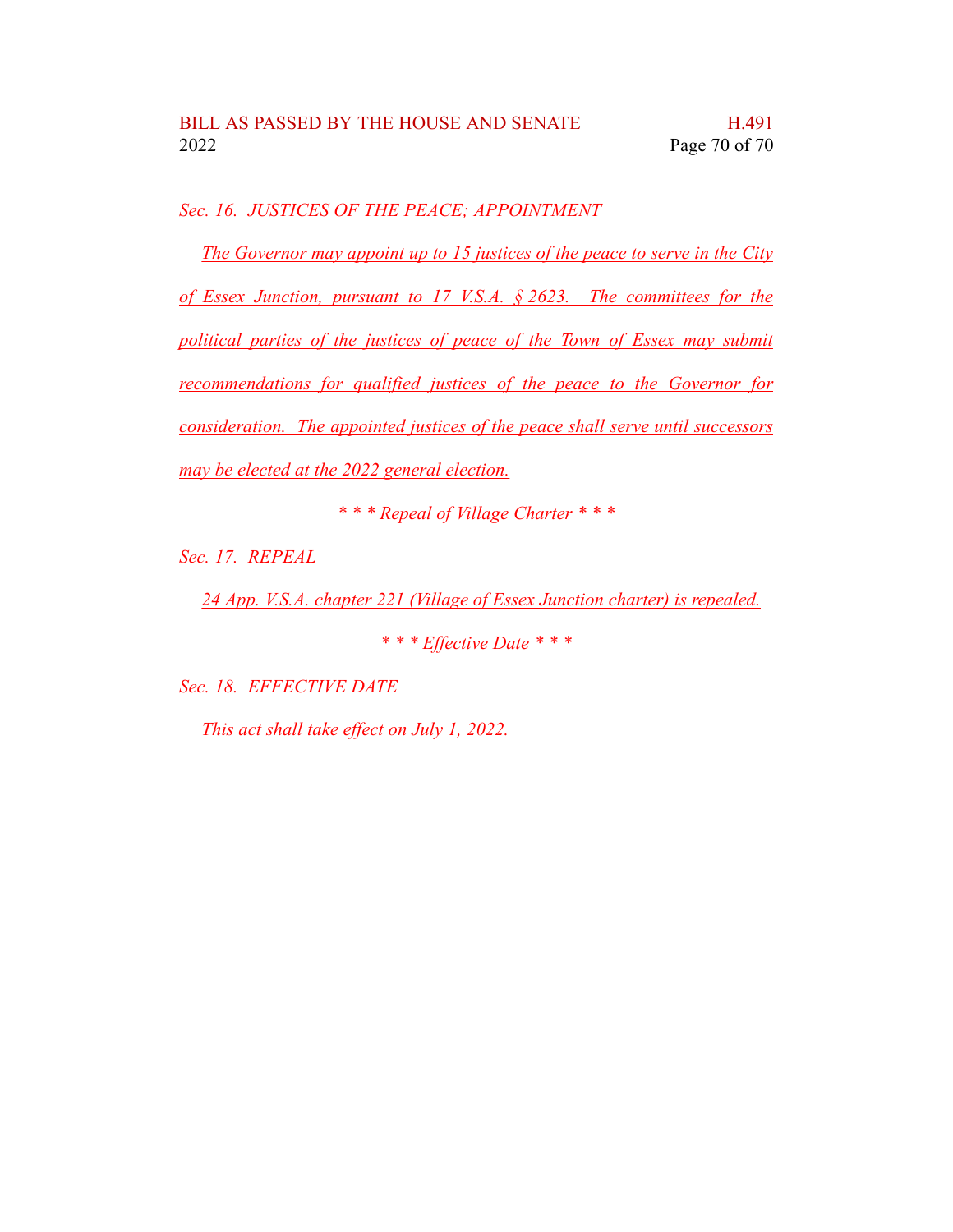*Sec. 16. JUSTICES OF THE PEACE; APPOINTMENT*

The Governor may appoint up to 15 justices of the peace to serve in the City of Essex Junction, pursuant to 17 V.S.A. § 2623. The committees for the political parties of the justices of peace of the Town of Essex may submit recommendations for qualified justices of the peace to the Governor for consideration. The appointed justices of the peace shall serve until successors may be elected at the 2022 general election.

*\* \* \* Repeal of Village Charter \* \* \**

*Sec. 17. REPEAL*

24 App. V.S.A. chapter 221 (Village of Essex Junction charter) is repealed.

*\* \* \* Effective Date \* \* \**

*Sec. 18. EFFECTIVE DATE*

This act shall take effect on July 1, 2022.